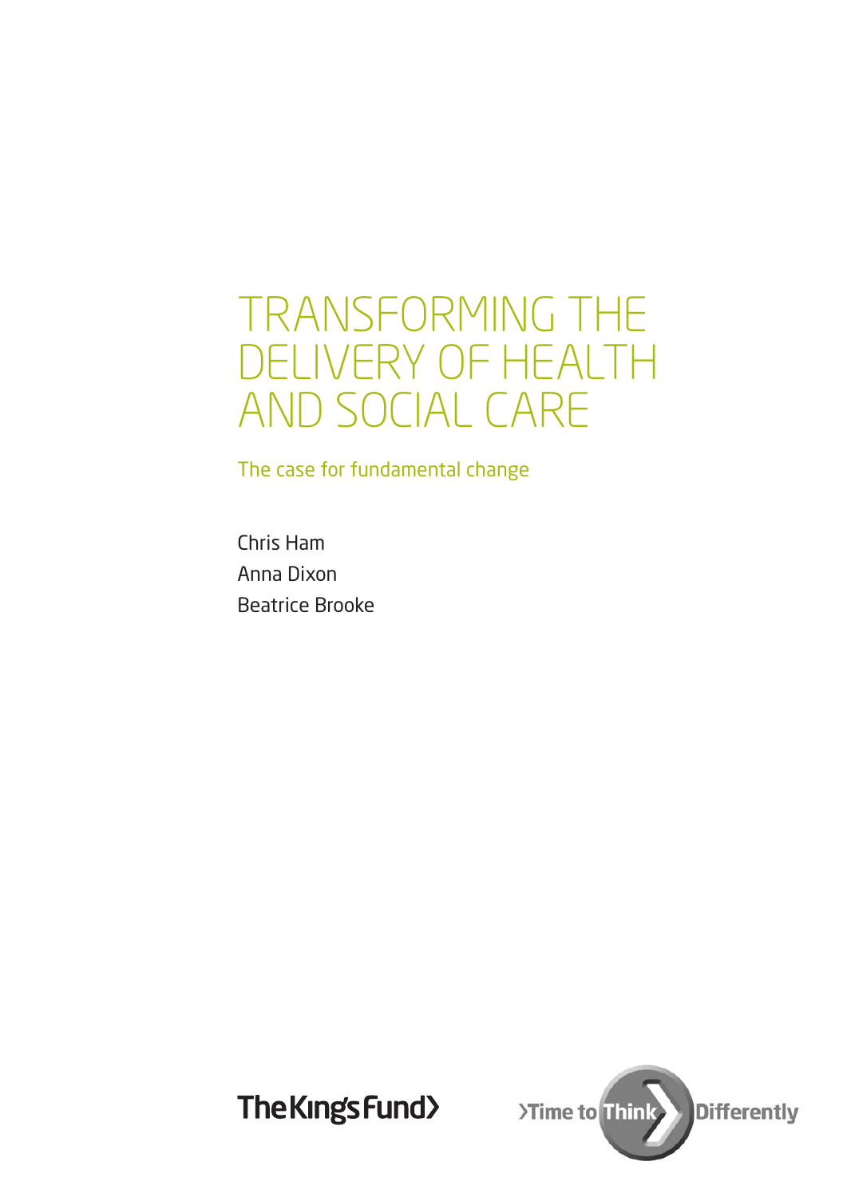# TRANSFORMING THE DELIVERY OF HEALTH AND SOCIAL CARE

## The case for fundamental change

Chris Ham
Anna Dixon
Beatrice Brooke

The King's Fund

Time to Think Differently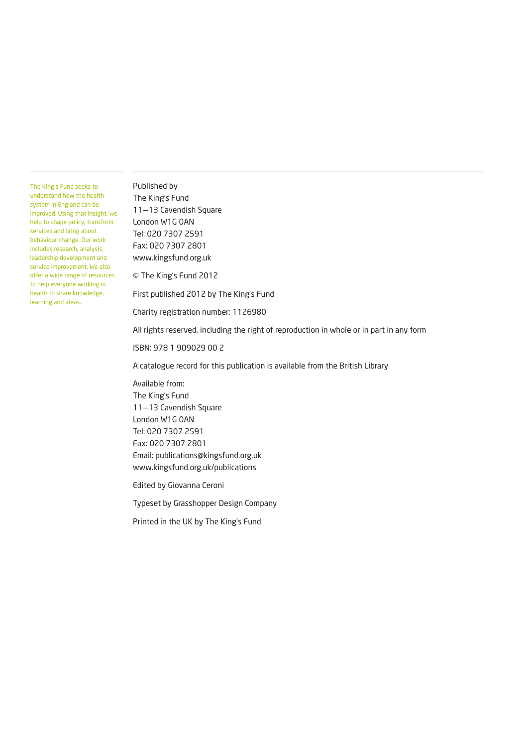The King's Fund seeks to understand how the health system in England can be improved. Using that insight, we help to shape policy, transform services and bring about behaviour change. Our work includes research, analysis, leadership development and service improvement. We also offer a wide range of resources to help everyone working in health to share knowledge, learning and ideas.

Published by
The King's Fund
11–13 Cavendish Square
London W1G 0AN
Tel: 020 7307 2591
Fax: 020 7307 2801
www.kingsfund.org.uk

© The King's Fund 2012

First published 2012 by The King's Fund

Charity registration number: 1126980

All rights reserved, including the right of reproduction in whole or in part in any form

ISBN: 978 1 909029 00 2

A catalogue record for this publication is available from the British Library

Available from:
The King's Fund
11–13 Cavendish Square
London W1G 0AN
Tel: 020 7307 2591
Fax: 020 7307 2801
Email: publications@kingsfund.org.uk
www.kingsfund.org.uk/publications

Edited by Giovanna Ceroni

Typeset by Grasshopper Design Company

Printed in the UK by The King's Fund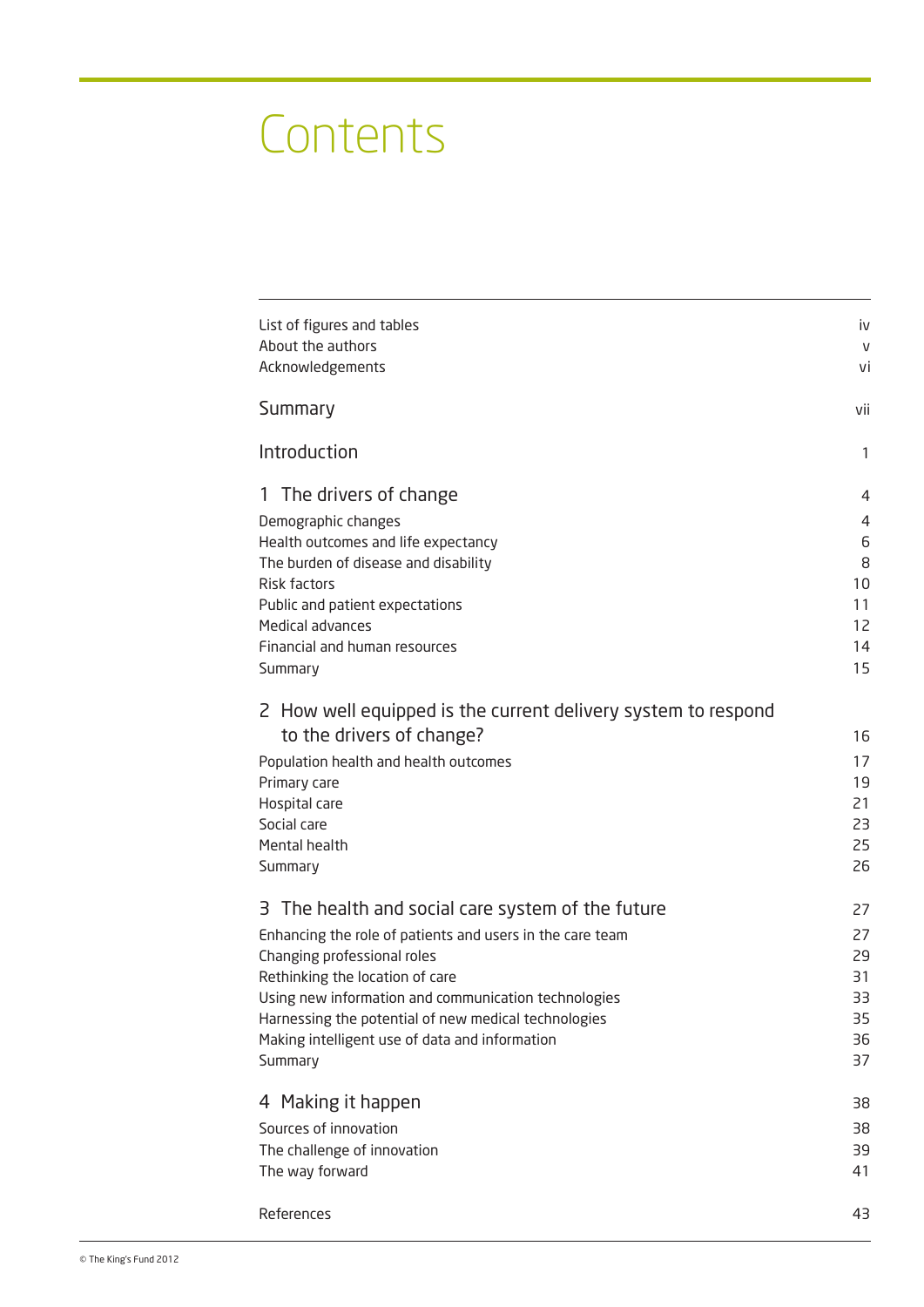# Contents

| | |
|---|---|
| List of figures and tables | iv |
| About the authors | v |
| Acknowledgements | vi |
| **Summary** | vii |
| **Introduction** | 1 |
| **1 The drivers of change** | 4 |
| Demographic changes | 4 |
| Health outcomes and life expectancy | 6 |
| The burden of disease and disability | 8 |
| Risk factors | 10 |
| Public and patient expectations | 11 |
| Medical advances | 12 |
| Financial and human resources | 14 |
| Summary | 15 |
| **2 How well equipped is the current delivery system to respond to the drivers of change?** | 16 |
| Population health and health outcomes | 17 |
| Primary care | 19 |
| Hospital care | 21 |
| Social care | 23 |
| Mental health | 25 |
| Summary | 26 |
| **3 The health and social care system of the future** | 27 |
| Enhancing the role of patients and users in the care team | 27 |
| Changing professional roles | 29 |
| Rethinking the location of care | 31 |
| Using new information and communication technologies | 33 |
| Harnessing the potential of new medical technologies | 35 |
| Making intelligent use of data and information | 36 |
| Summary | 37 |
| **4 Making it happen** | 38 |
| Sources of innovation | 38 |
| The challenge of innovation | 39 |
| The way forward | 41 |
| References | 43 |

© The King's Fund 2012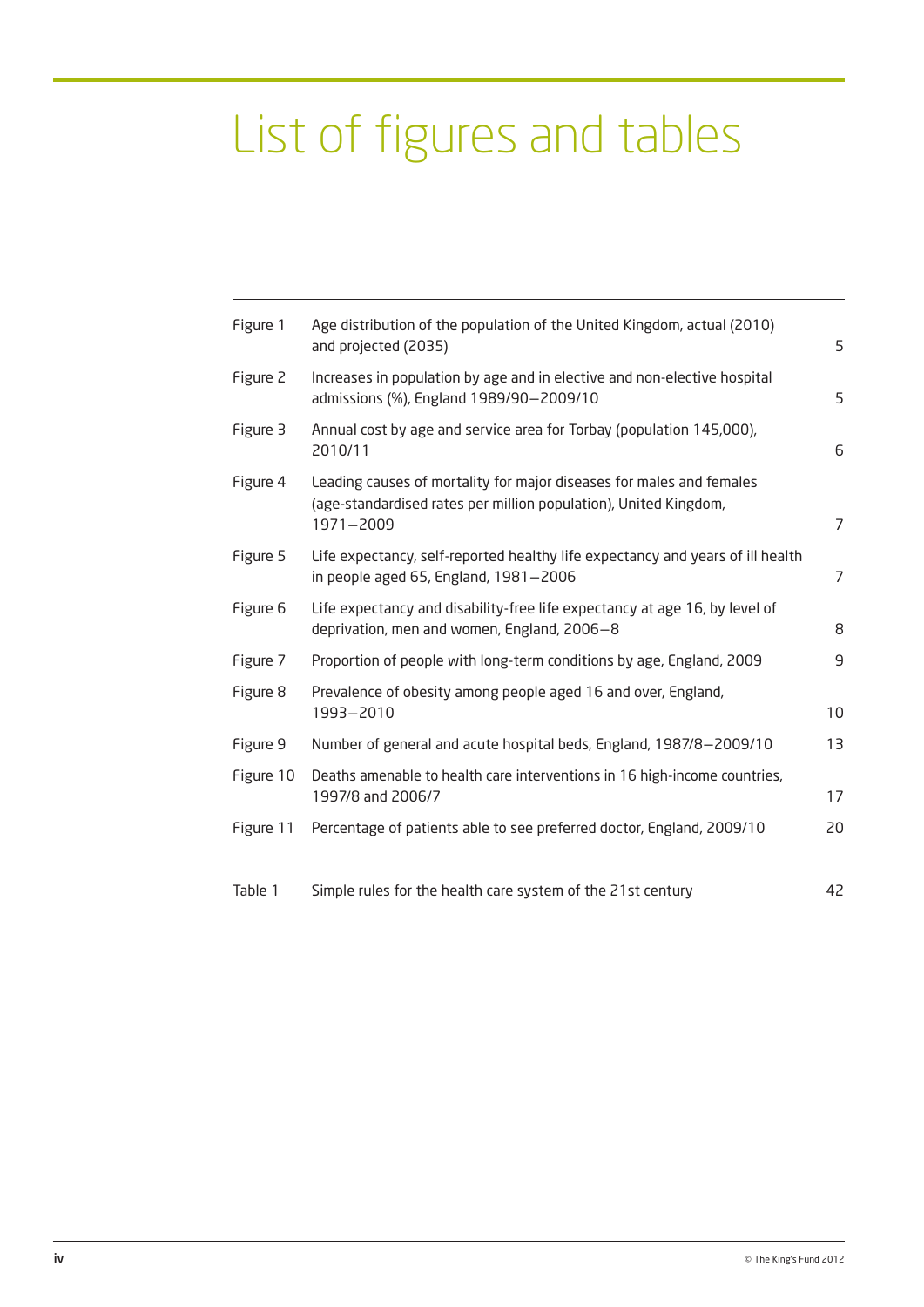# List of figures and tables

| | | |
|---|---|---|
| Figure 1 | Age distribution of the population of the United Kingdom, actual (2010) and projected (2035) | 5 |
| Figure 2 | Increases in population by age and in elective and non-elective hospital admissions (%), England 1989/90–2009/10 | 5 |
| Figure 3 | Annual cost by age and service area for Torbay (population 145,000), 2010/11 | 6 |
| Figure 4 | Leading causes of mortality for major diseases for males and females (age-standardised rates per million population), United Kingdom, 1971–2009 | 7 |
| Figure 5 | Life expectancy, self-reported healthy life expectancy and years of ill health in people aged 65, England, 1981–2006 | 7 |
| Figure 6 | Life expectancy and disability-free life expectancy at age 16, by level of deprivation, men and women, England, 2006–8 | 8 |
| Figure 7 | Proportion of people with long-term conditions by age, England, 2009 | 9 |
| Figure 8 | Prevalence of obesity among people aged 16 and over, England, 1993–2010 | 10 |
| Figure 9 | Number of general and acute hospital beds, England, 1987/8–2009/10 | 13 |
| Figure 10 | Deaths amenable to health care interventions in 16 high-income countries, 1997/8 and 2006/7 | 17 |
| Figure 11 | Percentage of patients able to see preferred doctor, England, 2009/10 | 20 |
| Table 1 | Simple rules for the health care system of the 21st century | 42 |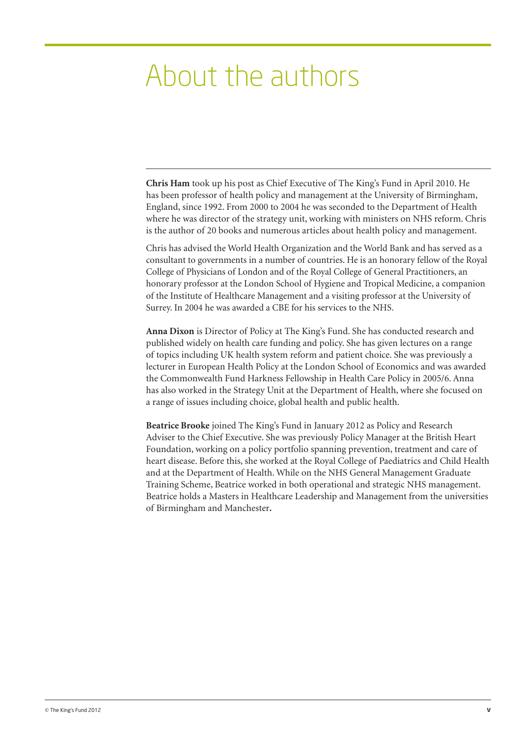# About the authors

**Chris Ham** took up his post as Chief Executive of The King's Fund in April 2010. He has been professor of health policy and management at the University of Birmingham, England, since 1992. From 2000 to 2004 he was seconded to the Department of Health where he was director of the strategy unit, working with ministers on NHS reform. Chris is the author of 20 books and numerous articles about health policy and management.

Chris has advised the World Health Organization and the World Bank and has served as a consultant to governments in a number of countries. He is an honorary fellow of the Royal College of Physicians of London and of the Royal College of General Practitioners, an honorary professor at the London School of Hygiene and Tropical Medicine, a companion of the Institute of Healthcare Management and a visiting professor at the University of Surrey. In 2004 he was awarded a CBE for his services to the NHS.

**Anna Dixon** is Director of Policy at The King's Fund. She has conducted research and published widely on health care funding and policy. She has given lectures on a range of topics including UK health system reform and patient choice. She was previously a lecturer in European Health Policy at the London School of Economics and was awarded the Commonwealth Fund Harkness Fellowship in Health Care Policy in 2005/6. Anna has also worked in the Strategy Unit at the Department of Health, where she focused on a range of issues including choice, global health and public health.

**Beatrice Brooke** joined The King's Fund in January 2012 as Policy and Research Adviser to the Chief Executive. She was previously Policy Manager at the British Heart Foundation, working on a policy portfolio spanning prevention, treatment and care of heart disease. Before this, she worked at the Royal College of Paediatrics and Child Health and at the Department of Health. While on the NHS General Management Graduate Training Scheme, Beatrice worked in both operational and strategic NHS management. Beatrice holds a Masters in Healthcare Leadership and Management from the universities of Birmingham and Manchester.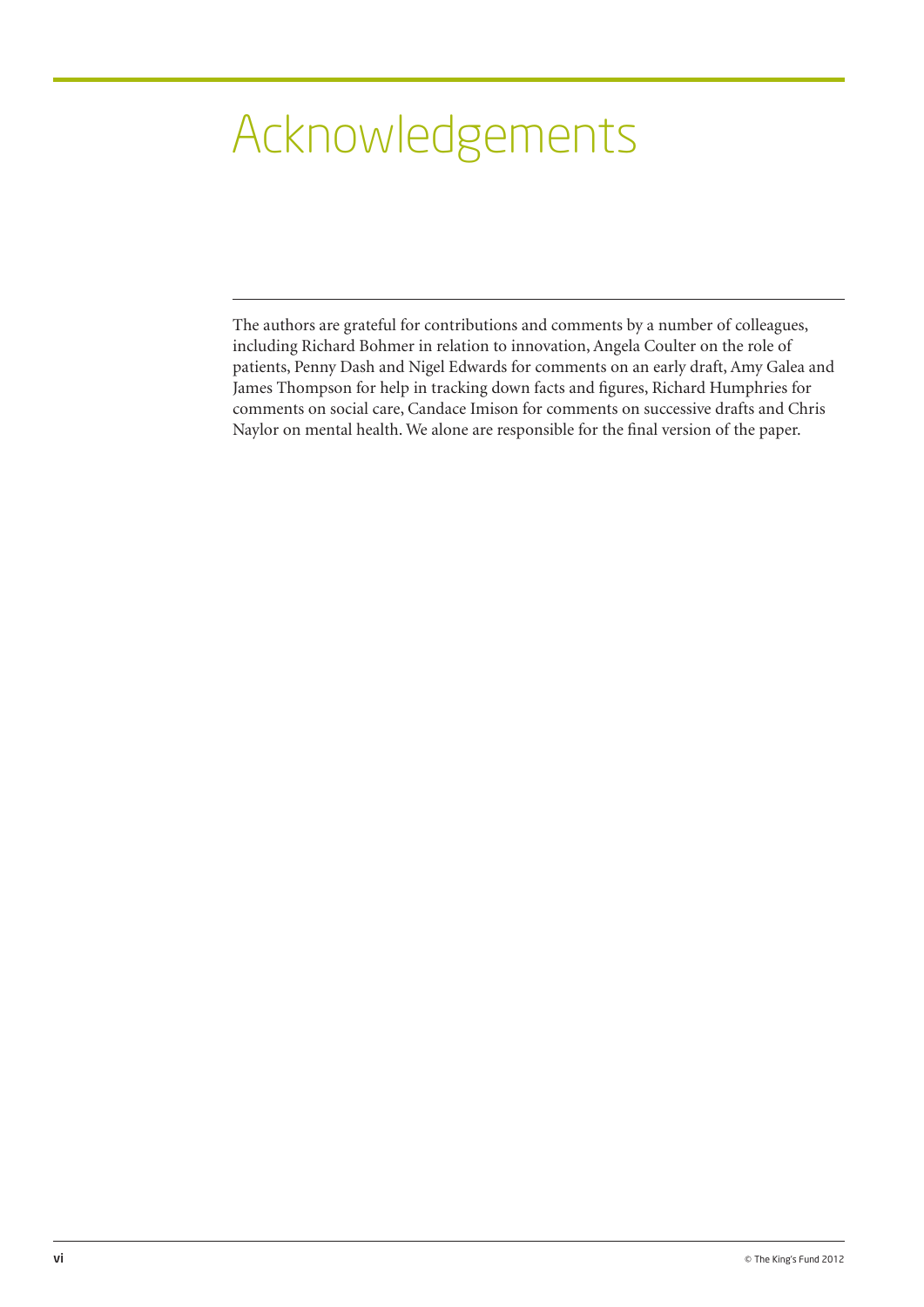# Acknowledgements

The authors are grateful for contributions and comments by a number of colleagues, including Richard Bohmer in relation to innovation, Angela Coulter on the role of patients, Penny Dash and Nigel Edwards for comments on an early draft, Amy Galea and James Thompson for help in tracking down facts and figures, Richard Humphries for comments on social care, Candace Imison for comments on successive drafts and Chris Naylor on mental health. We alone are responsible for the final version of the paper.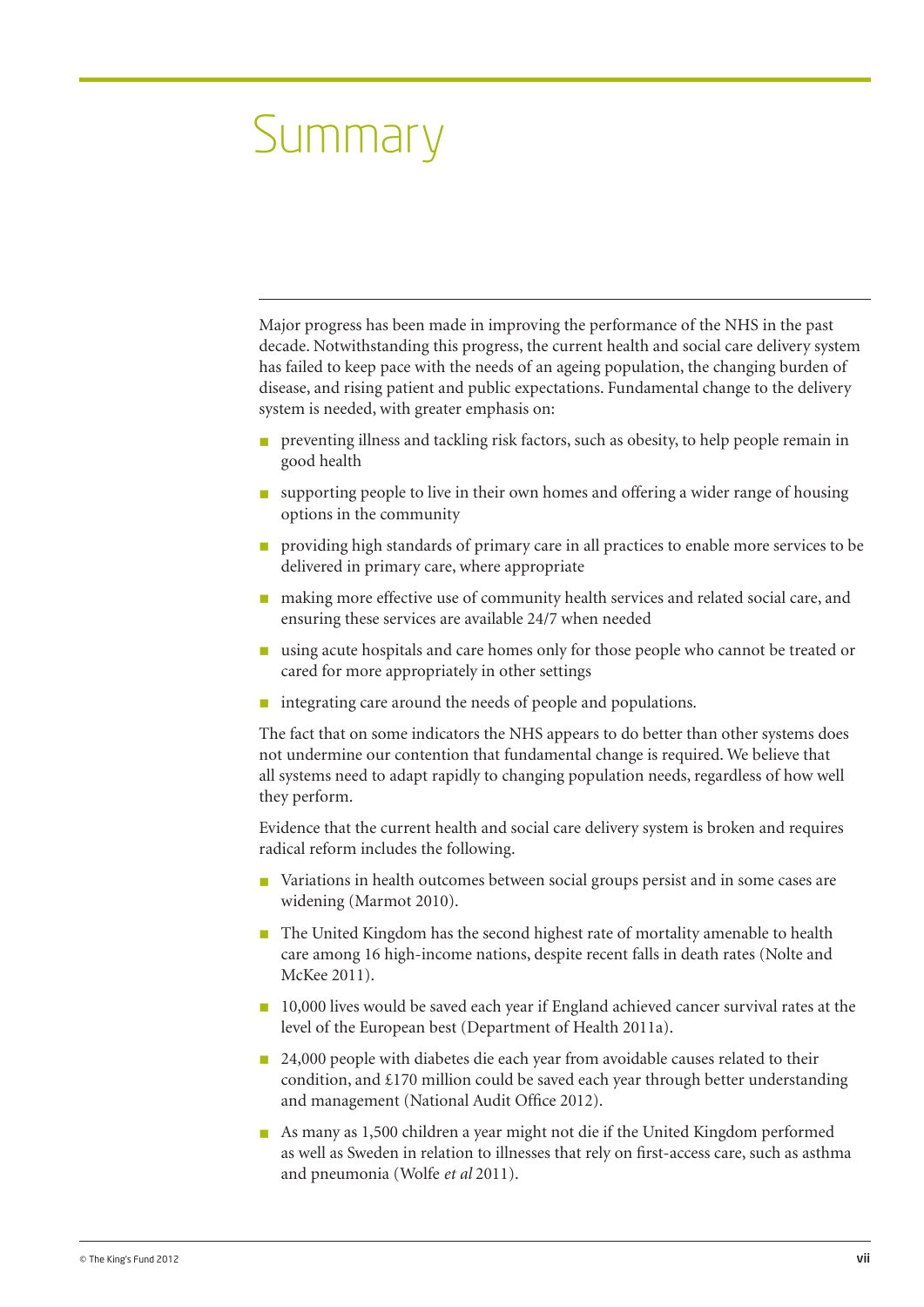# Summary

Major progress has been made in improving the performance of the NHS in the past decade. Notwithstanding this progress, the current health and social care delivery system has failed to keep pace with the needs of an ageing population, the changing burden of disease, and rising patient and public expectations. Fundamental change to the delivery system is needed, with greater emphasis on:

- preventing illness and tackling risk factors, such as obesity, to help people remain in good health
- supporting people to live in their own homes and offering a wider range of housing options in the community
- providing high standards of primary care in all practices to enable more services to be delivered in primary care, where appropriate
- making more effective use of community health services and related social care, and ensuring these services are available 24/7 when needed
- using acute hospitals and care homes only for those people who cannot be treated or cared for more appropriately in other settings
- integrating care around the needs of people and populations.

The fact that on some indicators the NHS appears to do better than other systems does not undermine our contention that fundamental change is required. We believe that all systems need to adapt rapidly to changing population needs, regardless of how well they perform.

Evidence that the current health and social care delivery system is broken and requires radical reform includes the following.

- Variations in health outcomes between social groups persist and in some cases are widening (Marmot 2010).
- The United Kingdom has the second highest rate of mortality amenable to health care among 16 high-income nations, despite recent falls in death rates (Nolte and McKee 2011).
- 10,000 lives would be saved each year if England achieved cancer survival rates at the level of the European best (Department of Health 2011a).
- 24,000 people with diabetes die each year from avoidable causes related to their condition, and £170 million could be saved each year through better understanding and management (National Audit Office 2012).
- As many as 1,500 children a year might not die if the United Kingdom performed as well as Sweden in relation to illnesses that rely on first-access care, such as asthma and pneumonia (Wolfe *et al* 2011).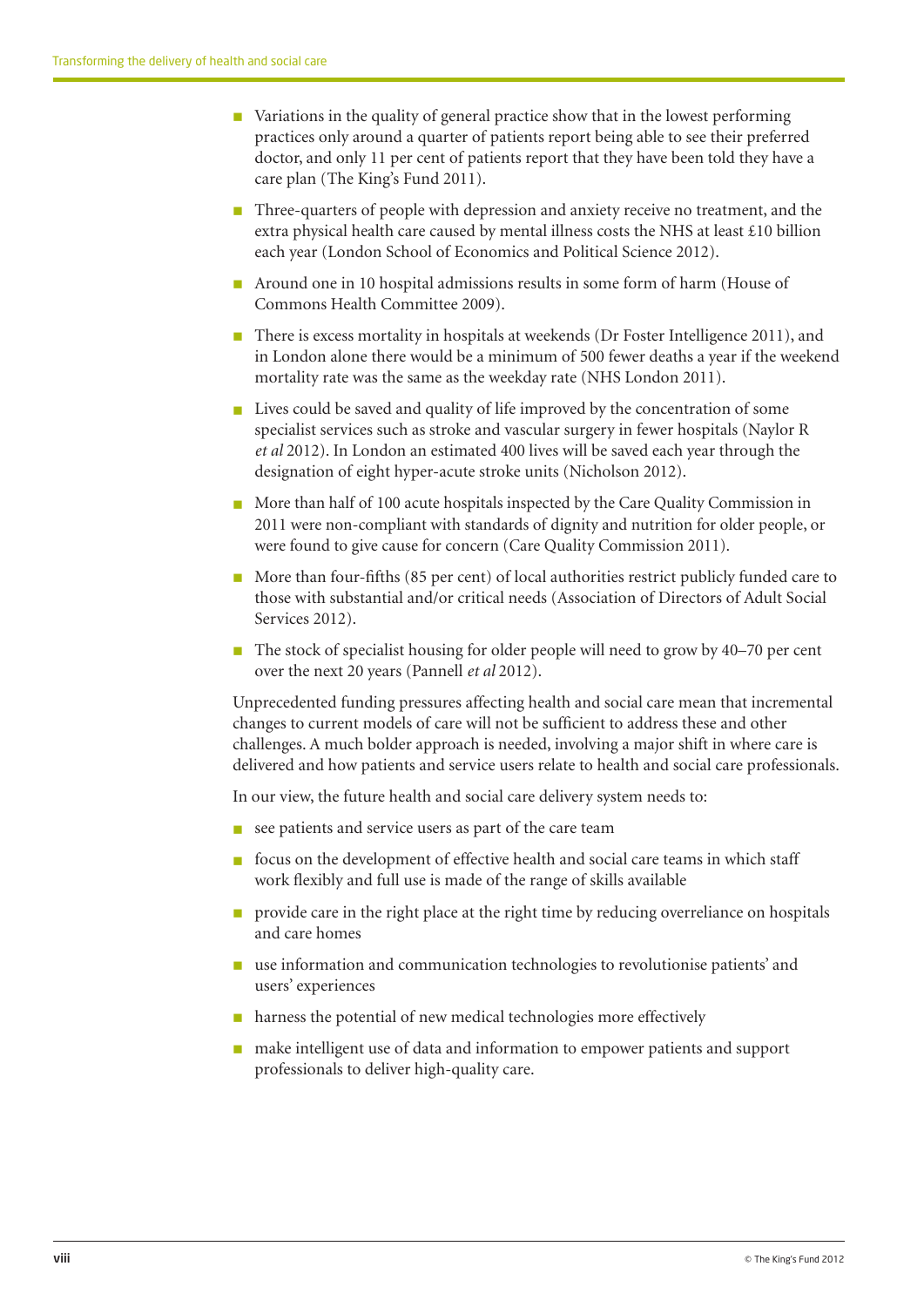- Variations in the quality of general practice show that in the lowest performing practices only around a quarter of patients report being able to see their preferred doctor, and only 11 per cent of patients report that they have been told they have a care plan (The King's Fund 2011).
- Three-quarters of people with depression and anxiety receive no treatment, and the extra physical health care caused by mental illness costs the NHS at least £10 billion each year (London School of Economics and Political Science 2012).
- Around one in 10 hospital admissions results in some form of harm (House of Commons Health Committee 2009).
- There is excess mortality in hospitals at weekends (Dr Foster Intelligence 2011), and in London alone there would be a minimum of 500 fewer deaths a year if the weekend mortality rate was the same as the weekday rate (NHS London 2011).
- Lives could be saved and quality of life improved by the concentration of some specialist services such as stroke and vascular surgery in fewer hospitals (Naylor R *et al* 2012). In London an estimated 400 lives will be saved each year through the designation of eight hyper-acute stroke units (Nicholson 2012).
- More than half of 100 acute hospitals inspected by the Care Quality Commission in 2011 were non-compliant with standards of dignity and nutrition for older people, or were found to give cause for concern (Care Quality Commission 2011).
- More than four-fifths (85 per cent) of local authorities restrict publicly funded care to those with substantial and/or critical needs (Association of Directors of Adult Social Services 2012).
- The stock of specialist housing for older people will need to grow by 40–70 per cent over the next 20 years (Pannell *et al* 2012).

Unprecedented funding pressures affecting health and social care mean that incremental changes to current models of care will not be sufficient to address these and other challenges. A much bolder approach is needed, involving a major shift in where care is delivered and how patients and service users relate to health and social care professionals.

In our view, the future health and social care delivery system needs to:

- see patients and service users as part of the care team
- focus on the development of effective health and social care teams in which staff work flexibly and full use is made of the range of skills available
- provide care in the right place at the right time by reducing overreliance on hospitals and care homes
- use information and communication technologies to revolutionise patients' and users' experiences
- harness the potential of new medical technologies more effectively
- make intelligent use of data and information to empower patients and support professionals to deliver high-quality care.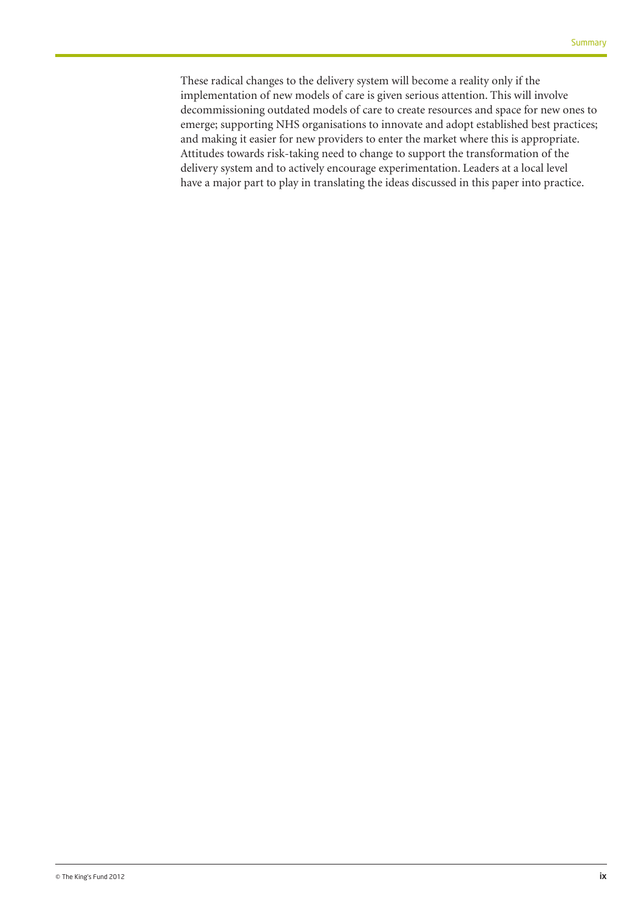These radical changes to the delivery system will become a reality only if the implementation of new models of care is given serious attention. This will involve decommissioning outdated models of care to create resources and space for new ones to emerge; supporting NHS organisations to innovate and adopt established best practices; and making it easier for new providers to enter the market where this is appropriate. Attitudes towards risk-taking need to change to support the transformation of the delivery system and to actively encourage experimentation. Leaders at a local level have a major part to play in translating the ideas discussed in this paper into practice.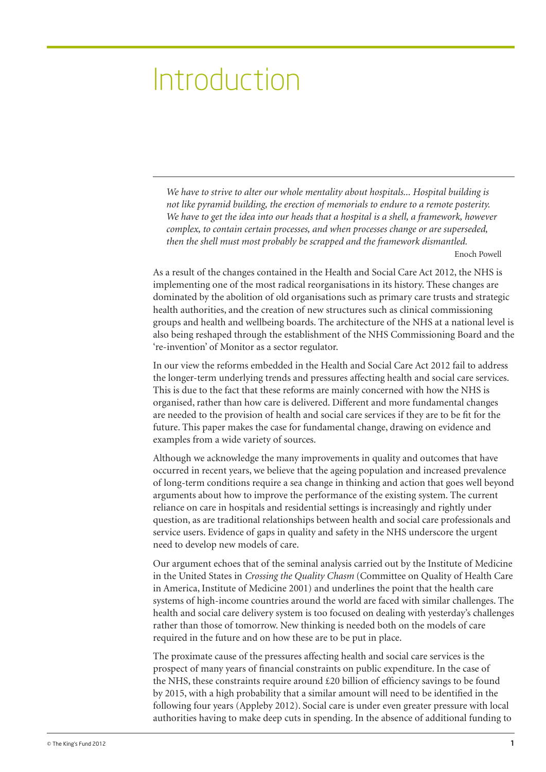# Introduction

*We have to strive to alter our whole mentality about hospitals... Hospital building is not like pyramid building, the erection of memorials to endure to a remote posterity. We have to get the idea into our heads that a hospital is a shell, a framework, however complex, to contain certain processes, and when processes change or are superseded, then the shell must most probably be scrapped and the framework dismantled.*

Enoch Powell

As a result of the changes contained in the Health and Social Care Act 2012, the NHS is implementing one of the most radical reorganisations in its history. These changes are dominated by the abolition of old organisations such as primary care trusts and strategic health authorities, and the creation of new structures such as clinical commissioning groups and health and wellbeing boards. The architecture of the NHS at a national level is also being reshaped through the establishment of the NHS Commissioning Board and the 're-invention' of Monitor as a sector regulator.

In our view the reforms embedded in the Health and Social Care Act 2012 fail to address the longer-term underlying trends and pressures affecting health and social care services. This is due to the fact that these reforms are mainly concerned with how the NHS is organised, rather than how care is delivered. Different and more fundamental changes are needed to the provision of health and social care services if they are to be fit for the future. This paper makes the case for fundamental change, drawing on evidence and examples from a wide variety of sources.

Although we acknowledge the many improvements in quality and outcomes that have occurred in recent years, we believe that the ageing population and increased prevalence of long-term conditions require a sea change in thinking and action that goes well beyond arguments about how to improve the performance of the existing system. The current reliance on care in hospitals and residential settings is increasingly and rightly under question, as are traditional relationships between health and social care professionals and service users. Evidence of gaps in quality and safety in the NHS underscore the urgent need to develop new models of care.

Our argument echoes that of the seminal analysis carried out by the Institute of Medicine in the United States in *Crossing the Quality Chasm* (Committee on Quality of Health Care in America, Institute of Medicine 2001) and underlines the point that the health care systems of high-income countries around the world are faced with similar challenges. The health and social care delivery system is too focused on dealing with yesterday's challenges rather than those of tomorrow. New thinking is needed both on the models of care required in the future and on how these are to be put in place.

The proximate cause of the pressures affecting health and social care services is the prospect of many years of financial constraints on public expenditure. In the case of the NHS, these constraints require around £20 billion of efficiency savings to be found by 2015, with a high probability that a similar amount will need to be identified in the following four years (Appleby 2012). Social care is under even greater pressure with local authorities having to make deep cuts in spending. In the absence of additional funding to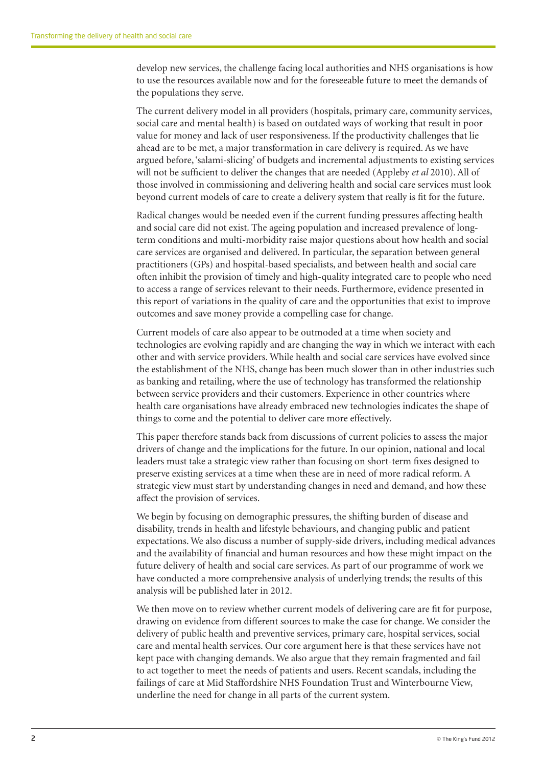develop new services, the challenge facing local authorities and NHS organisations is how to use the resources available now and for the foreseeable future to meet the demands of the populations they serve.

The current delivery model in all providers (hospitals, primary care, community services, social care and mental health) is based on outdated ways of working that result in poor value for money and lack of user responsiveness. If the productivity challenges that lie ahead are to be met, a major transformation in care delivery is required. As we have argued before, 'salami-slicing' of budgets and incremental adjustments to existing services will not be sufficient to deliver the changes that are needed (Appleby *et al* 2010). All of those involved in commissioning and delivering health and social care services must look beyond current models of care to create a delivery system that really is fit for the future.

Radical changes would be needed even if the current funding pressures affecting health and social care did not exist. The ageing population and increased prevalence of long-term conditions and multi-morbidity raise major questions about how health and social care services are organised and delivered. In particular, the separation between general practitioners (GPs) and hospital-based specialists, and between health and social care often inhibit the provision of timely and high-quality integrated care to people who need to access a range of services relevant to their needs. Furthermore, evidence presented in this report of variations in the quality of care and the opportunities that exist to improve outcomes and save money provide a compelling case for change.

Current models of care also appear to be outmoded at a time when society and technologies are evolving rapidly and are changing the way in which we interact with each other and with service providers. While health and social care services have evolved since the establishment of the NHS, change has been much slower than in other industries such as banking and retailing, where the use of technology has transformed the relationship between service providers and their customers. Experience in other countries where health care organisations have already embraced new technologies indicates the shape of things to come and the potential to deliver care more effectively.

This paper therefore stands back from discussions of current policies to assess the major drivers of change and the implications for the future. In our opinion, national and local leaders must take a strategic view rather than focusing on short-term fixes designed to preserve existing services at a time when these are in need of more radical reform. A strategic view must start by understanding changes in need and demand, and how these affect the provision of services.

We begin by focusing on demographic pressures, the shifting burden of disease and disability, trends in health and lifestyle behaviours, and changing public and patient expectations. We also discuss a number of supply-side drivers, including medical advances and the availability of financial and human resources and how these might impact on the future delivery of health and social care services. As part of our programme of work we have conducted a more comprehensive analysis of underlying trends; the results of this analysis will be published later in 2012.

We then move on to review whether current models of delivering care are fit for purpose, drawing on evidence from different sources to make the case for change. We consider the delivery of public health and preventive services, primary care, hospital services, social care and mental health services. Our core argument here is that these services have not kept pace with changing demands. We also argue that they remain fragmented and fail to act together to meet the needs of patients and users. Recent scandals, including the failings of care at Mid Staffordshire NHS Foundation Trust and Winterbourne View, underline the need for change in all parts of the current system.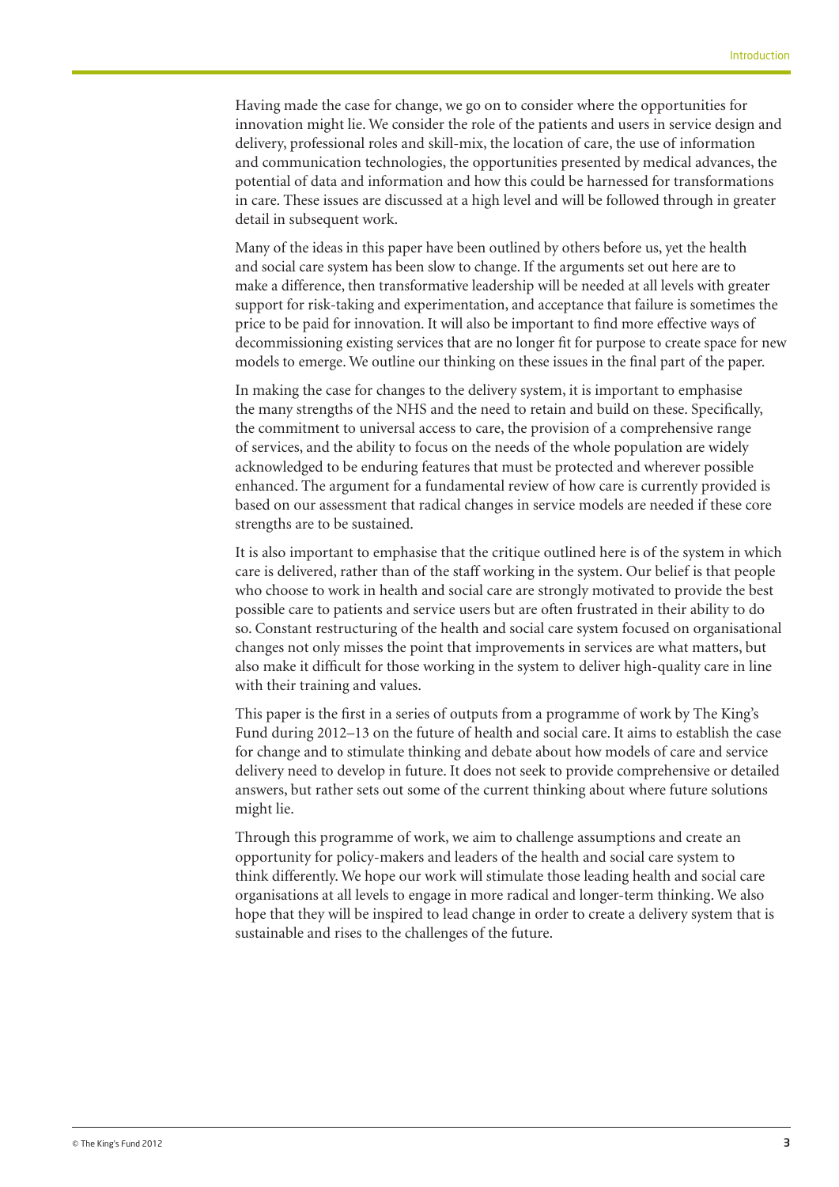Having made the case for change, we go on to consider where the opportunities for innovation might lie. We consider the role of the patients and users in service design and delivery, professional roles and skill-mix, the location of care, the use of information and communication technologies, the opportunities presented by medical advances, the potential of data and information and how this could be harnessed for transformations in care. These issues are discussed at a high level and will be followed through in greater detail in subsequent work.

Many of the ideas in this paper have been outlined by others before us, yet the health and social care system has been slow to change. If the arguments set out here are to make a difference, then transformative leadership will be needed at all levels with greater support for risk-taking and experimentation, and acceptance that failure is sometimes the price to be paid for innovation. It will also be important to find more effective ways of decommissioning existing services that are no longer fit for purpose to create space for new models to emerge. We outline our thinking on these issues in the final part of the paper.

In making the case for changes to the delivery system, it is important to emphasise the many strengths of the NHS and the need to retain and build on these. Specifically, the commitment to universal access to care, the provision of a comprehensive range of services, and the ability to focus on the needs of the whole population are widely acknowledged to be enduring features that must be protected and wherever possible enhanced. The argument for a fundamental review of how care is currently provided is based on our assessment that radical changes in service models are needed if these core strengths are to be sustained.

It is also important to emphasise that the critique outlined here is of the system in which care is delivered, rather than of the staff working in the system. Our belief is that people who choose to work in health and social care are strongly motivated to provide the best possible care to patients and service users but are often frustrated in their ability to do so. Constant restructuring of the health and social care system focused on organisational changes not only misses the point that improvements in services are what matters, but also make it difficult for those working in the system to deliver high-quality care in line with their training and values.

This paper is the first in a series of outputs from a programme of work by The King's Fund during 2012–13 on the future of health and social care. It aims to establish the case for change and to stimulate thinking and debate about how models of care and service delivery need to develop in future. It does not seek to provide comprehensive or detailed answers, but rather sets out some of the current thinking about where future solutions might lie.

Through this programme of work, we aim to challenge assumptions and create an opportunity for policy-makers and leaders of the health and social care system to think differently. We hope our work will stimulate those leading health and social care organisations at all levels to engage in more radical and longer-term thinking. We also hope that they will be inspired to lead change in order to create a delivery system that is sustainable and rises to the challenges of the future.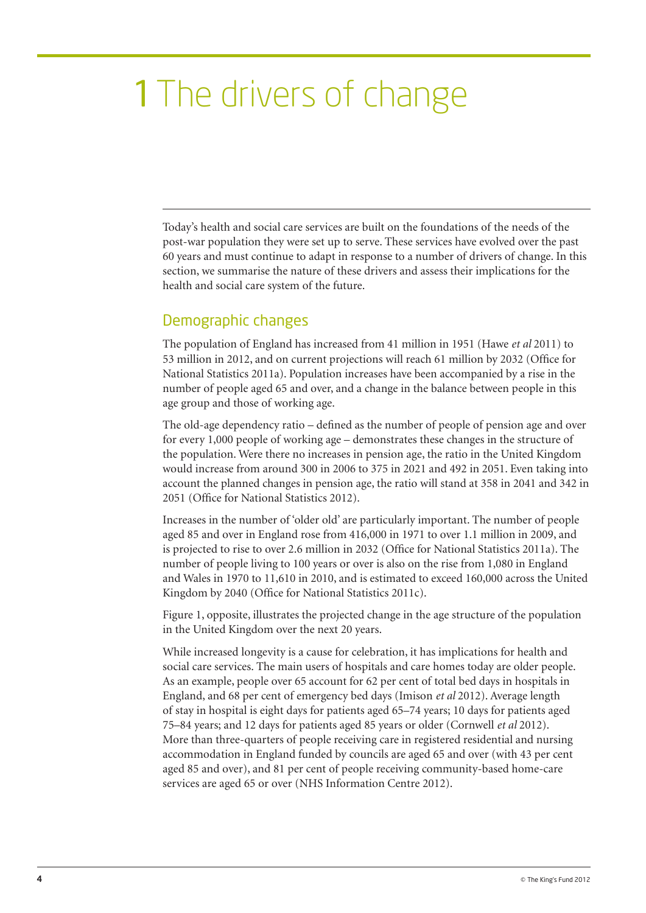# 1 The drivers of change

Today's health and social care services are built on the foundations of the needs of the post-war population they were set up to serve. These services have evolved over the past 60 years and must continue to adapt in response to a number of drivers of change. In this section, we summarise the nature of these drivers and assess their implications for the health and social care system of the future.

## Demographic changes

The population of England has increased from 41 million in 1951 (Hawe *et al* 2011) to 53 million in 2012, and on current projections will reach 61 million by 2032 (Office for National Statistics 2011a). Population increases have been accompanied by a rise in the number of people aged 65 and over, and a change in the balance between people in this age group and those of working age.

The old-age dependency ratio – defined as the number of people of pension age and over for every 1,000 people of working age – demonstrates these changes in the structure of the population. Were there no increases in pension age, the ratio in the United Kingdom would increase from around 300 in 2006 to 375 in 2021 and 492 in 2051. Even taking into account the planned changes in pension age, the ratio will stand at 358 in 2041 and 342 in 2051 (Office for National Statistics 2012).

Increases in the number of 'older old' are particularly important. The number of people aged 85 and over in England rose from 416,000 in 1971 to over 1.1 million in 2009, and is projected to rise to over 2.6 million in 2032 (Office for National Statistics 2011a). The number of people living to 100 years or over is also on the rise from 1,080 in England and Wales in 1970 to 11,610 in 2010, and is estimated to exceed 160,000 across the United Kingdom by 2040 (Office for National Statistics 2011c).

Figure 1, opposite, illustrates the projected change in the age structure of the population in the United Kingdom over the next 20 years.

While increased longevity is a cause for celebration, it has implications for health and social care services. The main users of hospitals and care homes today are older people. As an example, people over 65 account for 62 per cent of total bed days in hospitals in England, and 68 per cent of emergency bed days (Imison *et al* 2012). Average length of stay in hospital is eight days for patients aged 65–74 years; 10 days for patients aged 75–84 years; and 12 days for patients aged 85 years or older (Cornwell *et al* 2012). More than three-quarters of people receiving care in registered residential and nursing accommodation in England funded by councils are aged 65 and over (with 43 per cent aged 85 and over), and 81 per cent of people receiving community-based home-care services are aged 65 or over (NHS Information Centre 2012).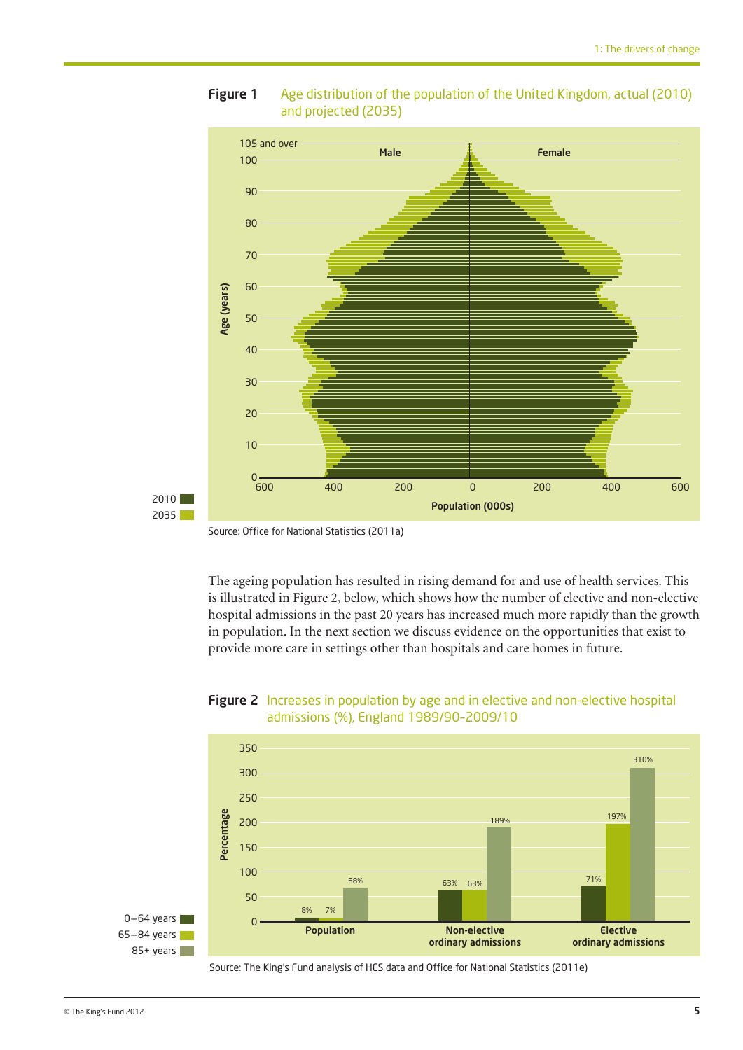**Figure 1** Age distribution of the population of the United Kingdom, actual (2010) and projected (2035)

Source: Office for National Statistics (2011a)

The ageing population has resulted in rising demand for and use of health services. This is illustrated in Figure 2, below, which shows how the number of elective and non-elective hospital admissions in the past 20 years has increased much more rapidly than the growth in population. In the next section we discuss evidence on the opportunities that exist to provide more care in settings other than hospitals and care homes in future.

**Figure 2** Increases in population by age and in elective and non-elective hospital admissions (%), England 1989/90–2009/10

| | 0–64 years | 65–84 years | 85+ years |
|---|---|---|---|
| Population | 8% | 7% | 68% |
| Non-elective ordinary admissions | 63% | 63% | 189% |
| Elective ordinary admissions | 71% | 197% | 310% |

Source: The King's Fund analysis of HES data and Office for National Statistics (2011e)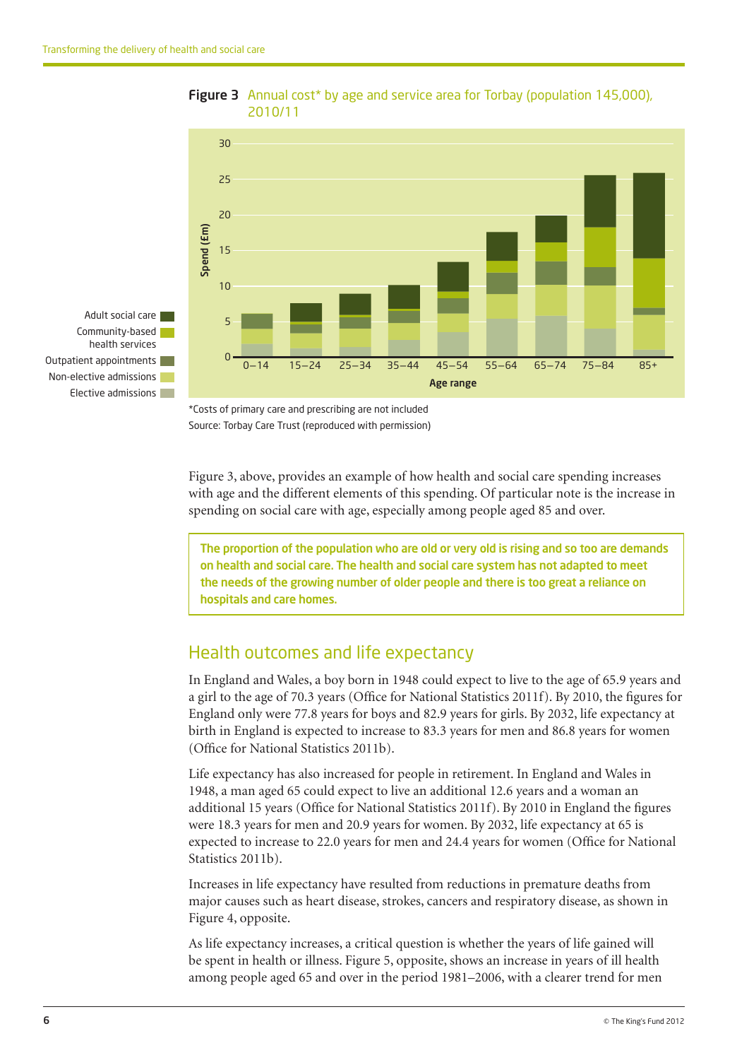**Figure 3** Annual cost* by age and service area for Torbay (population 145,000), 2010/11

*Costs of primary care and prescribing are not included
Source: Torbay Care Trust (reproduced with permission)

Figure 3, above, provides an example of how health and social care spending increases with age and the different elements of this spending. Of particular note is the increase in spending on social care with age, especially among people aged 85 and over.

> **The proportion of the population who are old or very old is rising and so too are demands on health and social care. The health and social care system has not adapted to meet the needs of the growing number of older people and there is too great a reliance on hospitals and care homes.**

## Health outcomes and life expectancy

In England and Wales, a boy born in 1948 could expect to live to the age of 65.9 years and a girl to the age of 70.3 years (Office for National Statistics 2011f). By 2010, the figures for England only were 77.8 years for boys and 82.9 years for girls. By 2032, life expectancy at birth in England is expected to increase to 83.3 years for men and 86.8 years for women (Office for National Statistics 2011b).

Life expectancy has also increased for people in retirement. In England and Wales in 1948, a man aged 65 could expect to live an additional 12.6 years and a woman an additional 15 years (Office for National Statistics 2011f). By 2010 in England the figures were 18.3 years for men and 20.9 years for women. By 2032, life expectancy at 65 is expected to increase to 22.0 years for men and 24.4 years for women (Office for National Statistics 2011b).

Increases in life expectancy have resulted from reductions in premature deaths from major causes such as heart disease, strokes, cancers and respiratory disease, as shown in Figure 4, opposite.

As life expectancy increases, a critical question is whether the years of life gained will be spent in health or illness. Figure 5, opposite, shows an increase in years of ill health among people aged 65 and over in the period 1981–2006, with a clearer trend for men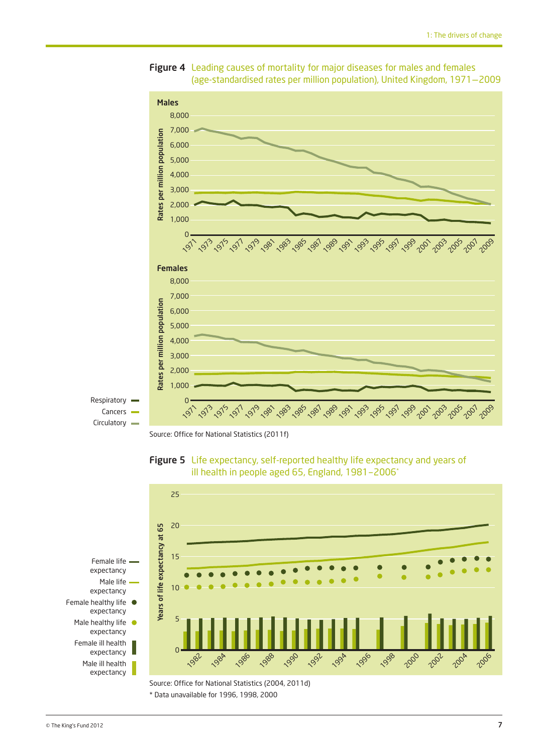**Figure 4** Leading causes of mortality for major diseases for males and females (age-standardised rates per million population), United Kingdom, 1971–2009

Source: Office for National Statistics (2011f)

**Figure 5** Life expectancy, self-reported healthy life expectancy and years of ill health in people aged 65, England, 1981–2006*

Source: Office for National Statistics (2004, 2011d)

\* Data unavailable for 1996, 1998, 2000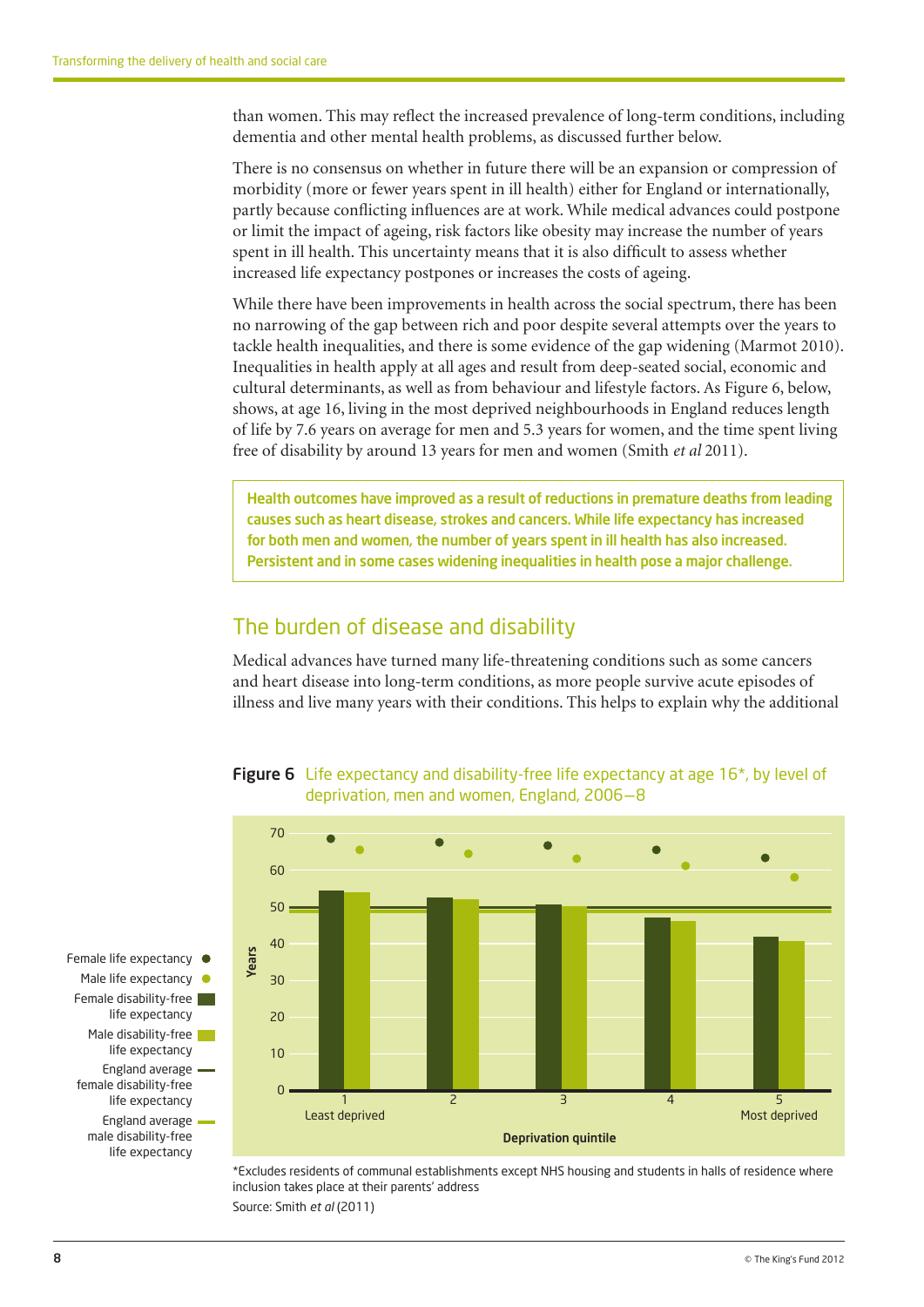than women. This may reflect the increased prevalence of long-term conditions, including dementia and other mental health problems, as discussed further below.

There is no consensus on whether in future there will be an expansion or compression of morbidity (more or fewer years spent in ill health) either for England or internationally, partly because conflicting influences are at work. While medical advances could postpone or limit the impact of ageing, risk factors like obesity may increase the number of years spent in ill health. This uncertainty means that it is also difficult to assess whether increased life expectancy postpones or increases the costs of ageing.

While there have been improvements in health across the social spectrum, there has been no narrowing of the gap between rich and poor despite several attempts over the years to tackle health inequalities, and there is some evidence of the gap widening (Marmot 2010). Inequalities in health apply at all ages and result from deep-seated social, economic and cultural determinants, as well as from behaviour and lifestyle factors. As Figure 6, below, shows, at age 16, living in the most deprived neighbourhoods in England reduces length of life by 7.6 years on average for men and 5.3 years for women, and the time spent living free of disability by around 13 years for men and women (Smith *et al* 2011).

**Health outcomes have improved as a result of reductions in premature deaths from leading causes such as heart disease, strokes and cancers. While life expectancy has increased for both men and women, the number of years spent in ill health has also increased. Persistent and in some cases widening inequalities in health pose a major challenge.**

## The burden of disease and disability

Medical advances have turned many life-threatening conditions such as some cancers and heart disease into long-term conditions, as more people survive acute episodes of illness and live many years with their conditions. This helps to explain why the additional

**Figure 6** Life expectancy and disability-free life expectancy at age 16*, by level of deprivation, men and women, England, 2006–8

*Excludes residents of communal establishments except NHS housing and students in halls of residence where inclusion takes place at their parents' address

Source: Smith *et al* (2011)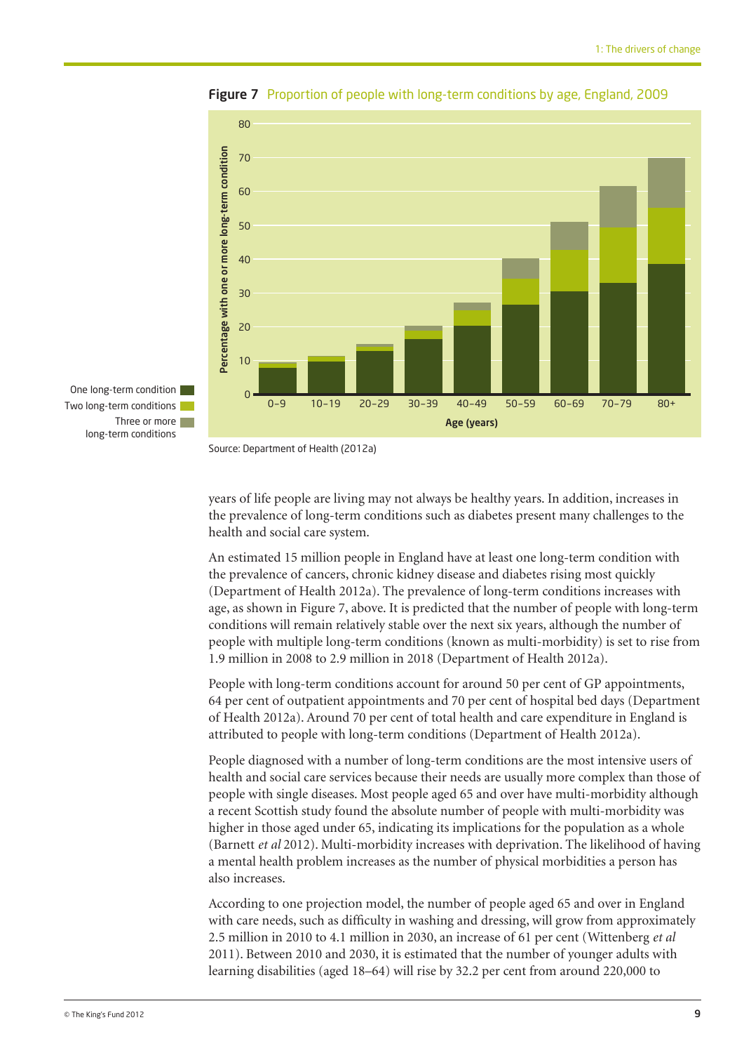**Figure 7** Proportion of people with long-term conditions by age, England, 2009

Source: Department of Health (2012a)

years of life people are living may not always be healthy years. In addition, increases in the prevalence of long-term conditions such as diabetes present many challenges to the health and social care system.

An estimated 15 million people in England have at least one long-term condition with the prevalence of cancers, chronic kidney disease and diabetes rising most quickly (Department of Health 2012a). The prevalence of long-term conditions increases with age, as shown in Figure 7, above. It is predicted that the number of people with long-term conditions will remain relatively stable over the next six years, although the number of people with multiple long-term conditions (known as multi-morbidity) is set to rise from 1.9 million in 2008 to 2.9 million in 2018 (Department of Health 2012a).

People with long-term conditions account for around 50 per cent of GP appointments, 64 per cent of outpatient appointments and 70 per cent of hospital bed days (Department of Health 2012a). Around 70 per cent of total health and care expenditure in England is attributed to people with long-term conditions (Department of Health 2012a).

People diagnosed with a number of long-term conditions are the most intensive users of health and social care services because their needs are usually more complex than those of people with single diseases. Most people aged 65 and over have multi-morbidity although a recent Scottish study found the absolute number of people with multi-morbidity was higher in those aged under 65, indicating its implications for the population as a whole (Barnett *et al* 2012). Multi-morbidity increases with deprivation. The likelihood of having a mental health problem increases as the number of physical morbidities a person has also increases.

According to one projection model, the number of people aged 65 and over in England with care needs, such as difficulty in washing and dressing, will grow from approximately 2.5 million in 2010 to 4.1 million in 2030, an increase of 61 per cent (Wittenberg *et al* 2011). Between 2010 and 2030, it is estimated that the number of younger adults with learning disabilities (aged 18–64) will rise by 32.2 per cent from around 220,000 to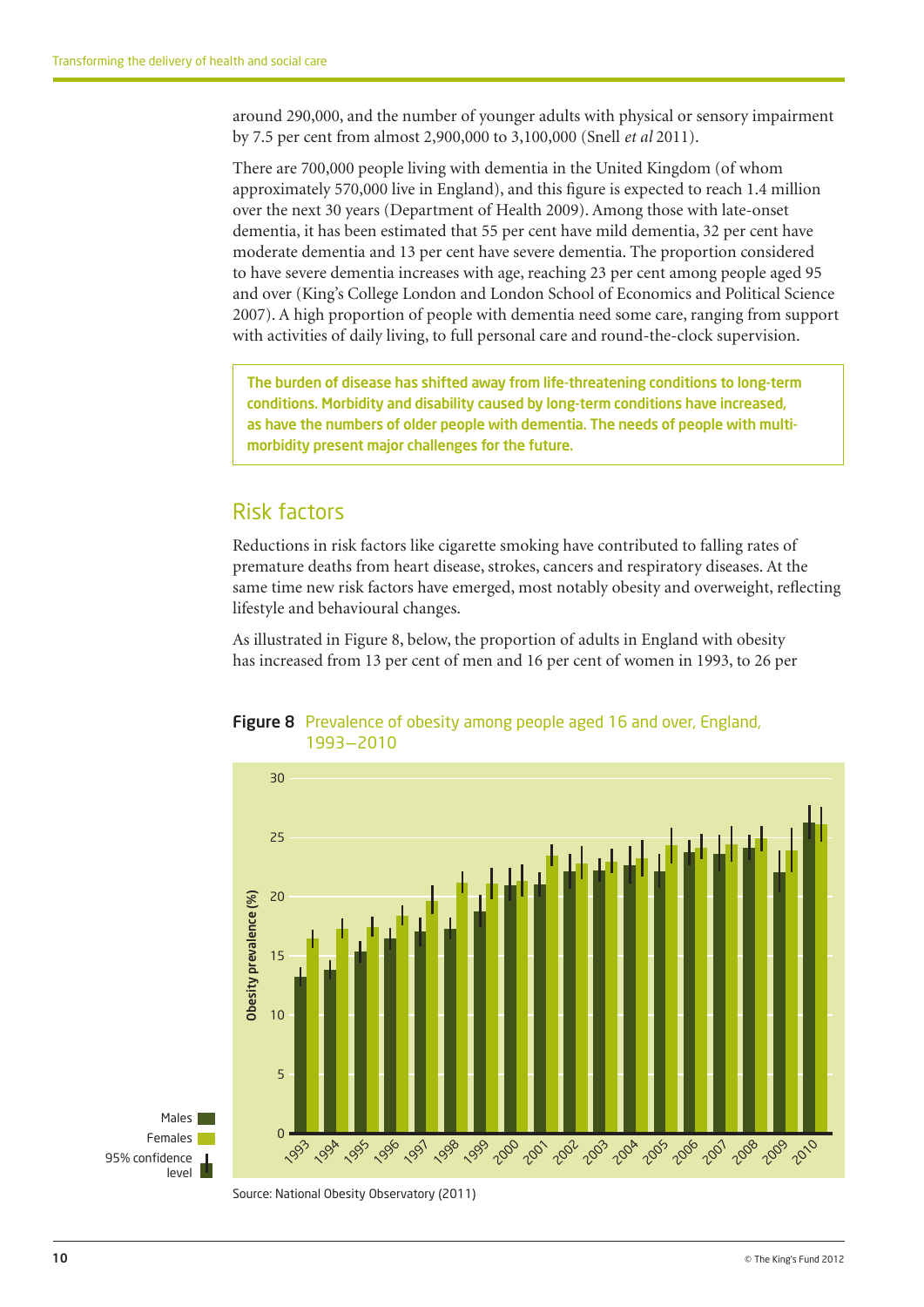around 290,000, and the number of younger adults with physical or sensory impairment by 7.5 per cent from almost 2,900,000 to 3,100,000 (Snell *et al* 2011).

There are 700,000 people living with dementia in the United Kingdom (of whom approximately 570,000 live in England), and this figure is expected to reach 1.4 million over the next 30 years (Department of Health 2009). Among those with late-onset dementia, it has been estimated that 55 per cent have mild dementia, 32 per cent have moderate dementia and 13 per cent have severe dementia. The proportion considered to have severe dementia increases with age, reaching 23 per cent among people aged 95 and over (King's College London and London School of Economics and Political Science 2007). A high proportion of people with dementia need some care, ranging from support with activities of daily living, to full personal care and round-the-clock supervision.

> **The burden of disease has shifted away from life-threatening conditions to long-term conditions. Morbidity and disability caused by long-term conditions have increased, as have the numbers of older people with dementia. The needs of people with multi-morbidity present major challenges for the future.**

## Risk factors

Reductions in risk factors like cigarette smoking have contributed to falling rates of premature deaths from heart disease, strokes, cancers and respiratory diseases. At the same time new risk factors have emerged, most notably obesity and overweight, reflecting lifestyle and behavioural changes.

As illustrated in Figure 8, below, the proportion of adults in England with obesity has increased from 13 per cent of men and 16 per cent of women in 1993, to 26 per

**Figure 8** Prevalence of obesity among people aged 16 and over, England, 1993–2010

Source: National Obesity Observatory (2011)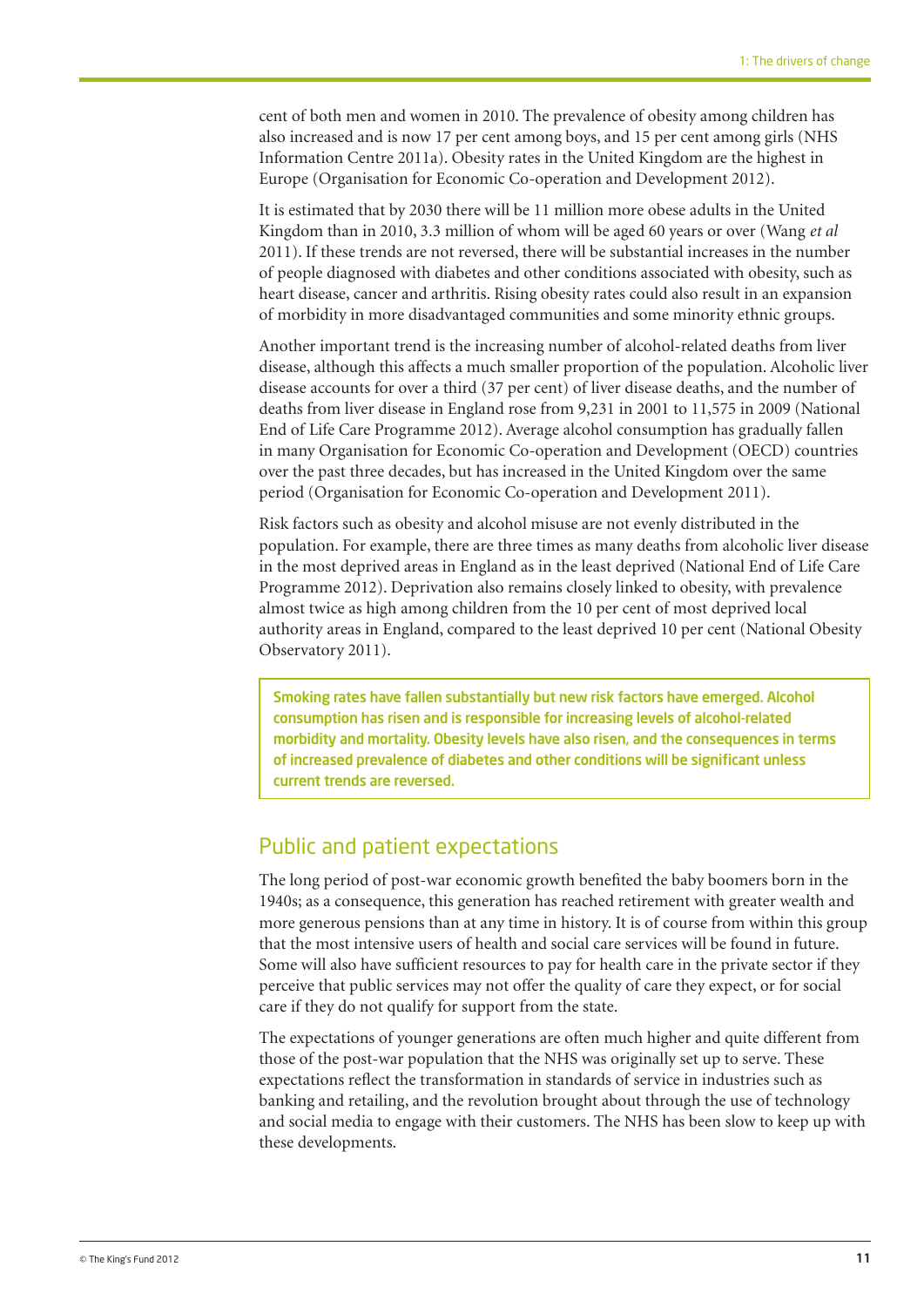cent of both men and women in 2010. The prevalence of obesity among children has also increased and is now 17 per cent among boys, and 15 per cent among girls (NHS Information Centre 2011a). Obesity rates in the United Kingdom are the highest in Europe (Organisation for Economic Co-operation and Development 2012).

It is estimated that by 2030 there will be 11 million more obese adults in the United Kingdom than in 2010, 3.3 million of whom will be aged 60 years or over (Wang *et al* 2011). If these trends are not reversed, there will be substantial increases in the number of people diagnosed with diabetes and other conditions associated with obesity, such as heart disease, cancer and arthritis. Rising obesity rates could also result in an expansion of morbidity in more disadvantaged communities and some minority ethnic groups.

Another important trend is the increasing number of alcohol-related deaths from liver disease, although this affects a much smaller proportion of the population. Alcoholic liver disease accounts for over a third (37 per cent) of liver disease deaths, and the number of deaths from liver disease in England rose from 9,231 in 2001 to 11,575 in 2009 (National End of Life Care Programme 2012). Average alcohol consumption has gradually fallen in many Organisation for Economic Co-operation and Development (OECD) countries over the past three decades, but has increased in the United Kingdom over the same period (Organisation for Economic Co-operation and Development 2011).

Risk factors such as obesity and alcohol misuse are not evenly distributed in the population. For example, there are three times as many deaths from alcoholic liver disease in the most deprived areas in England as in the least deprived (National End of Life Care Programme 2012). Deprivation also remains closely linked to obesity, with prevalence almost twice as high among children from the 10 per cent of most deprived local authority areas in England, compared to the least deprived 10 per cent (National Obesity Observatory 2011).

> **Smoking rates have fallen substantially but new risk factors have emerged. Alcohol consumption has risen and is responsible for increasing levels of alcohol-related morbidity and mortality. Obesity levels have also risen, and the consequences in terms of increased prevalence of diabetes and other conditions will be significant unless current trends are reversed.**

## Public and patient expectations

The long period of post-war economic growth benefited the baby boomers born in the 1940s; as a consequence, this generation has reached retirement with greater wealth and more generous pensions than at any time in history. It is of course from within this group that the most intensive users of health and social care services will be found in future. Some will also have sufficient resources to pay for health care in the private sector if they perceive that public services may not offer the quality of care they expect, or for social care if they do not qualify for support from the state.

The expectations of younger generations are often much higher and quite different from those of the post-war population that the NHS was originally set up to serve. These expectations reflect the transformation in standards of service in industries such as banking and retailing, and the revolution brought about through the use of technology and social media to engage with their customers. The NHS has been slow to keep up with these developments.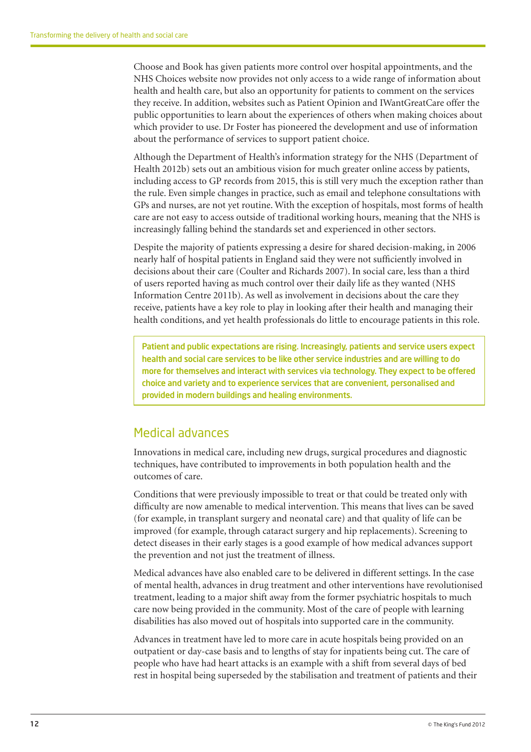Choose and Book has given patients more control over hospital appointments, and the NHS Choices website now provides not only access to a wide range of information about health and health care, but also an opportunity for patients to comment on the services they receive. In addition, websites such as Patient Opinion and IWantGreatCare offer the public opportunities to learn about the experiences of others when making choices about which provider to use. Dr Foster has pioneered the development and use of information about the performance of services to support patient choice.

Although the Department of Health's information strategy for the NHS (Department of Health 2012b) sets out an ambitious vision for much greater online access by patients, including access to GP records from 2015, this is still very much the exception rather than the rule. Even simple changes in practice, such as email and telephone consultations with GPs and nurses, are not yet routine. With the exception of hospitals, most forms of health care are not easy to access outside of traditional working hours, meaning that the NHS is increasingly falling behind the standards set and experienced in other sectors.

Despite the majority of patients expressing a desire for shared decision-making, in 2006 nearly half of hospital patients in England said they were not sufficiently involved in decisions about their care (Coulter and Richards 2007). In social care, less than a third of users reported having as much control over their daily life as they wanted (NHS Information Centre 2011b). As well as involvement in decisions about the care they receive, patients have a key role to play in looking after their health and managing their health conditions, and yet health professionals do little to encourage patients in this role.

**Patient and public expectations are rising. Increasingly, patients and service users expect health and social care services to be like other service industries and are willing to do more for themselves and interact with services via technology. They expect to be offered choice and variety and to experience services that are convenient, personalised and provided in modern buildings and healing environments.**

## Medical advances

Innovations in medical care, including new drugs, surgical procedures and diagnostic techniques, have contributed to improvements in both population health and the outcomes of care.

Conditions that were previously impossible to treat or that could be treated only with difficulty are now amenable to medical intervention. This means that lives can be saved (for example, in transplant surgery and neonatal care) and that quality of life can be improved (for example, through cataract surgery and hip replacements). Screening to detect diseases in their early stages is a good example of how medical advances support the prevention and not just the treatment of illness.

Medical advances have also enabled care to be delivered in different settings. In the case of mental health, advances in drug treatment and other interventions have revolutionised treatment, leading to a major shift away from the former psychiatric hospitals to much care now being provided in the community. Most of the care of people with learning disabilities has also moved out of hospitals into supported care in the community.

Advances in treatment have led to more care in acute hospitals being provided on an outpatient or day-case basis and to lengths of stay for inpatients being cut. The care of people who have had heart attacks is an example with a shift from several days of bed rest in hospital being superseded by the stabilisation and treatment of patients and their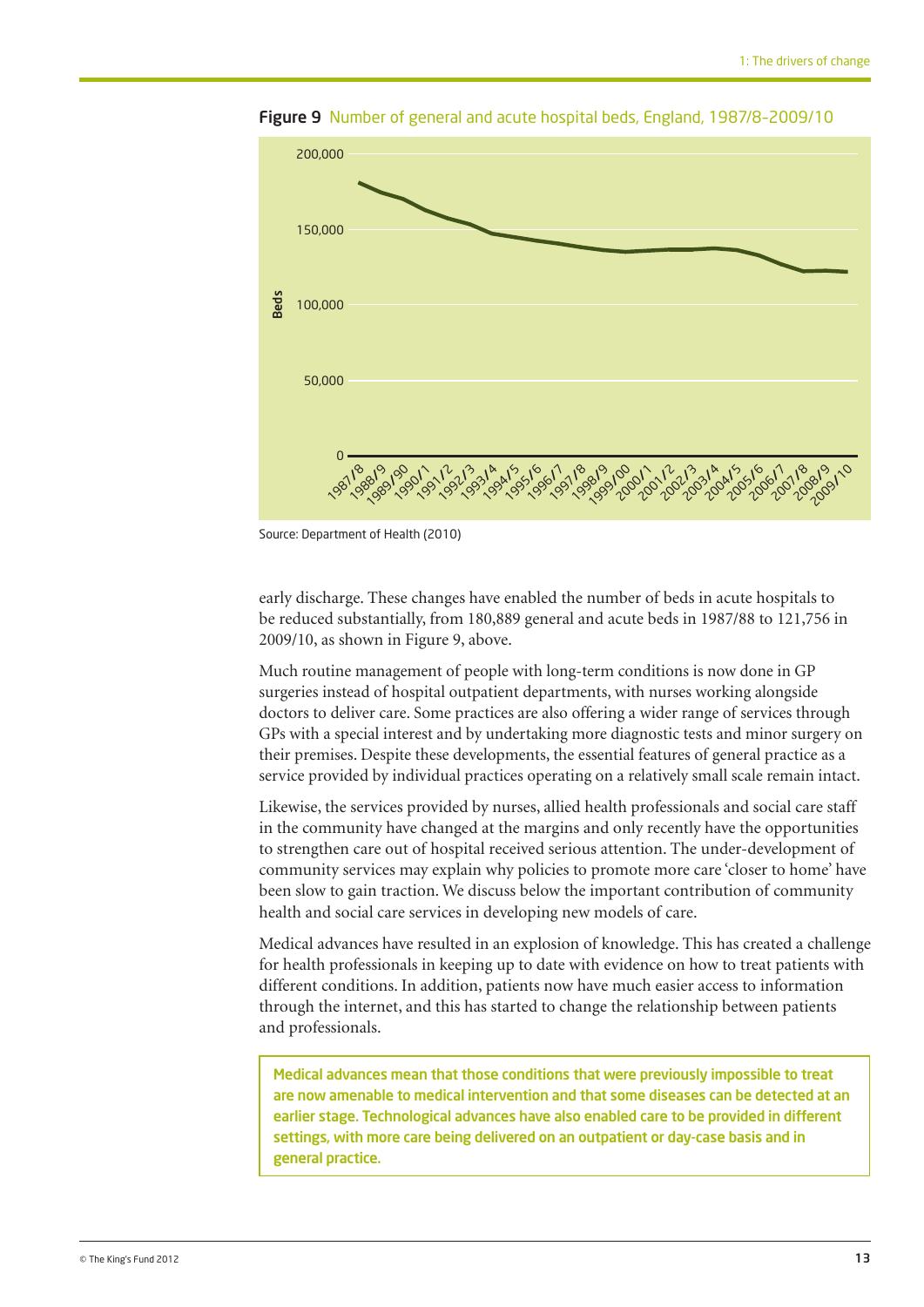**Figure 9** Number of general and acute hospital beds, England, 1987/8–2009/10

Source: Department of Health (2010)

early discharge. These changes have enabled the number of beds in acute hospitals to be reduced substantially, from 180,889 general and acute beds in 1987/88 to 121,756 in 2009/10, as shown in Figure 9, above.

Much routine management of people with long-term conditions is now done in GP surgeries instead of hospital outpatient departments, with nurses working alongside doctors to deliver care. Some practices are also offering a wider range of services through GPs with a special interest and by undertaking more diagnostic tests and minor surgery on their premises. Despite these developments, the essential features of general practice as a service provided by individual practices operating on a relatively small scale remain intact.

Likewise, the services provided by nurses, allied health professionals and social care staff in the community have changed at the margins and only recently have the opportunities to strengthen care out of hospital received serious attention. The under-development of community services may explain why policies to promote more care 'closer to home' have been slow to gain traction. We discuss below the important contribution of community health and social care services in developing new models of care.

Medical advances have resulted in an explosion of knowledge. This has created a challenge for health professionals in keeping up to date with evidence on how to treat patients with different conditions. In addition, patients now have much easier access to information through the internet, and this has started to change the relationship between patients and professionals.

> **Medical advances mean that those conditions that were previously impossible to treat are now amenable to medical intervention and that some diseases can be detected at an earlier stage. Technological advances have also enabled care to be provided in different settings, with more care being delivered on an outpatient or day-case basis and in general practice.**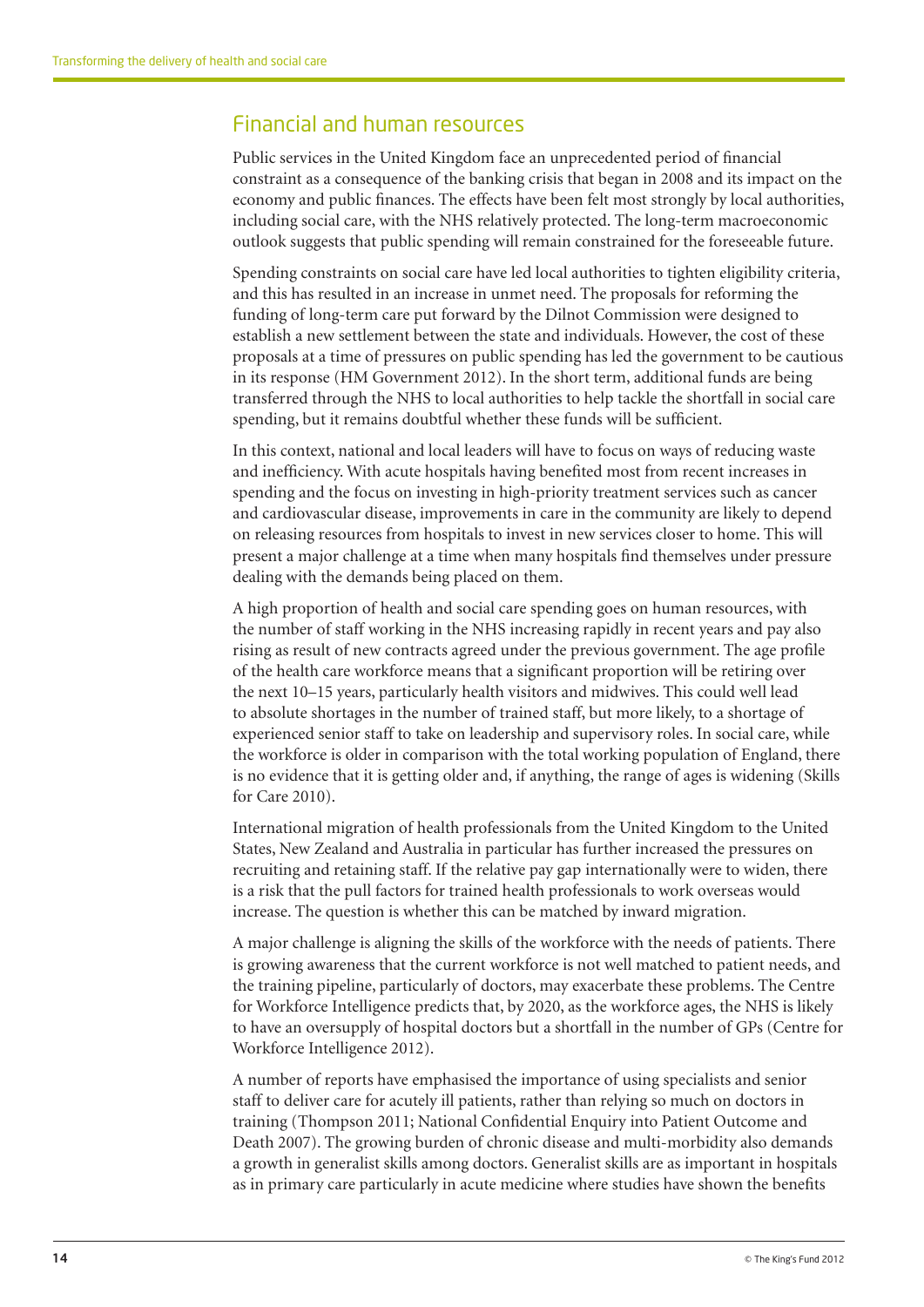## Financial and human resources

Public services in the United Kingdom face an unprecedented period of financial constraint as a consequence of the banking crisis that began in 2008 and its impact on the economy and public finances. The effects have been felt most strongly by local authorities, including social care, with the NHS relatively protected. The long-term macroeconomic outlook suggests that public spending will remain constrained for the foreseeable future.

Spending constraints on social care have led local authorities to tighten eligibility criteria, and this has resulted in an increase in unmet need. The proposals for reforming the funding of long-term care put forward by the Dilnot Commission were designed to establish a new settlement between the state and individuals. However, the cost of these proposals at a time of pressures on public spending has led the government to be cautious in its response (HM Government 2012). In the short term, additional funds are being transferred through the NHS to local authorities to help tackle the shortfall in social care spending, but it remains doubtful whether these funds will be sufficient.

In this context, national and local leaders will have to focus on ways of reducing waste and inefficiency. With acute hospitals having benefited most from recent increases in spending and the focus on investing in high-priority treatment services such as cancer and cardiovascular disease, improvements in care in the community are likely to depend on releasing resources from hospitals to invest in new services closer to home. This will present a major challenge at a time when many hospitals find themselves under pressure dealing with the demands being placed on them.

A high proportion of health and social care spending goes on human resources, with the number of staff working in the NHS increasing rapidly in recent years and pay also rising as result of new contracts agreed under the previous government. The age profile of the health care workforce means that a significant proportion will be retiring over the next 10–15 years, particularly health visitors and midwives. This could well lead to absolute shortages in the number of trained staff, but more likely, to a shortage of experienced senior staff to take on leadership and supervisory roles. In social care, while the workforce is older in comparison with the total working population of England, there is no evidence that it is getting older and, if anything, the range of ages is widening (Skills for Care 2010).

International migration of health professionals from the United Kingdom to the United States, New Zealand and Australia in particular has further increased the pressures on recruiting and retaining staff. If the relative pay gap internationally were to widen, there is a risk that the pull factors for trained health professionals to work overseas would increase. The question is whether this can be matched by inward migration.

A major challenge is aligning the skills of the workforce with the needs of patients. There is growing awareness that the current workforce is not well matched to patient needs, and the training pipeline, particularly of doctors, may exacerbate these problems. The Centre for Workforce Intelligence predicts that, by 2020, as the workforce ages, the NHS is likely to have an oversupply of hospital doctors but a shortfall in the number of GPs (Centre for Workforce Intelligence 2012).

A number of reports have emphasised the importance of using specialists and senior staff to deliver care for acutely ill patients, rather than relying so much on doctors in training (Thompson 2011; National Confidential Enquiry into Patient Outcome and Death 2007). The growing burden of chronic disease and multi-morbidity also demands a growth in generalist skills among doctors. Generalist skills are as important in hospitals as in primary care particularly in acute medicine where studies have shown the benefits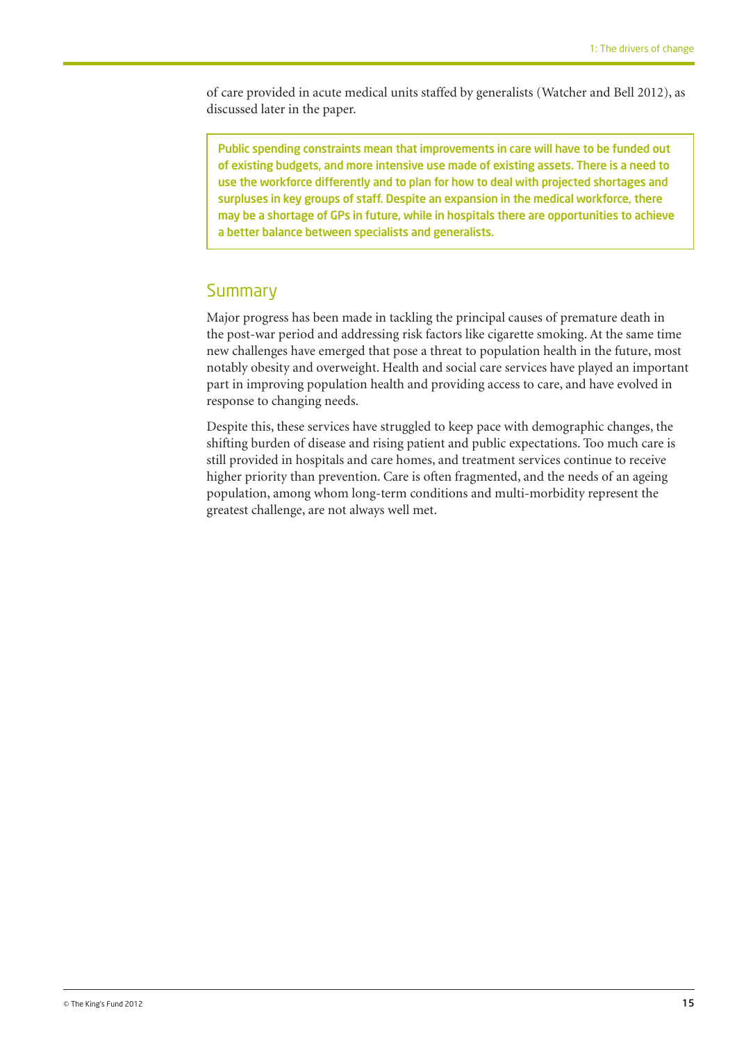of care provided in acute medical units staffed by generalists (Watcher and Bell 2012), as discussed later in the paper.

> **Public spending constraints mean that improvements in care will have to be funded out of existing budgets, and more intensive use made of existing assets. There is a need to use the workforce differently and to plan for how to deal with projected shortages and surpluses in key groups of staff. Despite an expansion in the medical workforce, there may be a shortage of GPs in future, while in hospitals there are opportunities to achieve a better balance between specialists and generalists.**

## Summary

Major progress has been made in tackling the principal causes of premature death in the post-war period and addressing risk factors like cigarette smoking. At the same time new challenges have emerged that pose a threat to population health in the future, most notably obesity and overweight. Health and social care services have played an important part in improving population health and providing access to care, and have evolved in response to changing needs.

Despite this, these services have struggled to keep pace with demographic changes, the shifting burden of disease and rising patient and public expectations. Too much care is still provided in hospitals and care homes, and treatment services continue to receive higher priority than prevention. Care is often fragmented, and the needs of an ageing population, among whom long-term conditions and multi-morbidity represent the greatest challenge, are not always well met.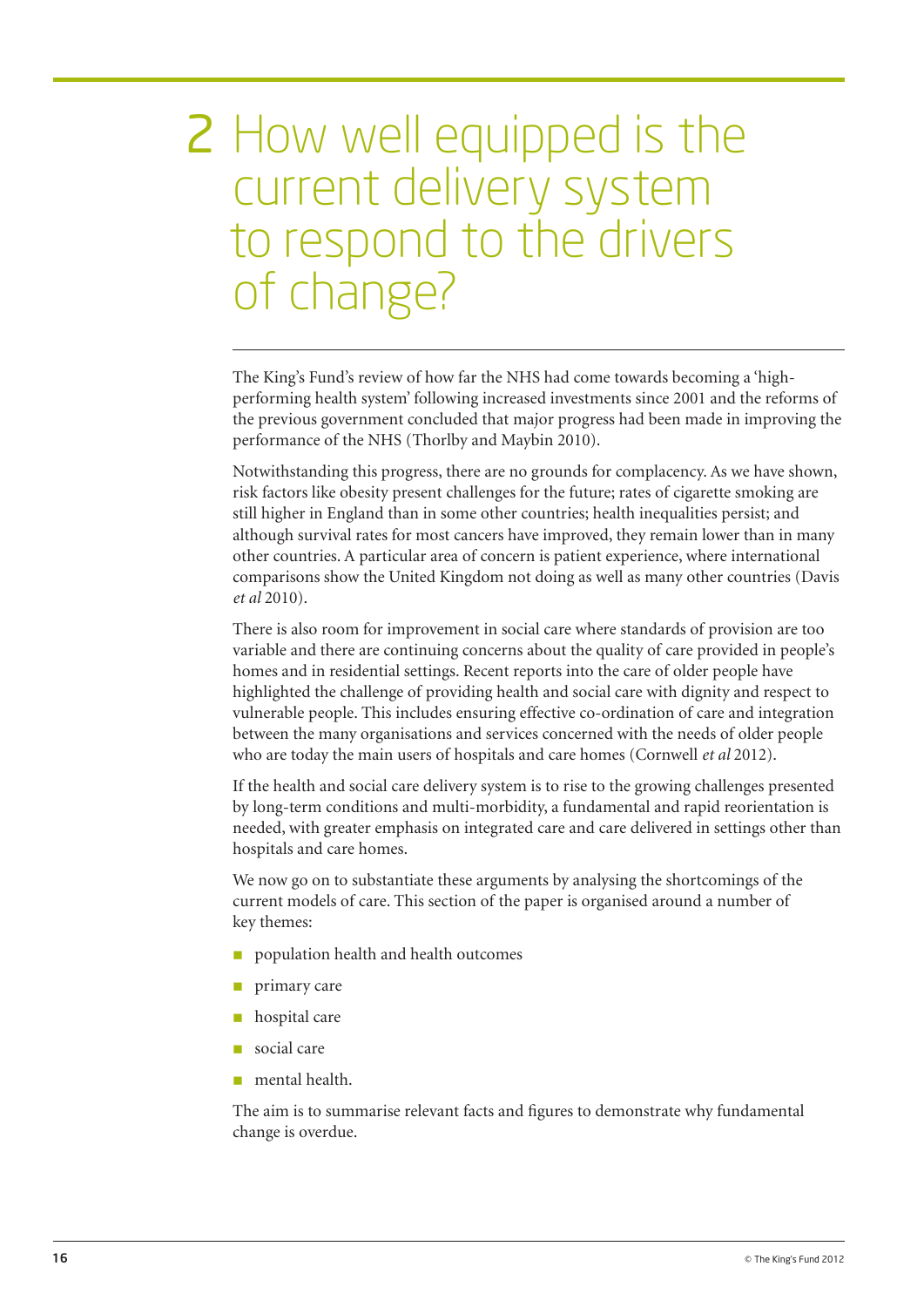# 2 How well equipped is the current delivery system to respond to the drivers of change?

The King's Fund's review of how far the NHS had come towards becoming a 'high-performing health system' following increased investments since 2001 and the reforms of the previous government concluded that major progress had been made in improving the performance of the NHS (Thorlby and Maybin 2010).

Notwithstanding this progress, there are no grounds for complacency. As we have shown, risk factors like obesity present challenges for the future; rates of cigarette smoking are still higher in England than in some other countries; health inequalities persist; and although survival rates for most cancers have improved, they remain lower than in many other countries. A particular area of concern is patient experience, where international comparisons show the United Kingdom not doing as well as many other countries (Davis *et al* 2010).

There is also room for improvement in social care where standards of provision are too variable and there are continuing concerns about the quality of care provided in people's homes and in residential settings. Recent reports into the care of older people have highlighted the challenge of providing health and social care with dignity and respect to vulnerable people. This includes ensuring effective co-ordination of care and integration between the many organisations and services concerned with the needs of older people who are today the main users of hospitals and care homes (Cornwell *et al* 2012).

If the health and social care delivery system is to rise to the growing challenges presented by long-term conditions and multi-morbidity, a fundamental and rapid reorientation is needed, with greater emphasis on integrated care and care delivered in settings other than hospitals and care homes.

We now go on to substantiate these arguments by analysing the shortcomings of the current models of care. This section of the paper is organised around a number of key themes:

- population health and health outcomes
- primary care
- hospital care
- social care
- mental health.

The aim is to summarise relevant facts and figures to demonstrate why fundamental change is overdue.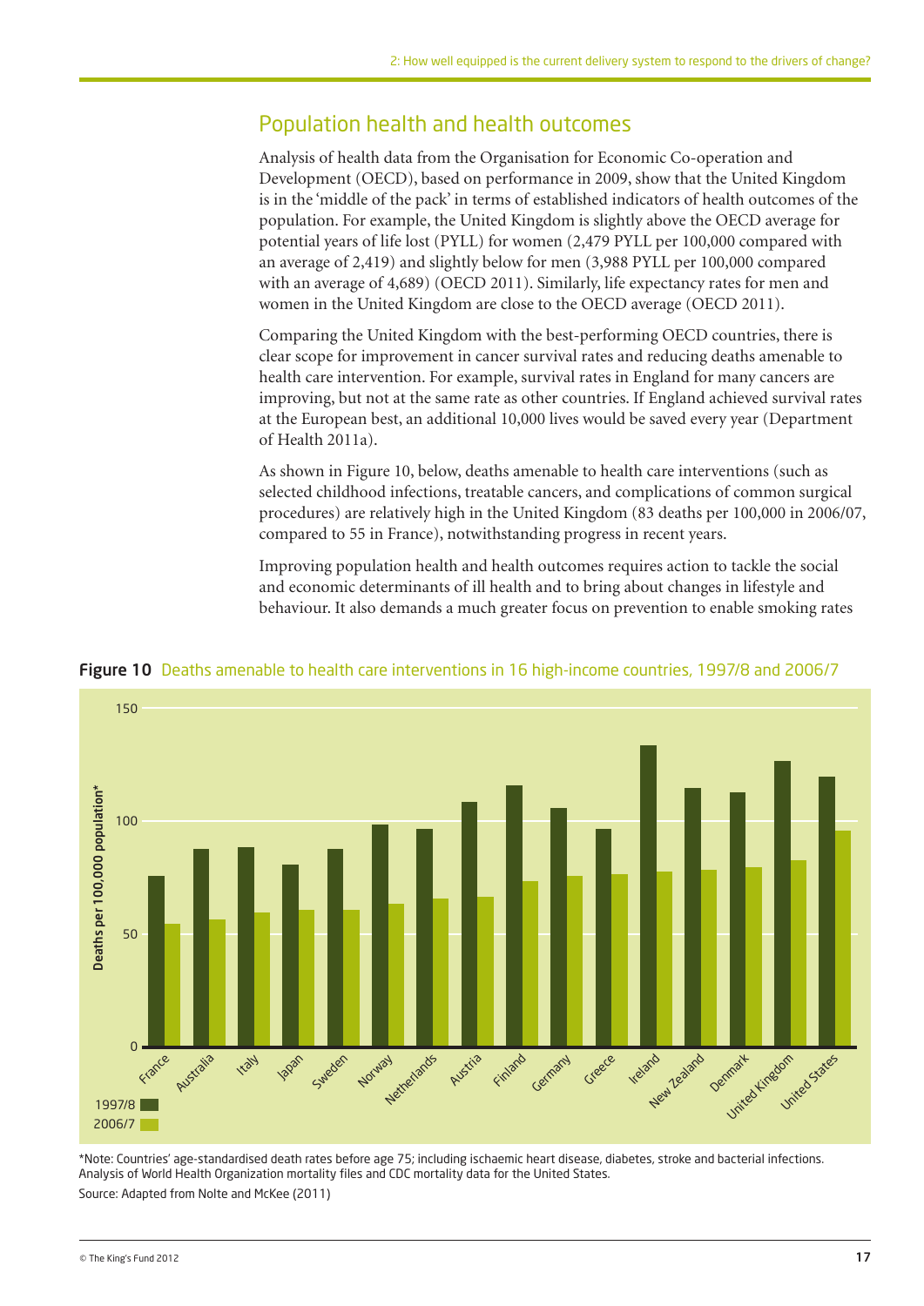## Population health and health outcomes

Analysis of health data from the Organisation for Economic Co-operation and Development (OECD), based on performance in 2009, show that the United Kingdom is in the 'middle of the pack' in terms of established indicators of health outcomes of the population. For example, the United Kingdom is slightly above the OECD average for potential years of life lost (PYLL) for women (2,479 PYLL per 100,000 compared with an average of 2,419) and slightly below for men (3,988 PYLL per 100,000 compared with an average of 4,689) (OECD 2011). Similarly, life expectancy rates for men and women in the United Kingdom are close to the OECD average (OECD 2011).

Comparing the United Kingdom with the best-performing OECD countries, there is clear scope for improvement in cancer survival rates and reducing deaths amenable to health care intervention. For example, survival rates in England for many cancers are improving, but not at the same rate as other countries. If England achieved survival rates at the European best, an additional 10,000 lives would be saved every year (Department of Health 2011a).

As shown in Figure 10, below, deaths amenable to health care interventions (such as selected childhood infections, treatable cancers, and complications of common surgical procedures) are relatively high in the United Kingdom (83 deaths per 100,000 in 2006/07, compared to 55 in France), notwithstanding progress in recent years.

Improving population health and health outcomes requires action to tackle the social and economic determinants of ill health and to bring about changes in lifestyle and behaviour. It also demands a much greater focus on prevention to enable smoking rates

**Figure 10** Deaths amenable to health care interventions in 16 high-income countries, 1997/8 and 2006/7

*Note: Countries' age-standardised death rates before age 75; including ischaemic heart disease, diabetes, stroke and bacterial infections. Analysis of World Health Organization mortality files and CDC mortality data for the United States.

Source: Adapted from Nolte and McKee (2011)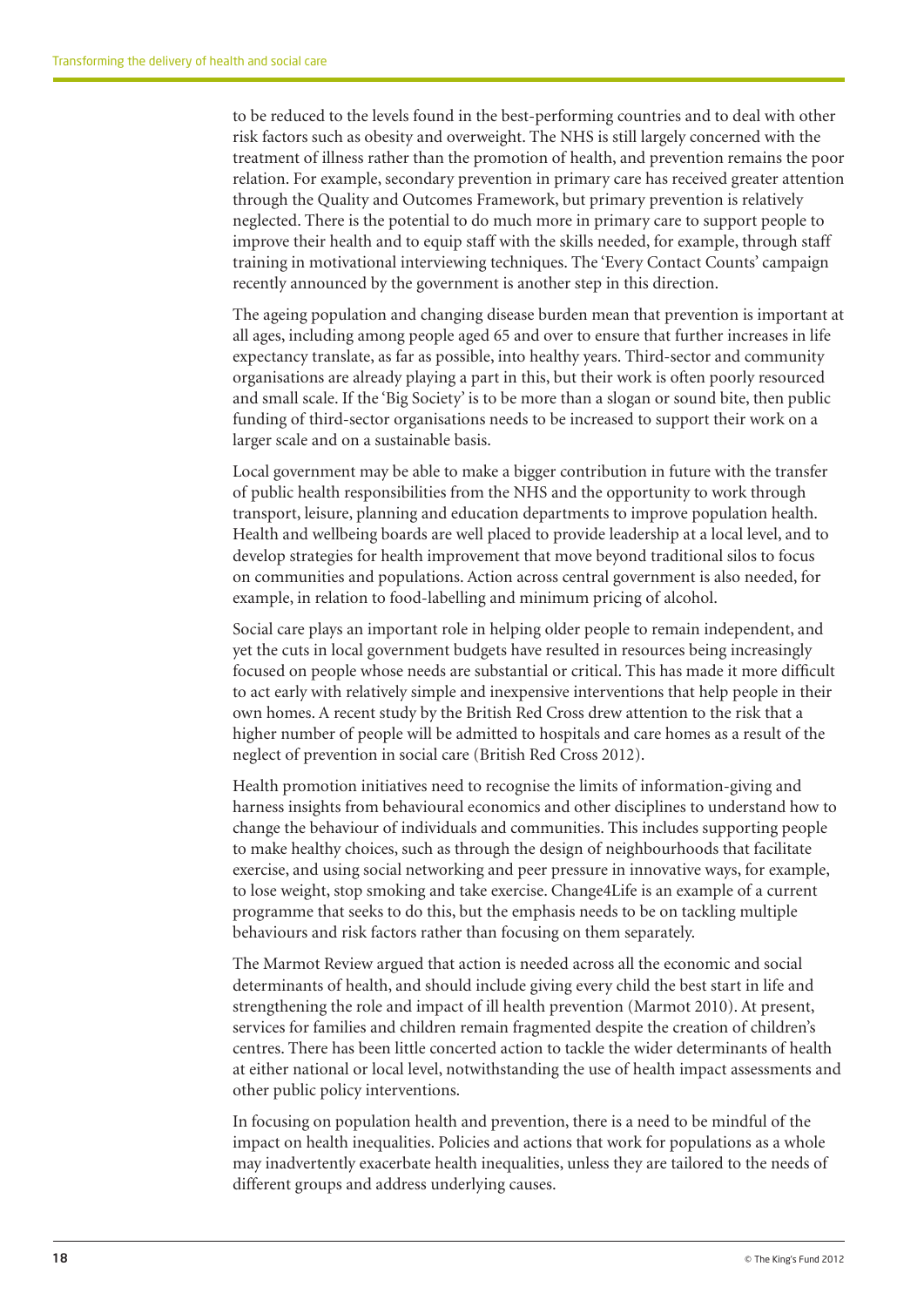to be reduced to the levels found in the best-performing countries and to deal with other risk factors such as obesity and overweight. The NHS is still largely concerned with the treatment of illness rather than the promotion of health, and prevention remains the poor relation. For example, secondary prevention in primary care has received greater attention through the Quality and Outcomes Framework, but primary prevention is relatively neglected. There is the potential to do much more in primary care to support people to improve their health and to equip staff with the skills needed, for example, through staff training in motivational interviewing techniques. The 'Every Contact Counts' campaign recently announced by the government is another step in this direction.

The ageing population and changing disease burden mean that prevention is important at all ages, including among people aged 65 and over to ensure that further increases in life expectancy translate, as far as possible, into healthy years. Third-sector and community organisations are already playing a part in this, but their work is often poorly resourced and small scale. If the 'Big Society' is to be more than a slogan or sound bite, then public funding of third-sector organisations needs to be increased to support their work on a larger scale and on a sustainable basis.

Local government may be able to make a bigger contribution in future with the transfer of public health responsibilities from the NHS and the opportunity to work through transport, leisure, planning and education departments to improve population health. Health and wellbeing boards are well placed to provide leadership at a local level, and to develop strategies for health improvement that move beyond traditional silos to focus on communities and populations. Action across central government is also needed, for example, in relation to food-labelling and minimum pricing of alcohol.

Social care plays an important role in helping older people to remain independent, and yet the cuts in local government budgets have resulted in resources being increasingly focused on people whose needs are substantial or critical. This has made it more difficult to act early with relatively simple and inexpensive interventions that help people in their own homes. A recent study by the British Red Cross drew attention to the risk that a higher number of people will be admitted to hospitals and care homes as a result of the neglect of prevention in social care (British Red Cross 2012).

Health promotion initiatives need to recognise the limits of information-giving and harness insights from behavioural economics and other disciplines to understand how to change the behaviour of individuals and communities. This includes supporting people to make healthy choices, such as through the design of neighbourhoods that facilitate exercise, and using social networking and peer pressure in innovative ways, for example, to lose weight, stop smoking and take exercise. Change4Life is an example of a current programme that seeks to do this, but the emphasis needs to be on tackling multiple behaviours and risk factors rather than focusing on them separately.

The Marmot Review argued that action is needed across all the economic and social determinants of health, and should include giving every child the best start in life and strengthening the role and impact of ill health prevention (Marmot 2010). At present, services for families and children remain fragmented despite the creation of children's centres. There has been little concerted action to tackle the wider determinants of health at either national or local level, notwithstanding the use of health impact assessments and other public policy interventions.

In focusing on population health and prevention, there is a need to be mindful of the impact on health inequalities. Policies and actions that work for populations as a whole may inadvertently exacerbate health inequalities, unless they are tailored to the needs of different groups and address underlying causes.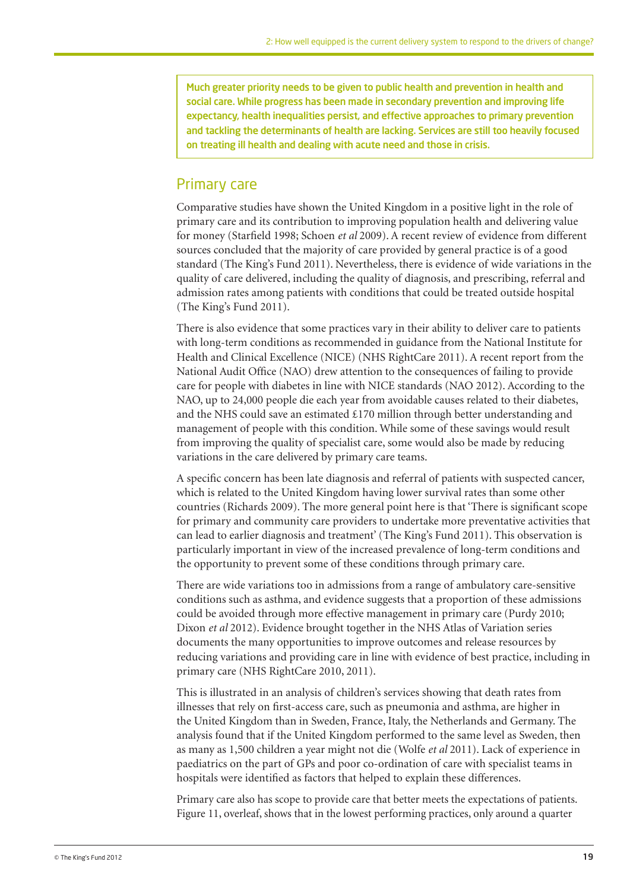**Much greater priority needs to be given to public health and prevention in health and social care. While progress has been made in secondary prevention and improving life expectancy, health inequalities persist, and effective approaches to primary prevention and tackling the determinants of health are lacking. Services are still too heavily focused on treating ill health and dealing with acute need and those in crisis.**

## Primary care

Comparative studies have shown the United Kingdom in a positive light in the role of primary care and its contribution to improving population health and delivering value for money (Starfield 1998; Schoen *et al* 2009). A recent review of evidence from different sources concluded that the majority of care provided by general practice is of a good standard (The King's Fund 2011). Nevertheless, there is evidence of wide variations in the quality of care delivered, including the quality of diagnosis, and prescribing, referral and admission rates among patients with conditions that could be treated outside hospital (The King's Fund 2011).

There is also evidence that some practices vary in their ability to deliver care to patients with long-term conditions as recommended in guidance from the National Institute for Health and Clinical Excellence (NICE) (NHS RightCare 2011). A recent report from the National Audit Office (NAO) drew attention to the consequences of failing to provide care for people with diabetes in line with NICE standards (NAO 2012). According to the NAO, up to 24,000 people die each year from avoidable causes related to their diabetes, and the NHS could save an estimated £170 million through better understanding and management of people with this condition. While some of these savings would result from improving the quality of specialist care, some would also be made by reducing variations in the care delivered by primary care teams.

A specific concern has been late diagnosis and referral of patients with suspected cancer, which is related to the United Kingdom having lower survival rates than some other countries (Richards 2009). The more general point here is that 'There is significant scope for primary and community care providers to undertake more preventative activities that can lead to earlier diagnosis and treatment' (The King's Fund 2011). This observation is particularly important in view of the increased prevalence of long-term conditions and the opportunity to prevent some of these conditions through primary care.

There are wide variations too in admissions from a range of ambulatory care-sensitive conditions such as asthma, and evidence suggests that a proportion of these admissions could be avoided through more effective management in primary care (Purdy 2010; Dixon *et al* 2012). Evidence brought together in the NHS Atlas of Variation series documents the many opportunities to improve outcomes and release resources by reducing variations and providing care in line with evidence of best practice, including in primary care (NHS RightCare 2010, 2011).

This is illustrated in an analysis of children's services showing that death rates from illnesses that rely on first-access care, such as pneumonia and asthma, are higher in the United Kingdom than in Sweden, France, Italy, the Netherlands and Germany. The analysis found that if the United Kingdom performed to the same level as Sweden, then as many as 1,500 children a year might not die (Wolfe *et al* 2011). Lack of experience in paediatrics on the part of GPs and poor co-ordination of care with specialist teams in hospitals were identified as factors that helped to explain these differences.

Primary care also has scope to provide care that better meets the expectations of patients. Figure 11, overleaf, shows that in the lowest performing practices, only around a quarter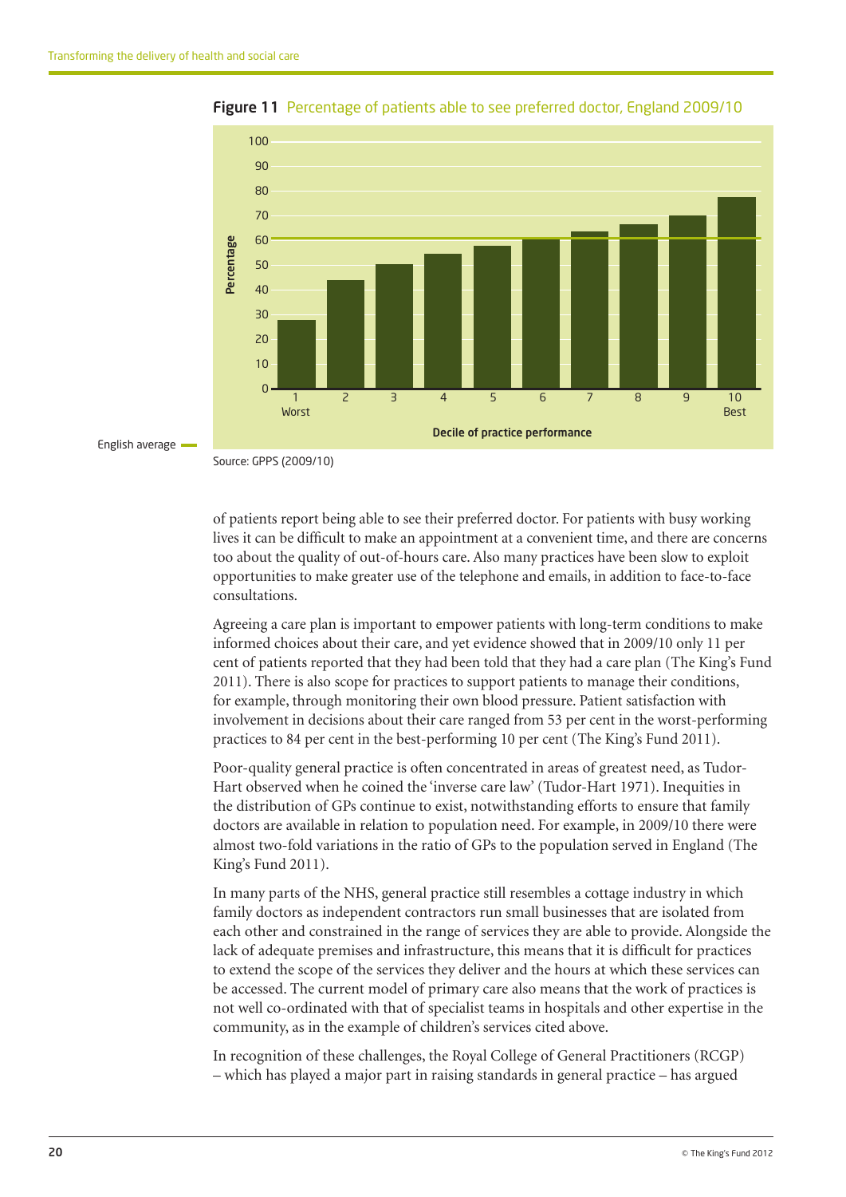**Figure 11** Percentage of patients able to see preferred doctor, England 2009/10

Source: GPPS (2009/10)

of patients report being able to see their preferred doctor. For patients with busy working lives it can be difficult to make an appointment at a convenient time, and there are concerns too about the quality of out-of-hours care. Also many practices have been slow to exploit opportunities to make greater use of the telephone and emails, in addition to face-to-face consultations.

Agreeing a care plan is important to empower patients with long-term conditions to make informed choices about their care, and yet evidence showed that in 2009/10 only 11 per cent of patients reported that they had been told that they had a care plan (The King's Fund 2011). There is also scope for practices to support patients to manage their conditions, for example, through monitoring their own blood pressure. Patient satisfaction with involvement in decisions about their care ranged from 53 per cent in the worst-performing practices to 84 per cent in the best-performing 10 per cent (The King's Fund 2011).

Poor-quality general practice is often concentrated in areas of greatest need, as Tudor-Hart observed when he coined the 'inverse care law' (Tudor-Hart 1971). Inequities in the distribution of GPs continue to exist, notwithstanding efforts to ensure that family doctors are available in relation to population need. For example, in 2009/10 there were almost two-fold variations in the ratio of GPs to the population served in England (The King's Fund 2011).

In many parts of the NHS, general practice still resembles a cottage industry in which family doctors as independent contractors run small businesses that are isolated from each other and constrained in the range of services they are able to provide. Alongside the lack of adequate premises and infrastructure, this means that it is difficult for practices to extend the scope of the services they deliver and the hours at which these services can be accessed. The current model of primary care also means that the work of practices is not well co-ordinated with that of specialist teams in hospitals and other expertise in the community, as in the example of children's services cited above.

In recognition of these challenges, the Royal College of General Practitioners (RCGP) – which has played a major part in raising standards in general practice – has argued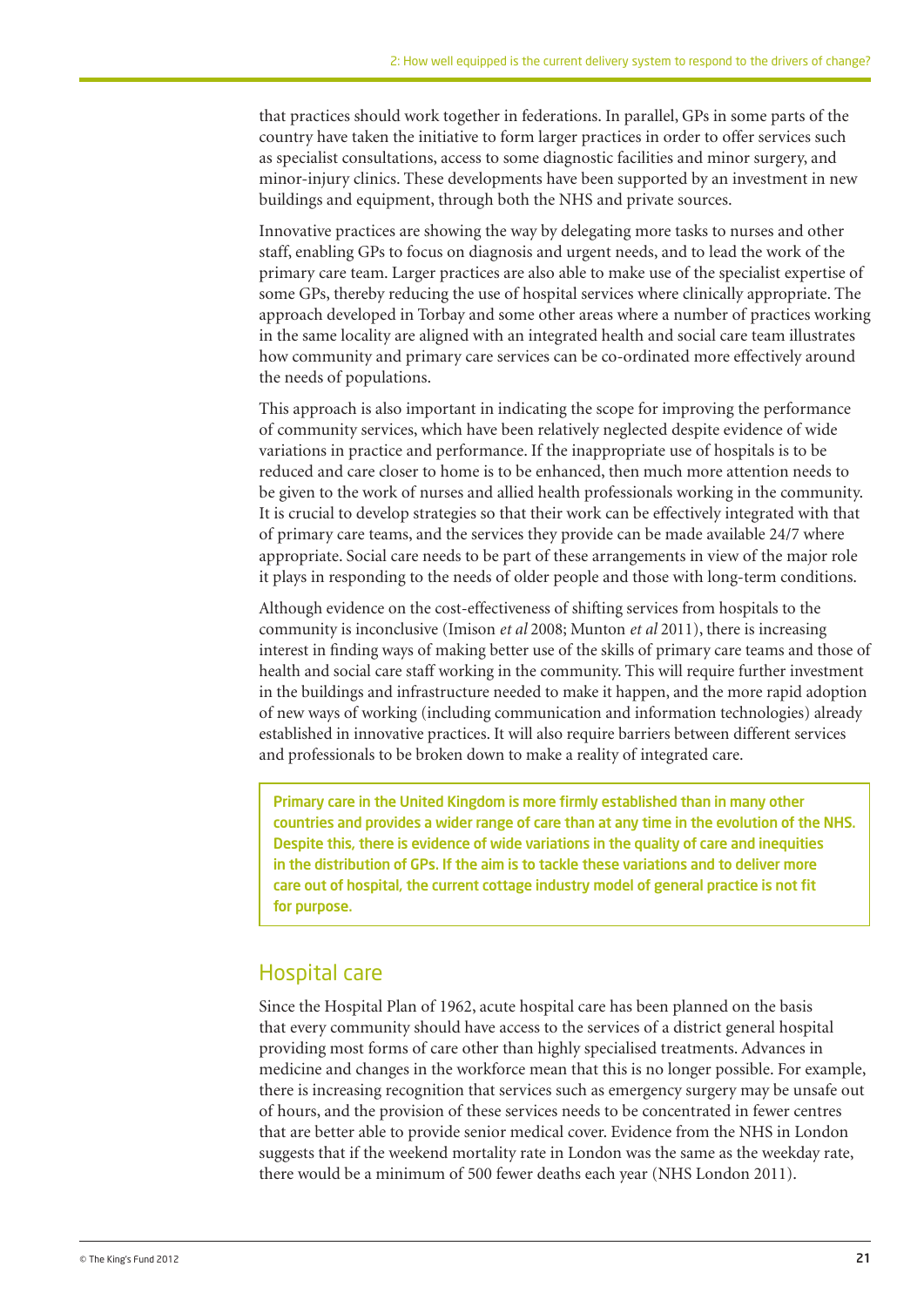that practices should work together in federations. In parallel, GPs in some parts of the country have taken the initiative to form larger practices in order to offer services such as specialist consultations, access to some diagnostic facilities and minor surgery, and minor-injury clinics. These developments have been supported by an investment in new buildings and equipment, through both the NHS and private sources.

Innovative practices are showing the way by delegating more tasks to nurses and other staff, enabling GPs to focus on diagnosis and urgent needs, and to lead the work of the primary care team. Larger practices are also able to make use of the specialist expertise of some GPs, thereby reducing the use of hospital services where clinically appropriate. The approach developed in Torbay and some other areas where a number of practices working in the same locality are aligned with an integrated health and social care team illustrates how community and primary care services can be co-ordinated more effectively around the needs of populations.

This approach is also important in indicating the scope for improving the performance of community services, which have been relatively neglected despite evidence of wide variations in practice and performance. If the inappropriate use of hospitals is to be reduced and care closer to home is to be enhanced, then much more attention needs to be given to the work of nurses and allied health professionals working in the community. It is crucial to develop strategies so that their work can be effectively integrated with that of primary care teams, and the services they provide can be made available 24/7 where appropriate. Social care needs to be part of these arrangements in view of the major role it plays in responding to the needs of older people and those with long-term conditions.

Although evidence on the cost-effectiveness of shifting services from hospitals to the community is inconclusive (Imison *et al* 2008; Munton *et al* 2011), there is increasing interest in finding ways of making better use of the skills of primary care teams and those of health and social care staff working in the community. This will require further investment in the buildings and infrastructure needed to make it happen, and the more rapid adoption of new ways of working (including communication and information technologies) already established in innovative practices. It will also require barriers between different services and professionals to be broken down to make a reality of integrated care.

> **Primary care in the United Kingdom is more firmly established than in many other countries and provides a wider range of care than at any time in the evolution of the NHS. Despite this, there is evidence of wide variations in the quality of care and inequities in the distribution of GPs. If the aim is to tackle these variations and to deliver more care out of hospital, the current cottage industry model of general practice is not fit for purpose.**

## Hospital care

Since the Hospital Plan of 1962, acute hospital care has been planned on the basis that every community should have access to the services of a district general hospital providing most forms of care other than highly specialised treatments. Advances in medicine and changes in the workforce mean that this is no longer possible. For example, there is increasing recognition that services such as emergency surgery may be unsafe out of hours, and the provision of these services needs to be concentrated in fewer centres that are better able to provide senior medical cover. Evidence from the NHS in London suggests that if the weekend mortality rate in London was the same as the weekday rate, there would be a minimum of 500 fewer deaths each year (NHS London 2011).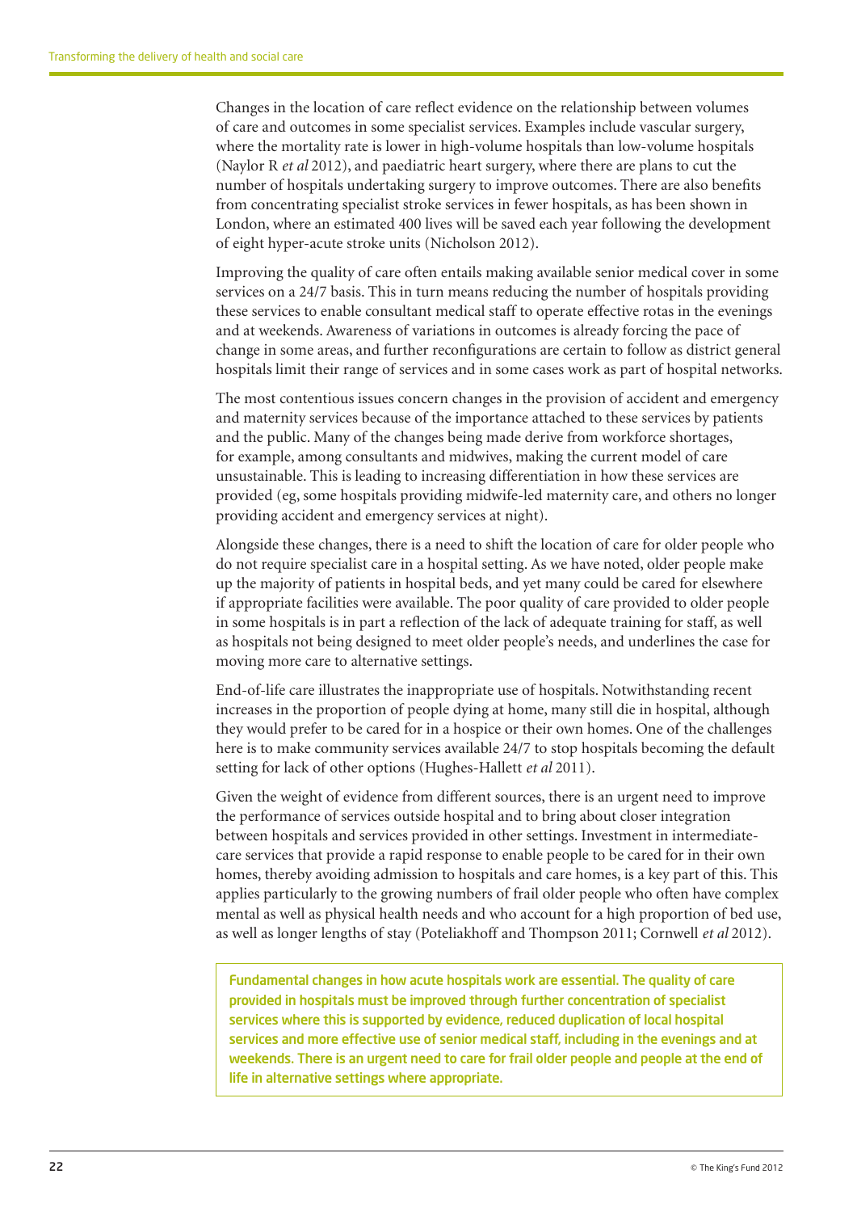Changes in the location of care reflect evidence on the relationship between volumes of care and outcomes in some specialist services. Examples include vascular surgery, where the mortality rate is lower in high-volume hospitals than low-volume hospitals (Naylor R *et al* 2012), and paediatric heart surgery, where there are plans to cut the number of hospitals undertaking surgery to improve outcomes. There are also benefits from concentrating specialist stroke services in fewer hospitals, as has been shown in London, where an estimated 400 lives will be saved each year following the development of eight hyper-acute stroke units (Nicholson 2012).

Improving the quality of care often entails making available senior medical cover in some services on a 24/7 basis. This in turn means reducing the number of hospitals providing these services to enable consultant medical staff to operate effective rotas in the evenings and at weekends. Awareness of variations in outcomes is already forcing the pace of change in some areas, and further reconfigurations are certain to follow as district general hospitals limit their range of services and in some cases work as part of hospital networks.

The most contentious issues concern changes in the provision of accident and emergency and maternity services because of the importance attached to these services by patients and the public. Many of the changes being made derive from workforce shortages, for example, among consultants and midwives, making the current model of care unsustainable. This is leading to increasing differentiation in how these services are provided (eg, some hospitals providing midwife-led maternity care, and others no longer providing accident and emergency services at night).

Alongside these changes, there is a need to shift the location of care for older people who do not require specialist care in a hospital setting. As we have noted, older people make up the majority of patients in hospital beds, and yet many could be cared for elsewhere if appropriate facilities were available. The poor quality of care provided to older people in some hospitals is in part a reflection of the lack of adequate training for staff, as well as hospitals not being designed to meet older people's needs, and underlines the case for moving more care to alternative settings.

End-of-life care illustrates the inappropriate use of hospitals. Notwithstanding recent increases in the proportion of people dying at home, many still die in hospital, although they would prefer to be cared for in a hospice or their own homes. One of the challenges here is to make community services available 24/7 to stop hospitals becoming the default setting for lack of other options (Hughes-Hallett *et al* 2011).

Given the weight of evidence from different sources, there is an urgent need to improve the performance of services outside hospital and to bring about closer integration between hospitals and services provided in other settings. Investment in intermediate-care services that provide a rapid response to enable people to be cared for in their own homes, thereby avoiding admission to hospitals and care homes, is a key part of this. This applies particularly to the growing numbers of frail older people who often have complex mental as well as physical health needs and who account for a high proportion of bed use, as well as longer lengths of stay (Poteliakhoff and Thompson 2011; Cornwell *et al* 2012).

> **Fundamental changes in how acute hospitals work are essential. The quality of care provided in hospitals must be improved through further concentration of specialist services where this is supported by evidence, reduced duplication of local hospital services and more effective use of senior medical staff, including in the evenings and at weekends. There is an urgent need to care for frail older people and people at the end of life in alternative settings where appropriate.**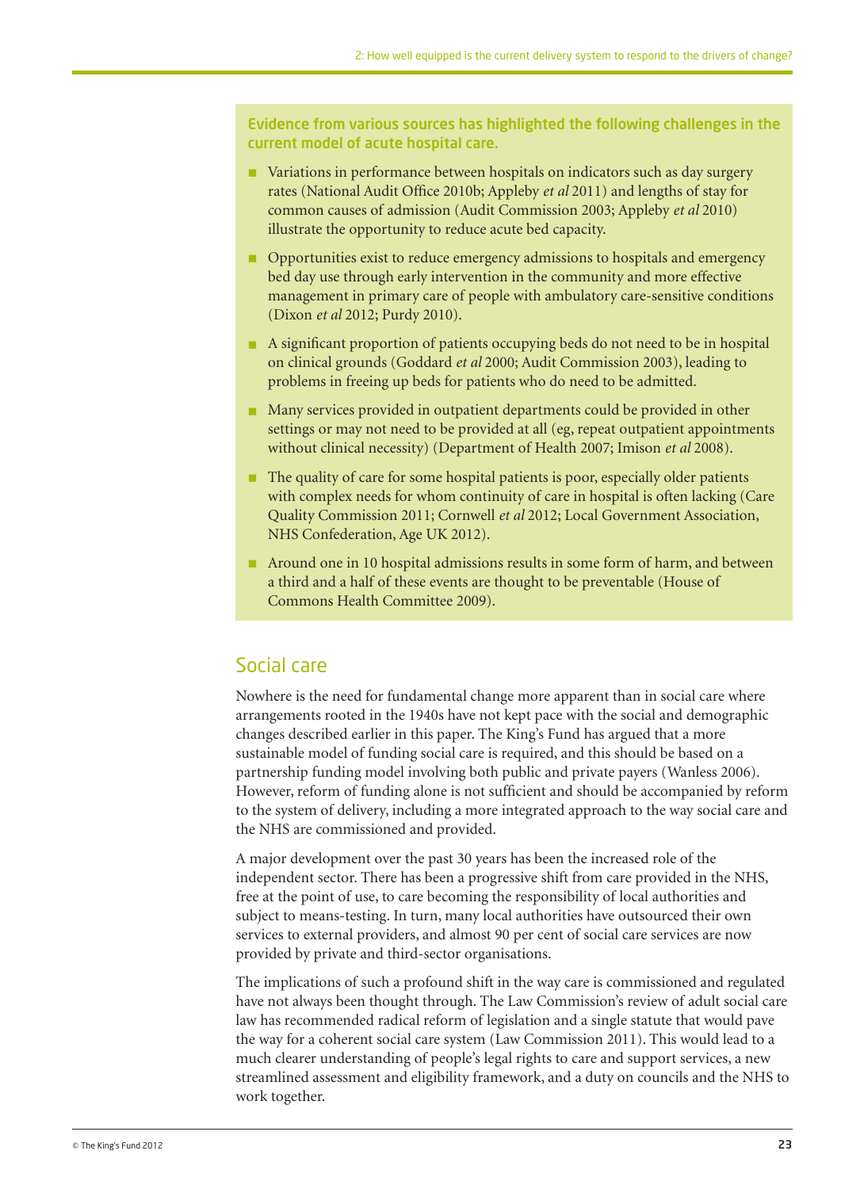**Evidence from various sources has highlighted the following challenges in the current model of acute hospital care.**

- Variations in performance between hospitals on indicators such as day surgery rates (National Audit Office 2010b; Appleby *et al* 2011) and lengths of stay for common causes of admission (Audit Commission 2003; Appleby *et al* 2010) illustrate the opportunity to reduce acute bed capacity.
- Opportunities exist to reduce emergency admissions to hospitals and emergency bed day use through early intervention in the community and more effective management in primary care of people with ambulatory care-sensitive conditions (Dixon *et al* 2012; Purdy 2010).
- A significant proportion of patients occupying beds do not need to be in hospital on clinical grounds (Goddard *et al* 2000; Audit Commission 2003), leading to problems in freeing up beds for patients who do need to be admitted.
- Many services provided in outpatient departments could be provided in other settings or may not need to be provided at all (eg, repeat outpatient appointments without clinical necessity) (Department of Health 2007; Imison *et al* 2008).
- The quality of care for some hospital patients is poor, especially older patients with complex needs for whom continuity of care in hospital is often lacking (Care Quality Commission 2011; Cornwell *et al* 2012; Local Government Association, NHS Confederation, Age UK 2012).
- Around one in 10 hospital admissions results in some form of harm, and between a third and a half of these events are thought to be preventable (House of Commons Health Committee 2009).

## Social care

Nowhere is the need for fundamental change more apparent than in social care where arrangements rooted in the 1940s have not kept pace with the social and demographic changes described earlier in this paper. The King's Fund has argued that a more sustainable model of funding social care is required, and this should be based on a partnership funding model involving both public and private payers (Wanless 2006). However, reform of funding alone is not sufficient and should be accompanied by reform to the system of delivery, including a more integrated approach to the way social care and the NHS are commissioned and provided.

A major development over the past 30 years has been the increased role of the independent sector. There has been a progressive shift from care provided in the NHS, free at the point of use, to care becoming the responsibility of local authorities and subject to means-testing. In turn, many local authorities have outsourced their own services to external providers, and almost 90 per cent of social care services are now provided by private and third-sector organisations.

The implications of such a profound shift in the way care is commissioned and regulated have not always been thought through. The Law Commission's review of adult social care law has recommended radical reform of legislation and a single statute that would pave the way for a coherent social care system (Law Commission 2011). This would lead to a much clearer understanding of people's legal rights to care and support services, a new streamlined assessment and eligibility framework, and a duty on councils and the NHS to work together.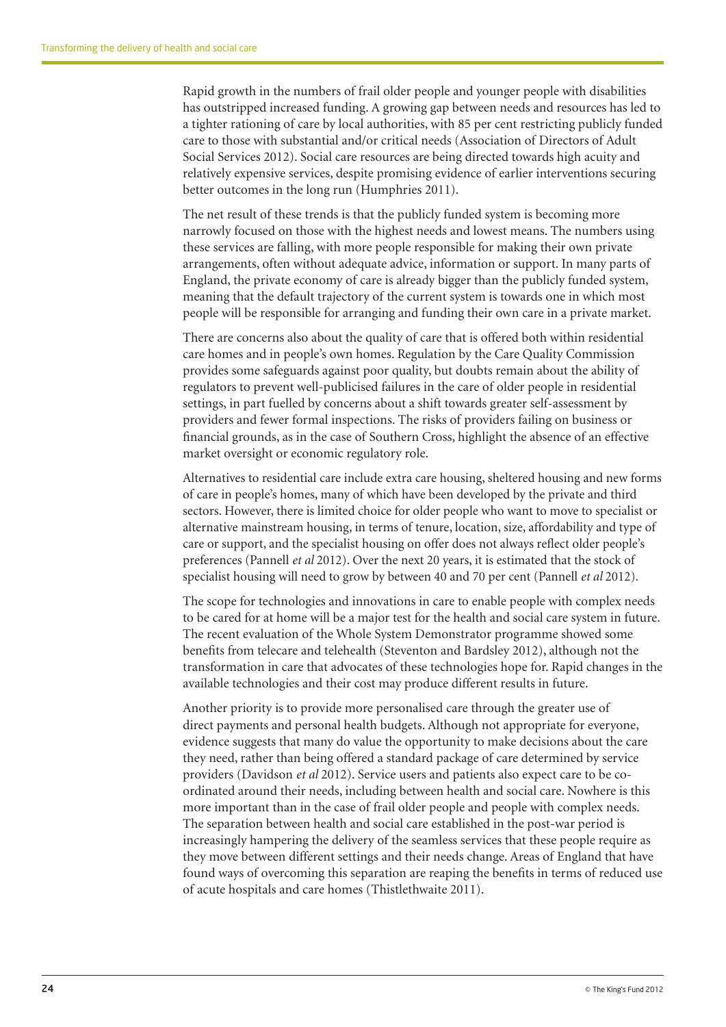Rapid growth in the numbers of frail older people and younger people with disabilities has outstripped increased funding. A growing gap between needs and resources has led to a tighter rationing of care by local authorities, with 85 per cent restricting publicly funded care to those with substantial and/or critical needs (Association of Directors of Adult Social Services 2012). Social care resources are being directed towards high acuity and relatively expensive services, despite promising evidence of earlier interventions securing better outcomes in the long run (Humphries 2011).

The net result of these trends is that the publicly funded system is becoming more narrowly focused on those with the highest needs and lowest means. The numbers using these services are falling, with more people responsible for making their own private arrangements, often without adequate advice, information or support. In many parts of England, the private economy of care is already bigger than the publicly funded system, meaning that the default trajectory of the current system is towards one in which most people will be responsible for arranging and funding their own care in a private market.

There are concerns also about the quality of care that is offered both within residential care homes and in people's own homes. Regulation by the Care Quality Commission provides some safeguards against poor quality, but doubts remain about the ability of regulators to prevent well-publicised failures in the care of older people in residential settings, in part fuelled by concerns about a shift towards greater self-assessment by providers and fewer formal inspections. The risks of providers failing on business or financial grounds, as in the case of Southern Cross, highlight the absence of an effective market oversight or economic regulatory role.

Alternatives to residential care include extra care housing, sheltered housing and new forms of care in people's homes, many of which have been developed by the private and third sectors. However, there is limited choice for older people who want to move to specialist or alternative mainstream housing, in terms of tenure, location, size, affordability and type of care or support, and the specialist housing on offer does not always reflect older people's preferences (Pannell *et al* 2012). Over the next 20 years, it is estimated that the stock of specialist housing will need to grow by between 40 and 70 per cent (Pannell *et al* 2012).

The scope for technologies and innovations in care to enable people with complex needs to be cared for at home will be a major test for the health and social care system in future. The recent evaluation of the Whole System Demonstrator programme showed some benefits from telecare and telehealth (Steventon and Bardsley 2012), although not the transformation in care that advocates of these technologies hope for. Rapid changes in the available technologies and their cost may produce different results in future.

Another priority is to provide more personalised care through the greater use of direct payments and personal health budgets. Although not appropriate for everyone, evidence suggests that many do value the opportunity to make decisions about the care they need, rather than being offered a standard package of care determined by service providers (Davidson *et al* 2012). Service users and patients also expect care to be co-ordinated around their needs, including between health and social care. Nowhere is this more important than in the case of frail older people and people with complex needs. The separation between health and social care established in the post-war period is increasingly hampering the delivery of the seamless services that these people require as they move between different settings and their needs change. Areas of England that have found ways of overcoming this separation are reaping the benefits in terms of reduced use of acute hospitals and care homes (Thistlethwaite 2011).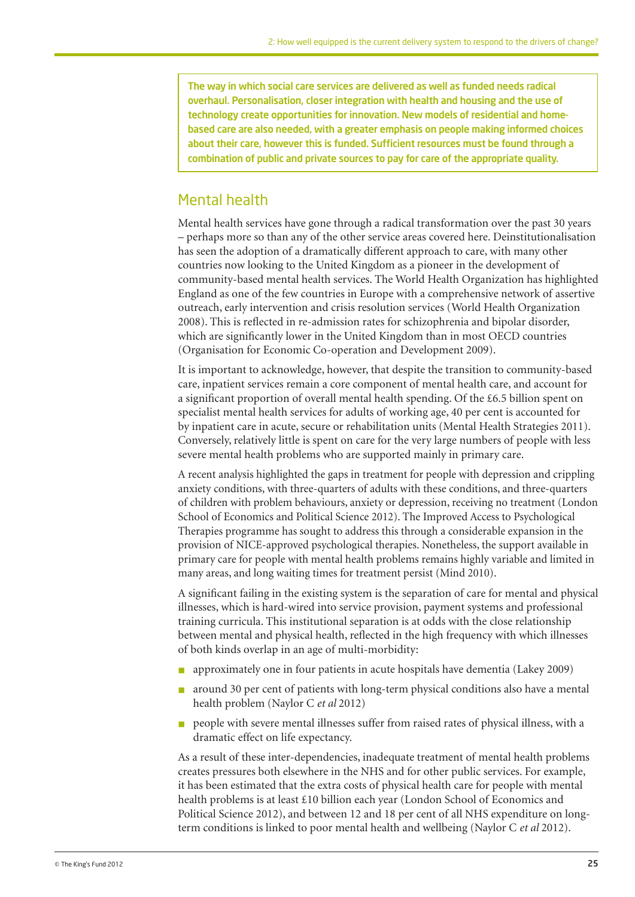**The way in which social care services are delivered as well as funded needs radical overhaul. Personalisation, closer integration with health and housing and the use of technology create opportunities for innovation. New models of residential and home-based care are also needed, with a greater emphasis on people making informed choices about their care, however this is funded. Sufficient resources must be found through a combination of public and private sources to pay for care of the appropriate quality.**

## Mental health

Mental health services have gone through a radical transformation over the past 30 years – perhaps more so than any of the other service areas covered here. Deinstitutionalisation has seen the adoption of a dramatically different approach to care, with many other countries now looking to the United Kingdom as a pioneer in the development of community-based mental health services. The World Health Organization has highlighted England as one of the few countries in Europe with a comprehensive network of assertive outreach, early intervention and crisis resolution services (World Health Organization 2008). This is reflected in re-admission rates for schizophrenia and bipolar disorder, which are significantly lower in the United Kingdom than in most OECD countries (Organisation for Economic Co-operation and Development 2009).

It is important to acknowledge, however, that despite the transition to community-based care, inpatient services remain a core component of mental health care, and account for a significant proportion of overall mental health spending. Of the £6.5 billion spent on specialist mental health services for adults of working age, 40 per cent is accounted for by inpatient care in acute, secure or rehabilitation units (Mental Health Strategies 2011). Conversely, relatively little is spent on care for the very large numbers of people with less severe mental health problems who are supported mainly in primary care.

A recent analysis highlighted the gaps in treatment for people with depression and crippling anxiety conditions, with three-quarters of adults with these conditions, and three-quarters of children with problem behaviours, anxiety or depression, receiving no treatment (London School of Economics and Political Science 2012). The Improved Access to Psychological Therapies programme has sought to address this through a considerable expansion in the provision of NICE-approved psychological therapies. Nonetheless, the support available in primary care for people with mental health problems remains highly variable and limited in many areas, and long waiting times for treatment persist (Mind 2010).

A significant failing in the existing system is the separation of care for mental and physical illnesses, which is hard-wired into service provision, payment systems and professional training curricula. This institutional separation is at odds with the close relationship between mental and physical health, reflected in the high frequency with which illnesses of both kinds overlap in an age of multi-morbidity:

- approximately one in four patients in acute hospitals have dementia (Lakey 2009)
- around 30 per cent of patients with long-term physical conditions also have a mental health problem (Naylor C *et al* 2012)
- people with severe mental illnesses suffer from raised rates of physical illness, with a dramatic effect on life expectancy.

As a result of these inter-dependencies, inadequate treatment of mental health problems creates pressures both elsewhere in the NHS and for other public services. For example, it has been estimated that the extra costs of physical health care for people with mental health problems is at least £10 billion each year (London School of Economics and Political Science 2012), and between 12 and 18 per cent of all NHS expenditure on long-term conditions is linked to poor mental health and wellbeing (Naylor C *et al* 2012).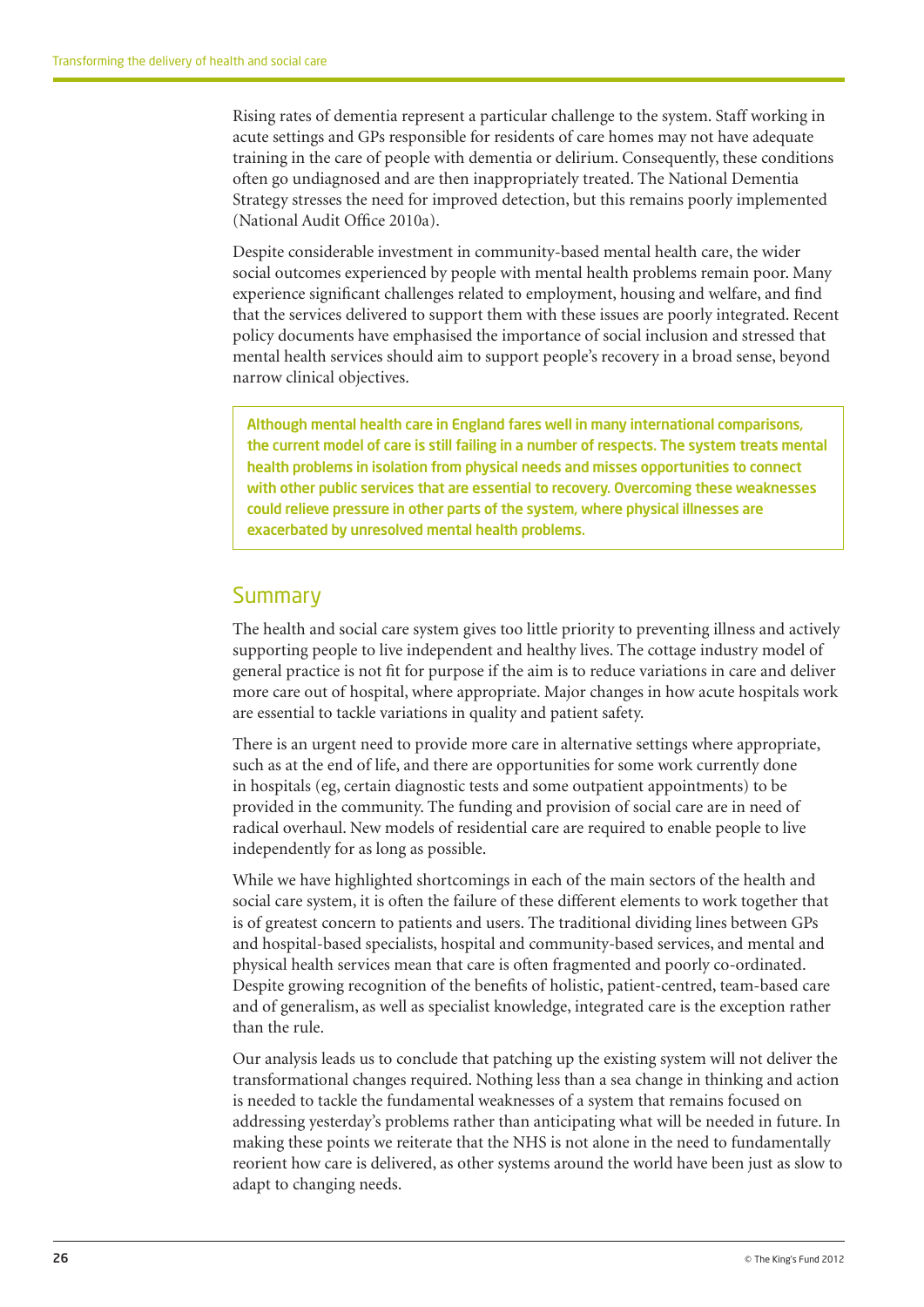Rising rates of dementia represent a particular challenge to the system. Staff working in acute settings and GPs responsible for residents of care homes may not have adequate training in the care of people with dementia or delirium. Consequently, these conditions often go undiagnosed and are then inappropriately treated. The National Dementia Strategy stresses the need for improved detection, but this remains poorly implemented (National Audit Office 2010a).

Despite considerable investment in community-based mental health care, the wider social outcomes experienced by people with mental health problems remain poor. Many experience significant challenges related to employment, housing and welfare, and find that the services delivered to support them with these issues are poorly integrated. Recent policy documents have emphasised the importance of social inclusion and stressed that mental health services should aim to support people's recovery in a broad sense, beyond narrow clinical objectives.

> **Although mental health care in England fares well in many international comparisons, the current model of care is still failing in a number of respects. The system treats mental health problems in isolation from physical needs and misses opportunities to connect with other public services that are essential to recovery. Overcoming these weaknesses could relieve pressure in other parts of the system, where physical illnesses are exacerbated by unresolved mental health problems.**

## Summary

The health and social care system gives too little priority to preventing illness and actively supporting people to live independent and healthy lives. The cottage industry model of general practice is not fit for purpose if the aim is to reduce variations in care and deliver more care out of hospital, where appropriate. Major changes in how acute hospitals work are essential to tackle variations in quality and patient safety.

There is an urgent need to provide more care in alternative settings where appropriate, such as at the end of life, and there are opportunities for some work currently done in hospitals (eg, certain diagnostic tests and some outpatient appointments) to be provided in the community. The funding and provision of social care are in need of radical overhaul. New models of residential care are required to enable people to live independently for as long as possible.

While we have highlighted shortcomings in each of the main sectors of the health and social care system, it is often the failure of these different elements to work together that is of greatest concern to patients and users. The traditional dividing lines between GPs and hospital-based specialists, hospital and community-based services, and mental and physical health services mean that care is often fragmented and poorly co-ordinated. Despite growing recognition of the benefits of holistic, patient-centred, team-based care and of generalism, as well as specialist knowledge, integrated care is the exception rather than the rule.

Our analysis leads us to conclude that patching up the existing system will not deliver the transformational changes required. Nothing less than a sea change in thinking and action is needed to tackle the fundamental weaknesses of a system that remains focused on addressing yesterday's problems rather than anticipating what will be needed in future. In making these points we reiterate that the NHS is not alone in the need to fundamentally reorient how care is delivered, as other systems around the world have been just as slow to adapt to changing needs.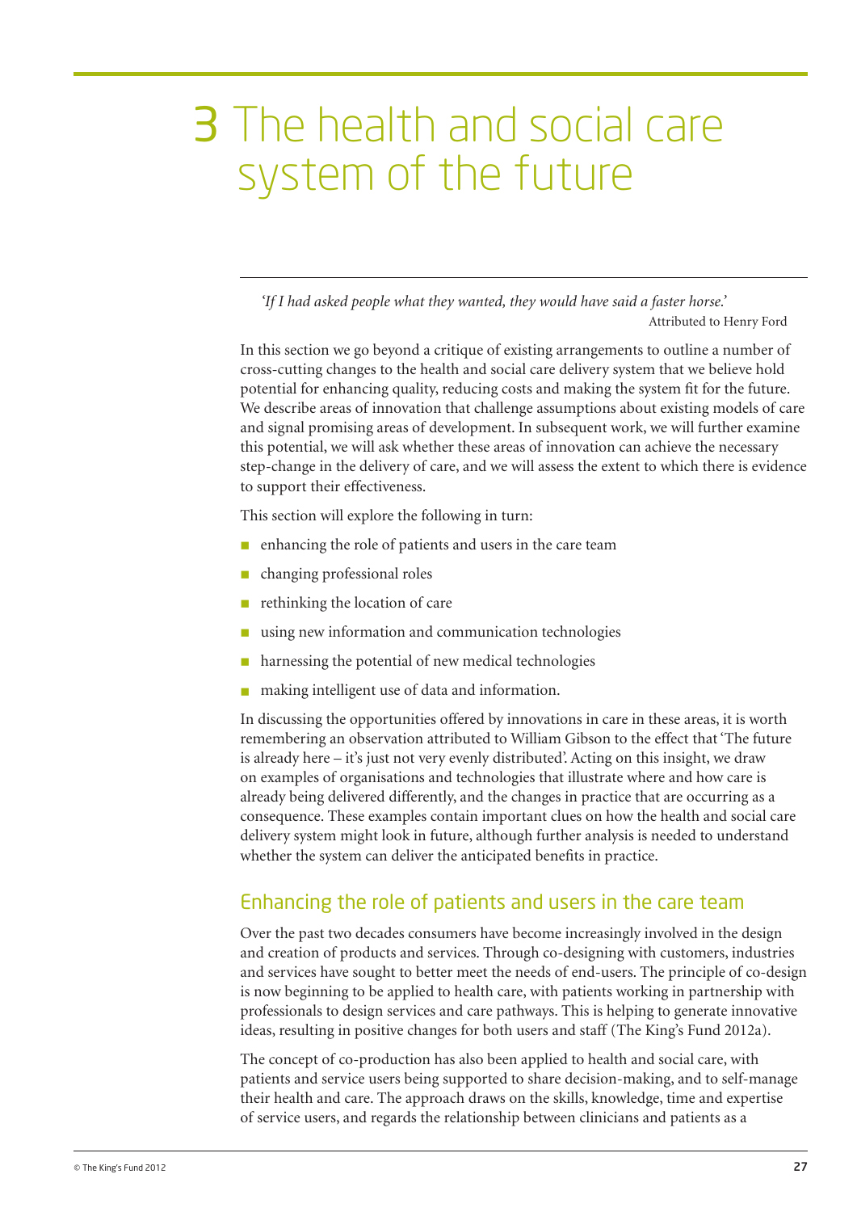# 3 The health and social care system of the future

*'If I had asked people what they wanted, they would have said a faster horse.'*

Attributed to Henry Ford

In this section we go beyond a critique of existing arrangements to outline a number of cross-cutting changes to the health and social care delivery system that we believe hold potential for enhancing quality, reducing costs and making the system fit for the future. We describe areas of innovation that challenge assumptions about existing models of care and signal promising areas of development. In subsequent work, we will further examine this potential, we will ask whether these areas of innovation can achieve the necessary step-change in the delivery of care, and we will assess the extent to which there is evidence to support their effectiveness.

This section will explore the following in turn:

- enhancing the role of patients and users in the care team
- changing professional roles
- rethinking the location of care
- using new information and communication technologies
- harnessing the potential of new medical technologies
- making intelligent use of data and information.

In discussing the opportunities offered by innovations in care in these areas, it is worth remembering an observation attributed to William Gibson to the effect that 'The future is already here – it's just not very evenly distributed'. Acting on this insight, we draw on examples of organisations and technologies that illustrate where and how care is already being delivered differently, and the changes in practice that are occurring as a consequence. These examples contain important clues on how the health and social care delivery system might look in future, although further analysis is needed to understand whether the system can deliver the anticipated benefits in practice.

## Enhancing the role of patients and users in the care team

Over the past two decades consumers have become increasingly involved in the design and creation of products and services. Through co-designing with customers, industries and services have sought to better meet the needs of end-users. The principle of co-design is now beginning to be applied to health care, with patients working in partnership with professionals to design services and care pathways. This is helping to generate innovative ideas, resulting in positive changes for both users and staff (The King's Fund 2012a).

The concept of co-production has also been applied to health and social care, with patients and service users being supported to share decision-making, and to self-manage their health and care. The approach draws on the skills, knowledge, time and expertise of service users, and regards the relationship between clinicians and patients as a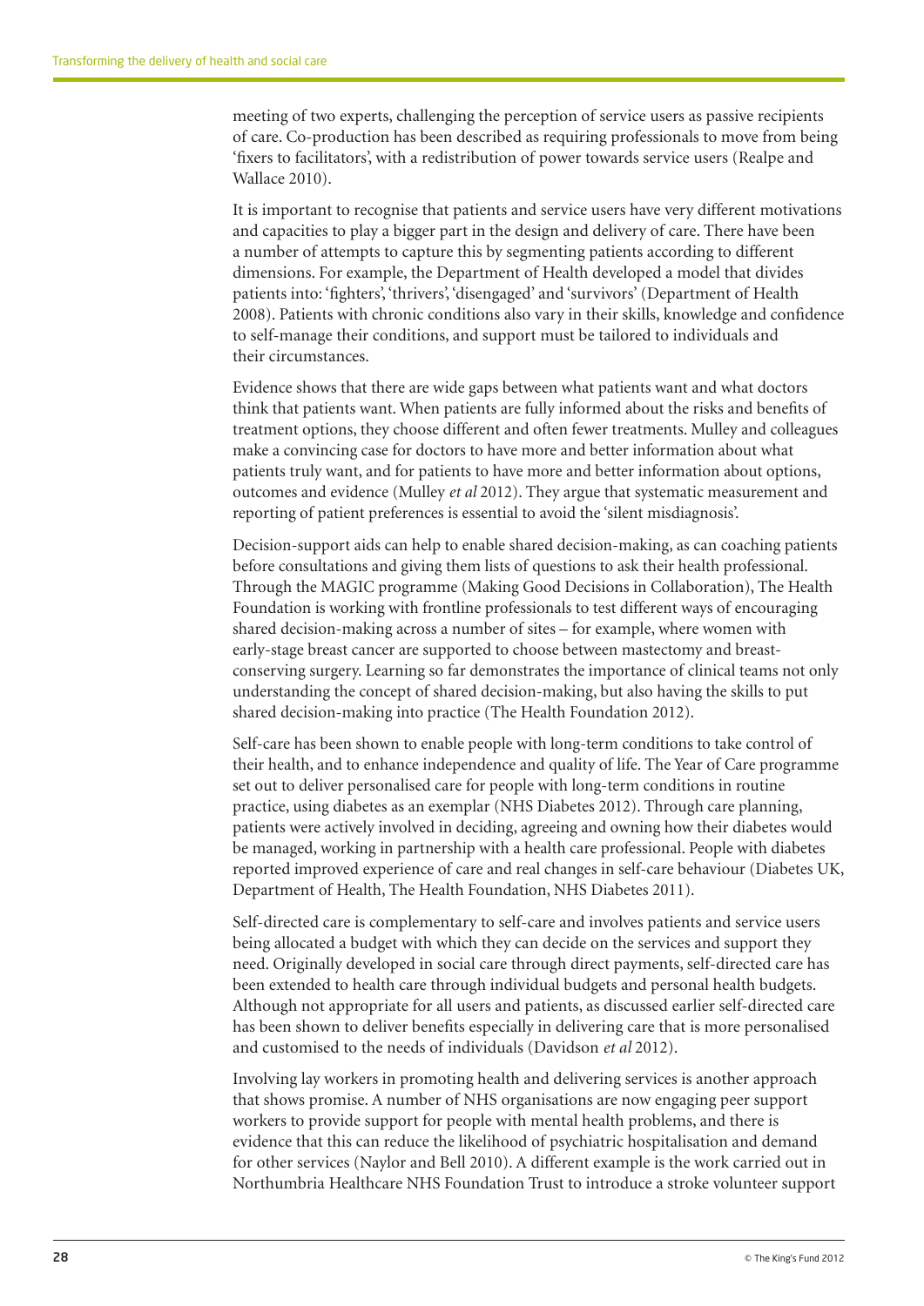meeting of two experts, challenging the perception of service users as passive recipients of care. Co-production has been described as requiring professionals to move from being 'fixers to facilitators', with a redistribution of power towards service users (Realpe and Wallace 2010).

It is important to recognise that patients and service users have very different motivations and capacities to play a bigger part in the design and delivery of care. There have been a number of attempts to capture this by segmenting patients according to different dimensions. For example, the Department of Health developed a model that divides patients into: 'fighters', 'thrivers', 'disengaged' and 'survivors' (Department of Health 2008). Patients with chronic conditions also vary in their skills, knowledge and confidence to self-manage their conditions, and support must be tailored to individuals and their circumstances.

Evidence shows that there are wide gaps between what patients want and what doctors think that patients want. When patients are fully informed about the risks and benefits of treatment options, they choose different and often fewer treatments. Mulley and colleagues make a convincing case for doctors to have more and better information about what patients truly want, and for patients to have more and better information about options, outcomes and evidence (Mulley *et al* 2012). They argue that systematic measurement and reporting of patient preferences is essential to avoid the 'silent misdiagnosis'.

Decision-support aids can help to enable shared decision-making, as can coaching patients before consultations and giving them lists of questions to ask their health professional. Through the MAGIC programme (Making Good Decisions in Collaboration), The Health Foundation is working with frontline professionals to test different ways of encouraging shared decision-making across a number of sites – for example, where women with early-stage breast cancer are supported to choose between mastectomy and breast-conserving surgery. Learning so far demonstrates the importance of clinical teams not only understanding the concept of shared decision-making, but also having the skills to put shared decision-making into practice (The Health Foundation 2012).

Self-care has been shown to enable people with long-term conditions to take control of their health, and to enhance independence and quality of life. The Year of Care programme set out to deliver personalised care for people with long-term conditions in routine practice, using diabetes as an exemplar (NHS Diabetes 2012). Through care planning, patients were actively involved in deciding, agreeing and owning how their diabetes would be managed, working in partnership with a health care professional. People with diabetes reported improved experience of care and real changes in self-care behaviour (Diabetes UK, Department of Health, The Health Foundation, NHS Diabetes 2011).

Self-directed care is complementary to self-care and involves patients and service users being allocated a budget with which they can decide on the services and support they need. Originally developed in social care through direct payments, self-directed care has been extended to health care through individual budgets and personal health budgets. Although not appropriate for all users and patients, as discussed earlier self-directed care has been shown to deliver benefits especially in delivering care that is more personalised and customised to the needs of individuals (Davidson *et al* 2012).

Involving lay workers in promoting health and delivering services is another approach that shows promise. A number of NHS organisations are now engaging peer support workers to provide support for people with mental health problems, and there is evidence that this can reduce the likelihood of psychiatric hospitalisation and demand for other services (Naylor and Bell 2010). A different example is the work carried out in Northumbria Healthcare NHS Foundation Trust to introduce a stroke volunteer support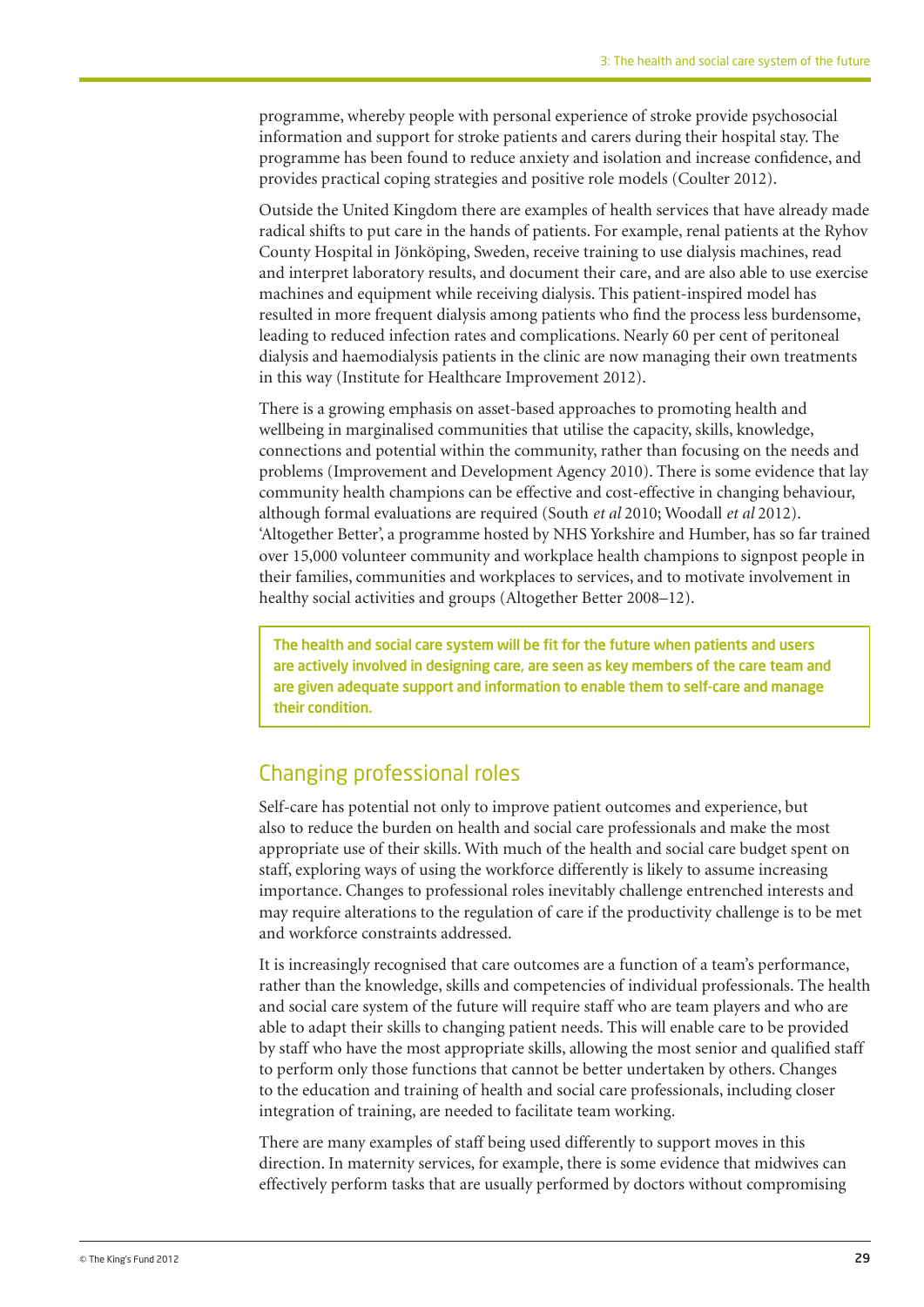programme, whereby people with personal experience of stroke provide psychosocial information and support for stroke patients and carers during their hospital stay. The programme has been found to reduce anxiety and isolation and increase confidence, and provides practical coping strategies and positive role models (Coulter 2012).

Outside the United Kingdom there are examples of health services that have already made radical shifts to put care in the hands of patients. For example, renal patients at the Ryhov County Hospital in Jönköping, Sweden, receive training to use dialysis machines, read and interpret laboratory results, and document their care, and are also able to use exercise machines and equipment while receiving dialysis. This patient-inspired model has resulted in more frequent dialysis among patients who find the process less burdensome, leading to reduced infection rates and complications. Nearly 60 per cent of peritoneal dialysis and haemodialysis patients in the clinic are now managing their own treatments in this way (Institute for Healthcare Improvement 2012).

There is a growing emphasis on asset-based approaches to promoting health and wellbeing in marginalised communities that utilise the capacity, skills, knowledge, connections and potential within the community, rather than focusing on the needs and problems (Improvement and Development Agency 2010). There is some evidence that lay community health champions can be effective and cost-effective in changing behaviour, although formal evaluations are required (South *et al* 2010; Woodall *et al* 2012). 'Altogether Better', a programme hosted by NHS Yorkshire and Humber, has so far trained over 15,000 volunteer community and workplace health champions to signpost people in their families, communities and workplaces to services, and to motivate involvement in healthy social activities and groups (Altogether Better 2008–12).

> **The health and social care system will be fit for the future when patients and users are actively involved in designing care, are seen as key members of the care team and are given adequate support and information to enable them to self-care and manage their condition.**

## Changing professional roles

Self-care has potential not only to improve patient outcomes and experience, but also to reduce the burden on health and social care professionals and make the most appropriate use of their skills. With much of the health and social care budget spent on staff, exploring ways of using the workforce differently is likely to assume increasing importance. Changes to professional roles inevitably challenge entrenched interests and may require alterations to the regulation of care if the productivity challenge is to be met and workforce constraints addressed.

It is increasingly recognised that care outcomes are a function of a team's performance, rather than the knowledge, skills and competencies of individual professionals. The health and social care system of the future will require staff who are team players and who are able to adapt their skills to changing patient needs. This will enable care to be provided by staff who have the most appropriate skills, allowing the most senior and qualified staff to perform only those functions that cannot be better undertaken by others. Changes to the education and training of health and social care professionals, including closer integration of training, are needed to facilitate team working.

There are many examples of staff being used differently to support moves in this direction. In maternity services, for example, there is some evidence that midwives can effectively perform tasks that are usually performed by doctors without compromising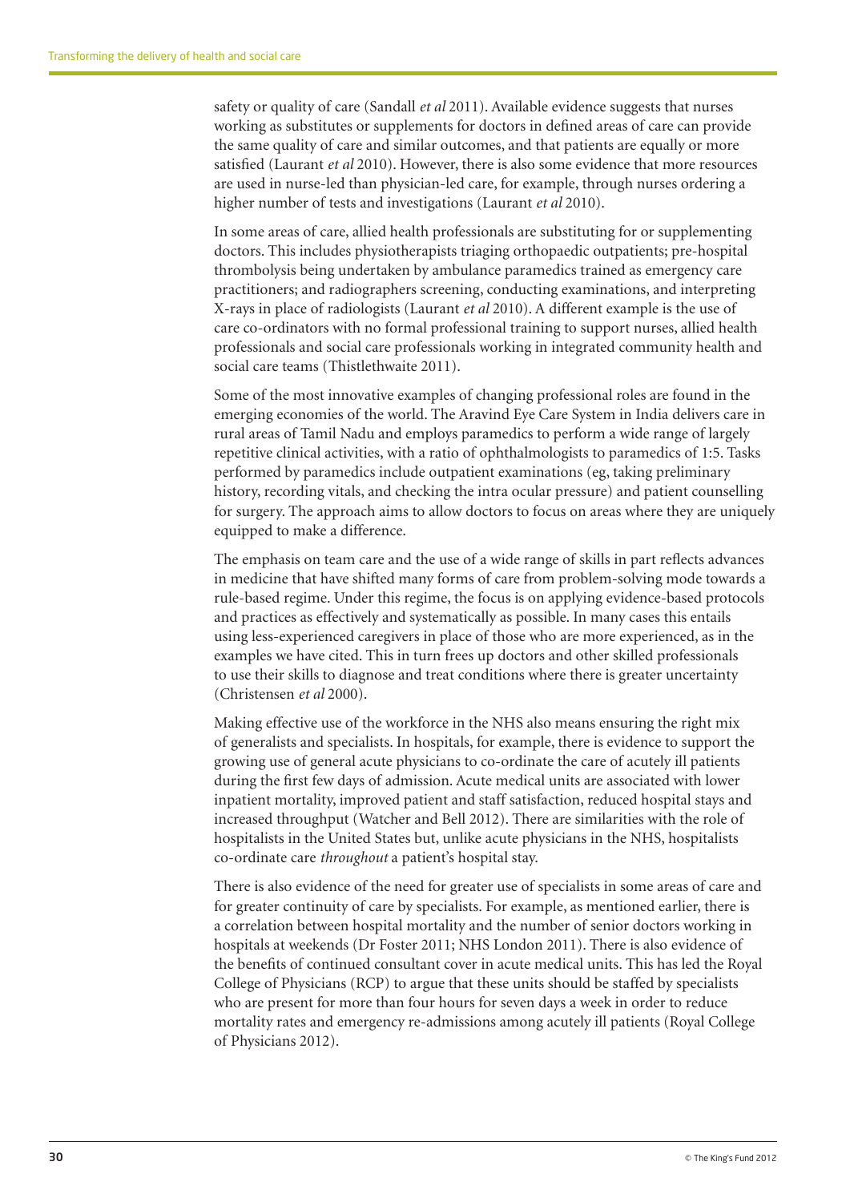safety or quality of care (Sandall *et al* 2011). Available evidence suggests that nurses working as substitutes or supplements for doctors in defined areas of care can provide the same quality of care and similar outcomes, and that patients are equally or more satisfied (Laurant *et al* 2010). However, there is also some evidence that more resources are used in nurse-led than physician-led care, for example, through nurses ordering a higher number of tests and investigations (Laurant *et al* 2010).

In some areas of care, allied health professionals are substituting for or supplementing doctors. This includes physiotherapists triaging orthopaedic outpatients; pre-hospital thrombolysis being undertaken by ambulance paramedics trained as emergency care practitioners; and radiographers screening, conducting examinations, and interpreting X-rays in place of radiologists (Laurant *et al* 2010). A different example is the use of care co-ordinators with no formal professional training to support nurses, allied health professionals and social care professionals working in integrated community health and social care teams (Thistlethwaite 2011).

Some of the most innovative examples of changing professional roles are found in the emerging economies of the world. The Aravind Eye Care System in India delivers care in rural areas of Tamil Nadu and employs paramedics to perform a wide range of largely repetitive clinical activities, with a ratio of ophthalmologists to paramedics of 1:5. Tasks performed by paramedics include outpatient examinations (eg, taking preliminary history, recording vitals, and checking the intra ocular pressure) and patient counselling for surgery. The approach aims to allow doctors to focus on areas where they are uniquely equipped to make a difference.

The emphasis on team care and the use of a wide range of skills in part reflects advances in medicine that have shifted many forms of care from problem-solving mode towards a rule-based regime. Under this regime, the focus is on applying evidence-based protocols and practices as effectively and systematically as possible. In many cases this entails using less-experienced caregivers in place of those who are more experienced, as in the examples we have cited. This in turn frees up doctors and other skilled professionals to use their skills to diagnose and treat conditions where there is greater uncertainty (Christensen *et al* 2000).

Making effective use of the workforce in the NHS also means ensuring the right mix of generalists and specialists. In hospitals, for example, there is evidence to support the growing use of general acute physicians to co-ordinate the care of acutely ill patients during the first few days of admission. Acute medical units are associated with lower inpatient mortality, improved patient and staff satisfaction, reduced hospital stays and increased throughput (Watcher and Bell 2012). There are similarities with the role of hospitalists in the United States but, unlike acute physicians in the NHS, hospitalists co-ordinate care *throughout* a patient's hospital stay.

There is also evidence of the need for greater use of specialists in some areas of care and for greater continuity of care by specialists. For example, as mentioned earlier, there is a correlation between hospital mortality and the number of senior doctors working in hospitals at weekends (Dr Foster 2011; NHS London 2011). There is also evidence of the benefits of continued consultant cover in acute medical units. This has led the Royal College of Physicians (RCP) to argue that these units should be staffed by specialists who are present for more than four hours for seven days a week in order to reduce mortality rates and emergency re-admissions among acutely ill patients (Royal College of Physicians 2012).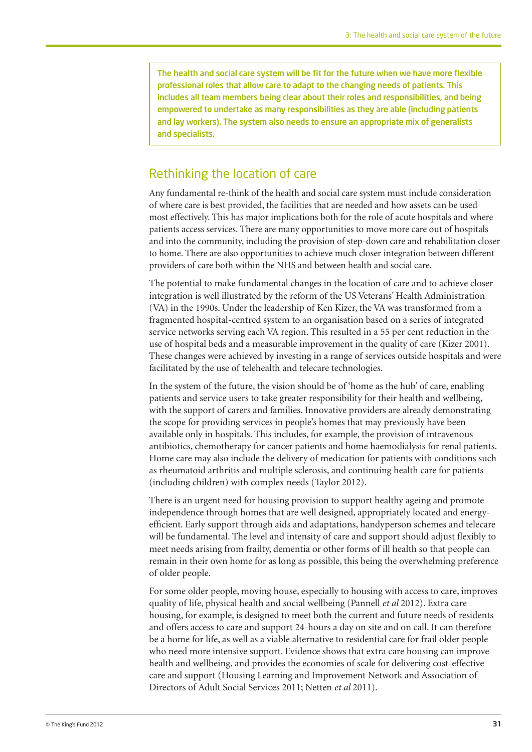**The health and social care system will be fit for the future when we have more flexible professional roles that allow care to adapt to the changing needs of patients. This includes all team members being clear about their roles and responsibilities, and being empowered to undertake as many responsibilities as they are able (including patients and lay workers). The system also needs to ensure an appropriate mix of generalists and specialists.**

## Rethinking the location of care

Any fundamental re-think of the health and social care system must include consideration of where care is best provided, the facilities that are needed and how assets can be used most effectively. This has major implications both for the role of acute hospitals and where patients access services. There are many opportunities to move more care out of hospitals and into the community, including the provision of step-down care and rehabilitation closer to home. There are also opportunities to achieve much closer integration between different providers of care both within the NHS and between health and social care.

The potential to make fundamental changes in the location of care and to achieve closer integration is well illustrated by the reform of the US Veterans' Health Administration (VA) in the 1990s. Under the leadership of Ken Kizer, the VA was transformed from a fragmented hospital-centred system to an organisation based on a series of integrated service networks serving each VA region. This resulted in a 55 per cent reduction in the use of hospital beds and a measurable improvement in the quality of care (Kizer 2001). These changes were achieved by investing in a range of services outside hospitals and were facilitated by the use of telehealth and telecare technologies.

In the system of the future, the vision should be of 'home as the hub' of care, enabling patients and service users to take greater responsibility for their health and wellbeing, with the support of carers and families. Innovative providers are already demonstrating the scope for providing services in people's homes that may previously have been available only in hospitals. This includes, for example, the provision of intravenous antibiotics, chemotherapy for cancer patients and home haemodialysis for renal patients. Home care may also include the delivery of medication for patients with conditions such as rheumatoid arthritis and multiple sclerosis, and continuing health care for patients (including children) with complex needs (Taylor 2012).

There is an urgent need for housing provision to support healthy ageing and promote independence through homes that are well designed, appropriately located and energy-efficient. Early support through aids and adaptations, handyperson schemes and telecare will be fundamental. The level and intensity of care and support should adjust flexibly to meet needs arising from frailty, dementia or other forms of ill health so that people can remain in their own home for as long as possible, this being the overwhelming preference of older people.

For some older people, moving house, especially to housing with access to care, improves quality of life, physical health and social wellbeing (Pannell *et al* 2012). Extra care housing, for example, is designed to meet both the current and future needs of residents and offers access to care and support 24-hours a day on site and on call. It can therefore be a home for life, as well as a viable alternative to residential care for frail older people who need more intensive support. Evidence shows that extra care housing can improve health and wellbeing, and provides the economies of scale for delivering cost-effective care and support (Housing Learning and Improvement Network and Association of Directors of Adult Social Services 2011; Netten *et al* 2011).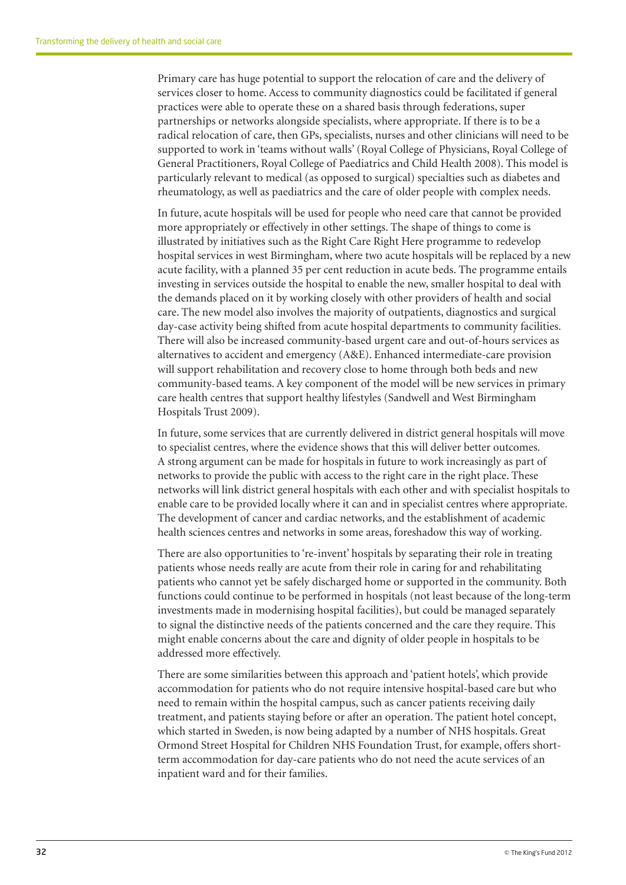Primary care has huge potential to support the relocation of care and the delivery of services closer to home. Access to community diagnostics could be facilitated if general practices were able to operate these on a shared basis through federations, super partnerships or networks alongside specialists, where appropriate. If there is to be a radical relocation of care, then GPs, specialists, nurses and other clinicians will need to be supported to work in 'teams without walls' (Royal College of Physicians, Royal College of General Practitioners, Royal College of Paediatrics and Child Health 2008). This model is particularly relevant to medical (as opposed to surgical) specialties such as diabetes and rheumatology, as well as paediatrics and the care of older people with complex needs.

In future, acute hospitals will be used for people who need care that cannot be provided more appropriately or effectively in other settings. The shape of things to come is illustrated by initiatives such as the Right Care Right Here programme to redevelop hospital services in west Birmingham, where two acute hospitals will be replaced by a new acute facility, with a planned 35 per cent reduction in acute beds. The programme entails investing in services outside the hospital to enable the new, smaller hospital to deal with the demands placed on it by working closely with other providers of health and social care. The new model also involves the majority of outpatients, diagnostics and surgical day-case activity being shifted from acute hospital departments to community facilities. There will also be increased community-based urgent care and out-of-hours services as alternatives to accident and emergency (A&E). Enhanced intermediate-care provision will support rehabilitation and recovery close to home through both beds and new community-based teams. A key component of the model will be new services in primary care health centres that support healthy lifestyles (Sandwell and West Birmingham Hospitals Trust 2009).

In future, some services that are currently delivered in district general hospitals will move to specialist centres, where the evidence shows that this will deliver better outcomes. A strong argument can be made for hospitals in future to work increasingly as part of networks to provide the public with access to the right care in the right place. These networks will link district general hospitals with each other and with specialist hospitals to enable care to be provided locally where it can and in specialist centres where appropriate. The development of cancer and cardiac networks, and the establishment of academic health sciences centres and networks in some areas, foreshadow this way of working.

There are also opportunities to 're-invent' hospitals by separating their role in treating patients whose needs really are acute from their role in caring for and rehabilitating patients who cannot yet be safely discharged home or supported in the community. Both functions could continue to be performed in hospitals (not least because of the long-term investments made in modernising hospital facilities), but could be managed separately to signal the distinctive needs of the patients concerned and the care they require. This might enable concerns about the care and dignity of older people in hospitals to be addressed more effectively.

There are some similarities between this approach and 'patient hotels', which provide accommodation for patients who do not require intensive hospital-based care but who need to remain within the hospital campus, such as cancer patients receiving daily treatment, and patients staying before or after an operation. The patient hotel concept, which started in Sweden, is now being adapted by a number of NHS hospitals. Great Ormond Street Hospital for Children NHS Foundation Trust, for example, offers short-term accommodation for day-care patients who do not need the acute services of an inpatient ward and for their families.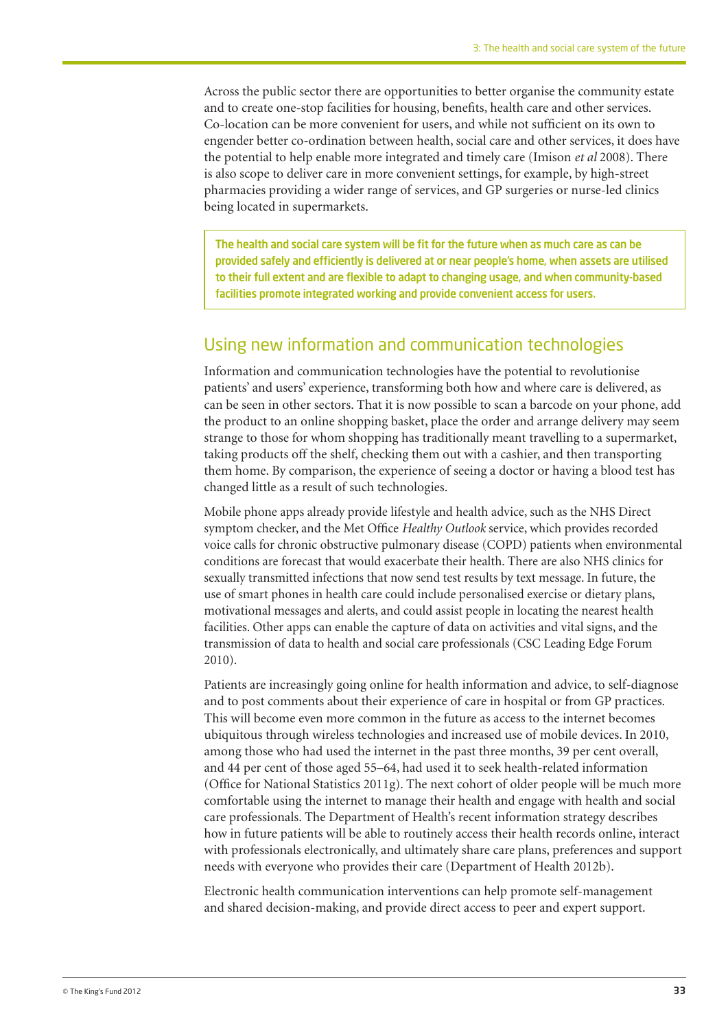Across the public sector there are opportunities to better organise the community estate and to create one-stop facilities for housing, benefits, health care and other services. Co-location can be more convenient for users, and while not sufficient on its own to engender better co-ordination between health, social care and other services, it does have the potential to help enable more integrated and timely care (Imison *et al* 2008). There is also scope to deliver care in more convenient settings, for example, by high-street pharmacies providing a wider range of services, and GP surgeries or nurse-led clinics being located in supermarkets.

> **The health and social care system will be fit for the future when as much care as can be provided safely and efficiently is delivered at or near people's home, when assets are utilised to their full extent and are flexible to adapt to changing usage, and when community-based facilities promote integrated working and provide convenient access for users.**

## Using new information and communication technologies

Information and communication technologies have the potential to revolutionise patients' and users' experience, transforming both how and where care is delivered, as can be seen in other sectors. That it is now possible to scan a barcode on your phone, add the product to an online shopping basket, place the order and arrange delivery may seem strange to those for whom shopping has traditionally meant travelling to a supermarket, taking products off the shelf, checking them out with a cashier, and then transporting them home. By comparison, the experience of seeing a doctor or having a blood test has changed little as a result of such technologies.

Mobile phone apps already provide lifestyle and health advice, such as the NHS Direct symptom checker, and the Met Office *Healthy Outlook* service, which provides recorded voice calls for chronic obstructive pulmonary disease (COPD) patients when environmental conditions are forecast that would exacerbate their health. There are also NHS clinics for sexually transmitted infections that now send test results by text message. In future, the use of smart phones in health care could include personalised exercise or dietary plans, motivational messages and alerts, and could assist people in locating the nearest health facilities. Other apps can enable the capture of data on activities and vital signs, and the transmission of data to health and social care professionals (CSC Leading Edge Forum 2010).

Patients are increasingly going online for health information and advice, to self-diagnose and to post comments about their experience of care in hospital or from GP practices. This will become even more common in the future as access to the internet becomes ubiquitous through wireless technologies and increased use of mobile devices. In 2010, among those who had used the internet in the past three months, 39 per cent overall, and 44 per cent of those aged 55–64, had used it to seek health-related information (Office for National Statistics 2011g). The next cohort of older people will be much more comfortable using the internet to manage their health and engage with health and social care professionals. The Department of Health's recent information strategy describes how in future patients will be able to routinely access their health records online, interact with professionals electronically, and ultimately share care plans, preferences and support needs with everyone who provides their care (Department of Health 2012b).

Electronic health communication interventions can help promote self-management and shared decision-making, and provide direct access to peer and expert support.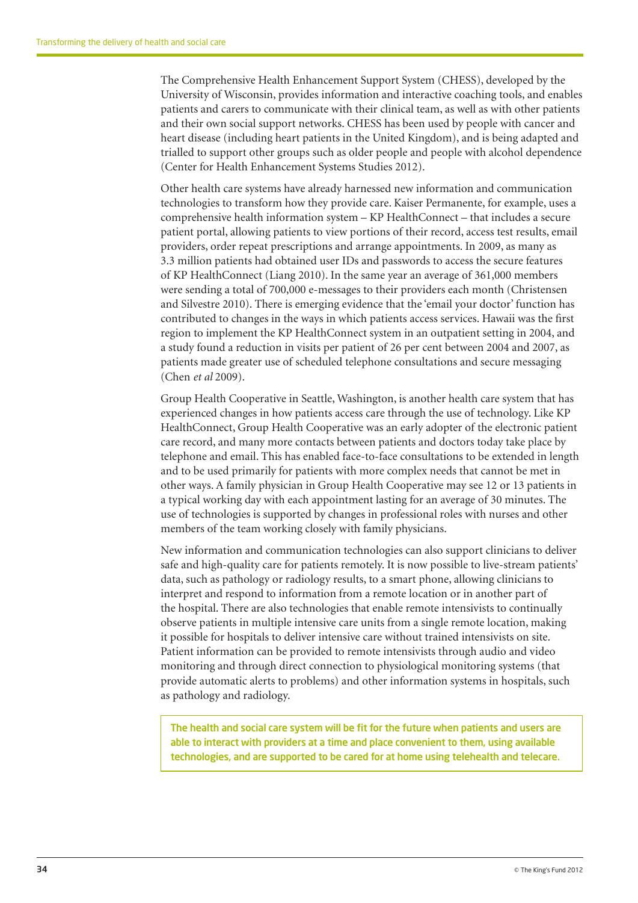The Comprehensive Health Enhancement Support System (CHESS), developed by the University of Wisconsin, provides information and interactive coaching tools, and enables patients and carers to communicate with their clinical team, as well as with other patients and their own social support networks. CHESS has been used by people with cancer and heart disease (including heart patients in the United Kingdom), and is being adapted and trialled to support other groups such as older people and people with alcohol dependence (Center for Health Enhancement Systems Studies 2012).

Other health care systems have already harnessed new information and communication technologies to transform how they provide care. Kaiser Permanente, for example, uses a comprehensive health information system – KP HealthConnect – that includes a secure patient portal, allowing patients to view portions of their record, access test results, email providers, order repeat prescriptions and arrange appointments. In 2009, as many as 3.3 million patients had obtained user IDs and passwords to access the secure features of KP HealthConnect (Liang 2010). In the same year an average of 361,000 members were sending a total of 700,000 e-messages to their providers each month (Christensen and Silvestre 2010). There is emerging evidence that the 'email your doctor' function has contributed to changes in the ways in which patients access services. Hawaii was the first region to implement the KP HealthConnect system in an outpatient setting in 2004, and a study found a reduction in visits per patient of 26 per cent between 2004 and 2007, as patients made greater use of scheduled telephone consultations and secure messaging (Chen *et al* 2009).

Group Health Cooperative in Seattle, Washington, is another health care system that has experienced changes in how patients access care through the use of technology. Like KP HealthConnect, Group Health Cooperative was an early adopter of the electronic patient care record, and many more contacts between patients and doctors today take place by telephone and email. This has enabled face-to-face consultations to be extended in length and to be used primarily for patients with more complex needs that cannot be met in other ways. A family physician in Group Health Cooperative may see 12 or 13 patients in a typical working day with each appointment lasting for an average of 30 minutes. The use of technologies is supported by changes in professional roles with nurses and other members of the team working closely with family physicians.

New information and communication technologies can also support clinicians to deliver safe and high-quality care for patients remotely. It is now possible to live-stream patients' data, such as pathology or radiology results, to a smart phone, allowing clinicians to interpret and respond to information from a remote location or in another part of the hospital. There are also technologies that enable remote intensivists to continually observe patients in multiple intensive care units from a single remote location, making it possible for hospitals to deliver intensive care without trained intensivists on site. Patient information can be provided to remote intensivists through audio and video monitoring and through direct connection to physiological monitoring systems (that provide automatic alerts to problems) and other information systems in hospitals, such as pathology and radiology.

> **The health and social care system will be fit for the future when patients and users are able to interact with providers at a time and place convenient to them, using available technologies, and are supported to be cared for at home using telehealth and telecare.**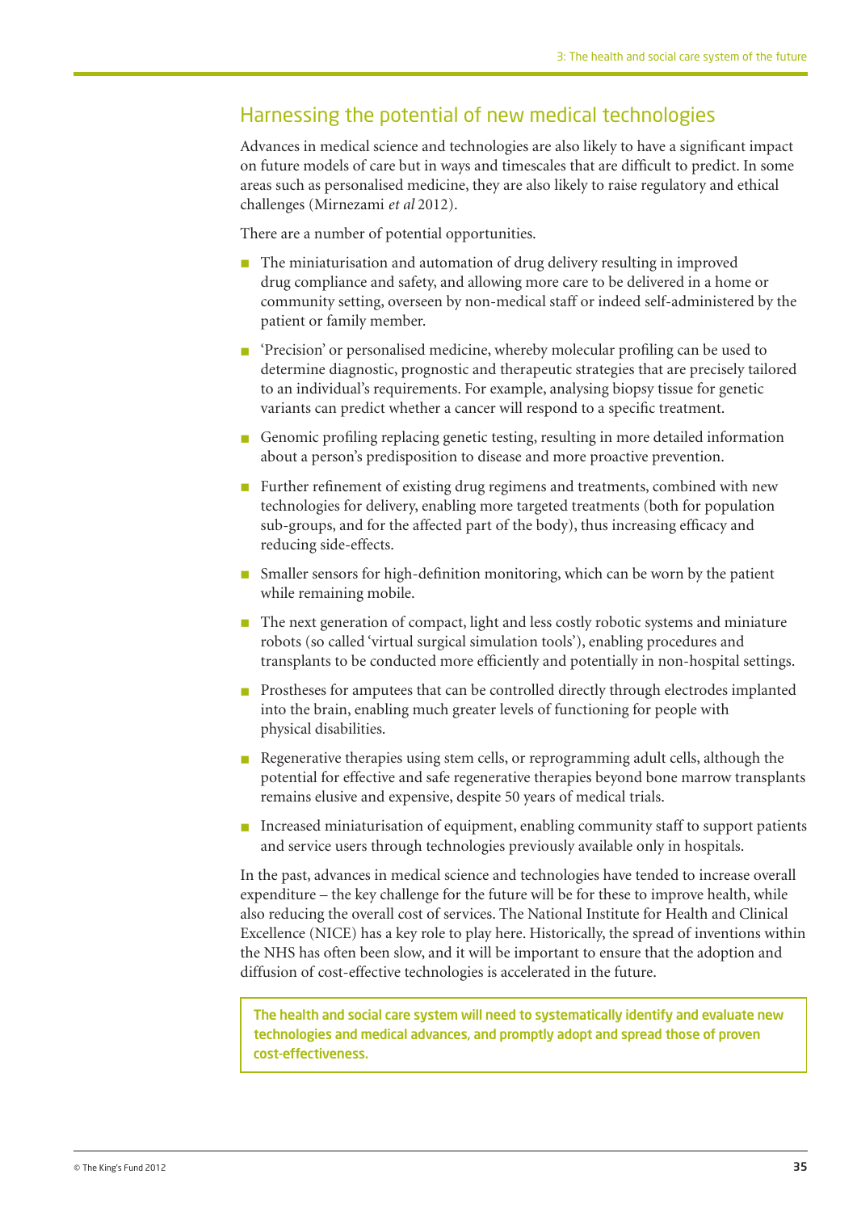## Harnessing the potential of new medical technologies

Advances in medical science and technologies are also likely to have a significant impact on future models of care but in ways and timescales that are difficult to predict. In some areas such as personalised medicine, they are also likely to raise regulatory and ethical challenges (Mirnezami *et al* 2012).

There are a number of potential opportunities.

- The miniaturisation and automation of drug delivery resulting in improved drug compliance and safety, and allowing more care to be delivered in a home or community setting, overseen by non-medical staff or indeed self-administered by the patient or family member.
- 'Precision' or personalised medicine, whereby molecular profiling can be used to determine diagnostic, prognostic and therapeutic strategies that are precisely tailored to an individual's requirements. For example, analysing biopsy tissue for genetic variants can predict whether a cancer will respond to a specific treatment.
- Genomic profiling replacing genetic testing, resulting in more detailed information about a person's predisposition to disease and more proactive prevention.
- Further refinement of existing drug regimens and treatments, combined with new technologies for delivery, enabling more targeted treatments (both for population sub-groups, and for the affected part of the body), thus increasing efficacy and reducing side-effects.
- Smaller sensors for high-definition monitoring, which can be worn by the patient while remaining mobile.
- The next generation of compact, light and less costly robotic systems and miniature robots (so called 'virtual surgical simulation tools'), enabling procedures and transplants to be conducted more efficiently and potentially in non-hospital settings.
- Prostheses for amputees that can be controlled directly through electrodes implanted into the brain, enabling much greater levels of functioning for people with physical disabilities.
- Regenerative therapies using stem cells, or reprogramming adult cells, although the potential for effective and safe regenerative therapies beyond bone marrow transplants remains elusive and expensive, despite 50 years of medical trials.
- Increased miniaturisation of equipment, enabling community staff to support patients and service users through technologies previously available only in hospitals.

In the past, advances in medical science and technologies have tended to increase overall expenditure – the key challenge for the future will be for these to improve health, while also reducing the overall cost of services. The National Institute for Health and Clinical Excellence (NICE) has a key role to play here. Historically, the spread of inventions within the NHS has often been slow, and it will be important to ensure that the adoption and diffusion of cost-effective technologies is accelerated in the future.

**The health and social care system will need to systematically identify and evaluate new technologies and medical advances, and promptly adopt and spread those of proven cost-effectiveness.**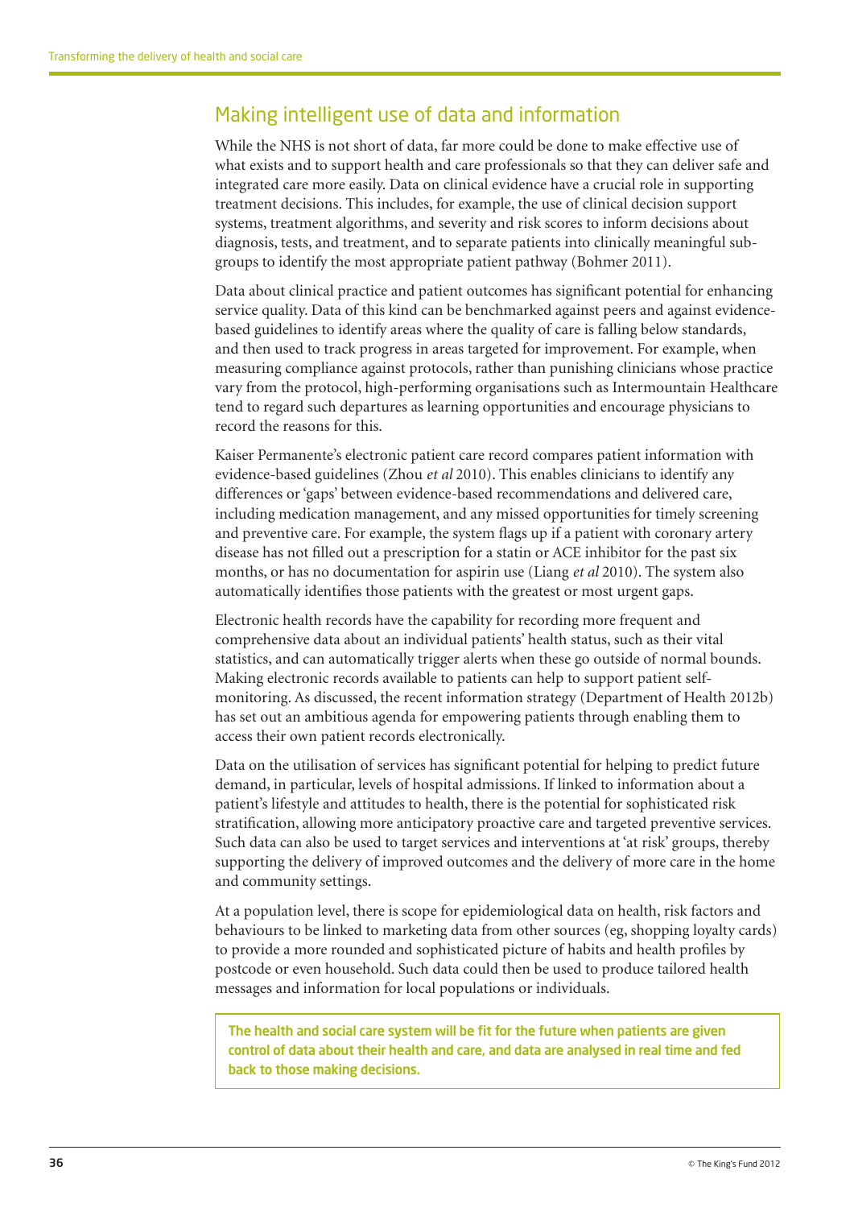## Making intelligent use of data and information

While the NHS is not short of data, far more could be done to make effective use of what exists and to support health and care professionals so that they can deliver safe and integrated care more easily. Data on clinical evidence have a crucial role in supporting treatment decisions. This includes, for example, the use of clinical decision support systems, treatment algorithms, and severity and risk scores to inform decisions about diagnosis, tests, and treatment, and to separate patients into clinically meaningful sub-groups to identify the most appropriate patient pathway (Bohmer 2011).

Data about clinical practice and patient outcomes has significant potential for enhancing service quality. Data of this kind can be benchmarked against peers and against evidence-based guidelines to identify areas where the quality of care is falling below standards, and then used to track progress in areas targeted for improvement. For example, when measuring compliance against protocols, rather than punishing clinicians whose practice vary from the protocol, high-performing organisations such as Intermountain Healthcare tend to regard such departures as learning opportunities and encourage physicians to record the reasons for this.

Kaiser Permanente's electronic patient care record compares patient information with evidence-based guidelines (Zhou *et al* 2010). This enables clinicians to identify any differences or 'gaps' between evidence-based recommendations and delivered care, including medication management, and any missed opportunities for timely screening and preventive care. For example, the system flags up if a patient with coronary artery disease has not filled out a prescription for a statin or ACE inhibitor for the past six months, or has no documentation for aspirin use (Liang *et al* 2010). The system also automatically identifies those patients with the greatest or most urgent gaps.

Electronic health records have the capability for recording more frequent and comprehensive data about an individual patients' health status, such as their vital statistics, and can automatically trigger alerts when these go outside of normal bounds. Making electronic records available to patients can help to support patient self-monitoring. As discussed, the recent information strategy (Department of Health 2012b) has set out an ambitious agenda for empowering patients through enabling them to access their own patient records electronically.

Data on the utilisation of services has significant potential for helping to predict future demand, in particular, levels of hospital admissions. If linked to information about a patient's lifestyle and attitudes to health, there is the potential for sophisticated risk stratification, allowing more anticipatory proactive care and targeted preventive services. Such data can also be used to target services and interventions at 'at risk' groups, thereby supporting the delivery of improved outcomes and the delivery of more care in the home and community settings.

At a population level, there is scope for epidemiological data on health, risk factors and behaviours to be linked to marketing data from other sources (eg, shopping loyalty cards) to provide a more rounded and sophisticated picture of habits and health profiles by postcode or even household. Such data could then be used to produce tailored health messages and information for local populations or individuals.

**The health and social care system will be fit for the future when patients are given control of data about their health and care, and data are analysed in real time and fed back to those making decisions.**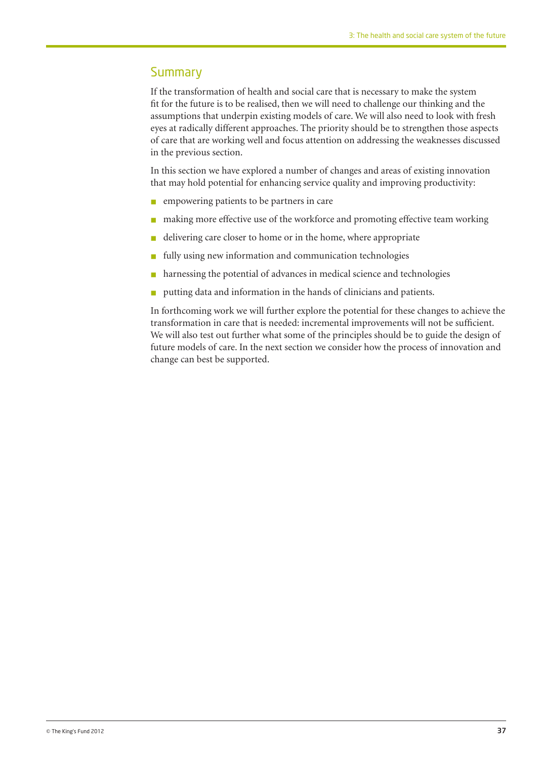## Summary

If the transformation of health and social care that is necessary to make the system fit for the future is to be realised, then we will need to challenge our thinking and the assumptions that underpin existing models of care. We will also need to look with fresh eyes at radically different approaches. The priority should be to strengthen those aspects of care that are working well and focus attention on addressing the weaknesses discussed in the previous section.

In this section we have explored a number of changes and areas of existing innovation that may hold potential for enhancing service quality and improving productivity:

- empowering patients to be partners in care
- making more effective use of the workforce and promoting effective team working
- delivering care closer to home or in the home, where appropriate
- fully using new information and communication technologies
- harnessing the potential of advances in medical science and technologies
- putting data and information in the hands of clinicians and patients.

In forthcoming work we will further explore the potential for these changes to achieve the transformation in care that is needed: incremental improvements will not be sufficient. We will also test out further what some of the principles should be to guide the design of future models of care. In the next section we consider how the process of innovation and change can best be supported.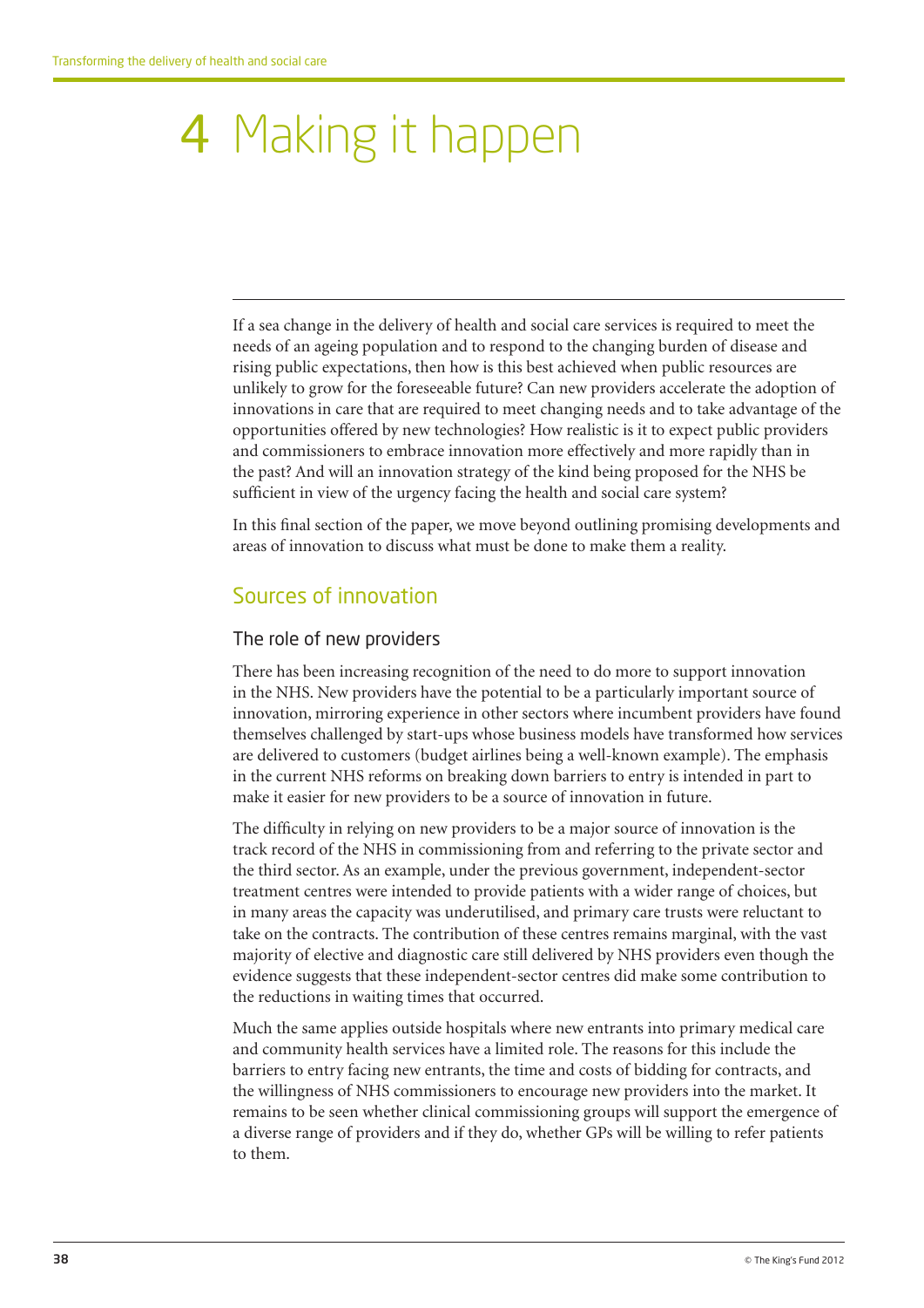# 4 Making it happen

If a sea change in the delivery of health and social care services is required to meet the needs of an ageing population and to respond to the changing burden of disease and rising public expectations, then how is this best achieved when public resources are unlikely to grow for the foreseeable future? Can new providers accelerate the adoption of innovations in care that are required to meet changing needs and to take advantage of the opportunities offered by new technologies? How realistic is it to expect public providers and commissioners to embrace innovation more effectively and more rapidly than in the past? And will an innovation strategy of the kind being proposed for the NHS be sufficient in view of the urgency facing the health and social care system?

In this final section of the paper, we move beyond outlining promising developments and areas of innovation to discuss what must be done to make them a reality.

## Sources of innovation

### The role of new providers

There has been increasing recognition of the need to do more to support innovation in the NHS. New providers have the potential to be a particularly important source of innovation, mirroring experience in other sectors where incumbent providers have found themselves challenged by start-ups whose business models have transformed how services are delivered to customers (budget airlines being a well-known example). The emphasis in the current NHS reforms on breaking down barriers to entry is intended in part to make it easier for new providers to be a source of innovation in future.

The difficulty in relying on new providers to be a major source of innovation is the track record of the NHS in commissioning from and referring to the private sector and the third sector. As an example, under the previous government, independent-sector treatment centres were intended to provide patients with a wider range of choices, but in many areas the capacity was underutilised, and primary care trusts were reluctant to take on the contracts. The contribution of these centres remains marginal, with the vast majority of elective and diagnostic care still delivered by NHS providers even though the evidence suggests that these independent-sector centres did make some contribution to the reductions in waiting times that occurred.

Much the same applies outside hospitals where new entrants into primary medical care and community health services have a limited role. The reasons for this include the barriers to entry facing new entrants, the time and costs of bidding for contracts, and the willingness of NHS commissioners to encourage new providers into the market. It remains to be seen whether clinical commissioning groups will support the emergence of a diverse range of providers and if they do, whether GPs will be willing to refer patients to them.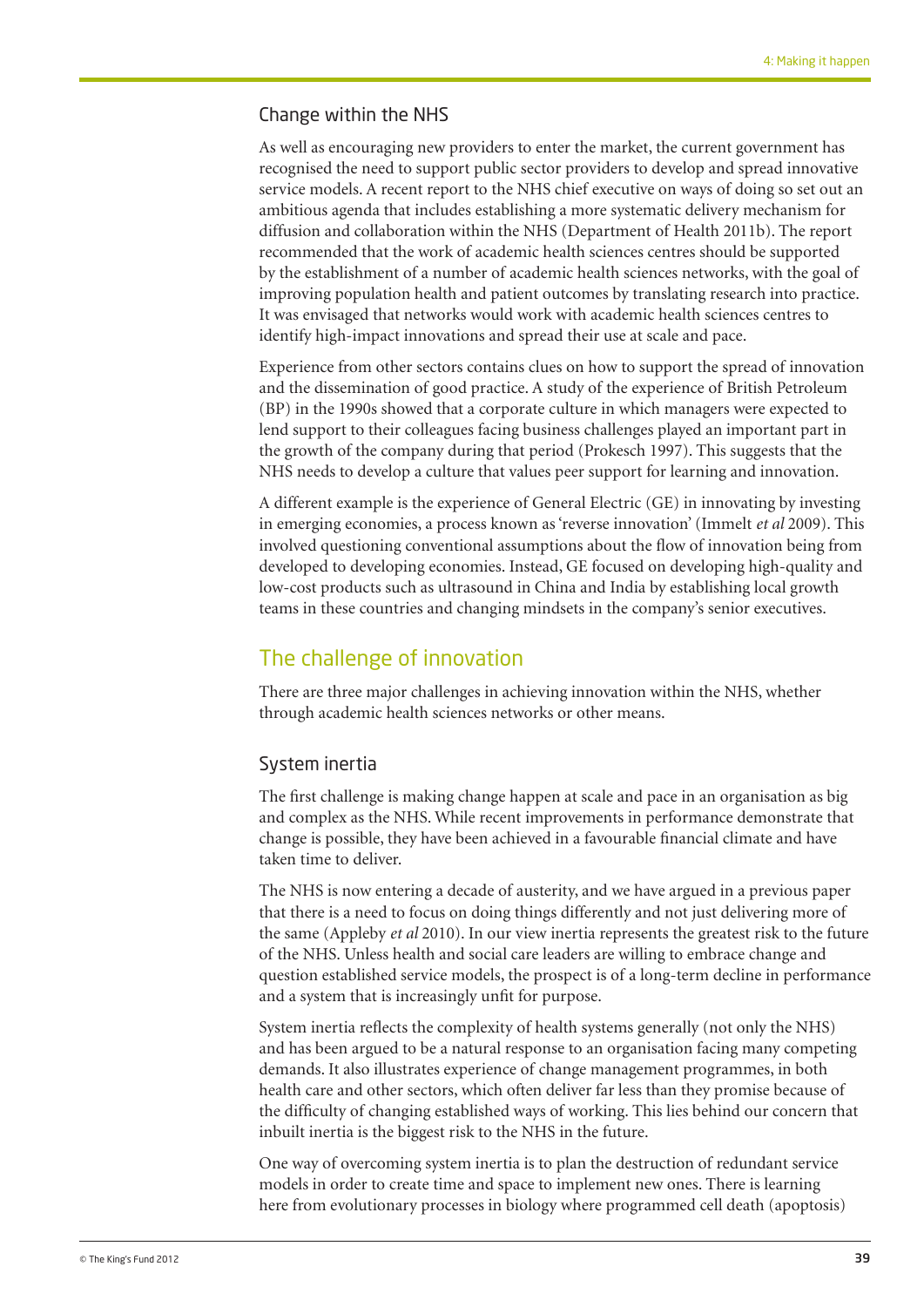### Change within the NHS

As well as encouraging new providers to enter the market, the current government has recognised the need to support public sector providers to develop and spread innovative service models. A recent report to the NHS chief executive on ways of doing so set out an ambitious agenda that includes establishing a more systematic delivery mechanism for diffusion and collaboration within the NHS (Department of Health 2011b). The report recommended that the work of academic health sciences centres should be supported by the establishment of a number of academic health sciences networks, with the goal of improving population health and patient outcomes by translating research into practice. It was envisaged that networks would work with academic health sciences centres to identify high-impact innovations and spread their use at scale and pace.

Experience from other sectors contains clues on how to support the spread of innovation and the dissemination of good practice. A study of the experience of British Petroleum (BP) in the 1990s showed that a corporate culture in which managers were expected to lend support to their colleagues facing business challenges played an important part in the growth of the company during that period (Prokesch 1997). This suggests that the NHS needs to develop a culture that values peer support for learning and innovation.

A different example is the experience of General Electric (GE) in innovating by investing in emerging economies, a process known as 'reverse innovation' (Immelt *et al* 2009). This involved questioning conventional assumptions about the flow of innovation being from developed to developing economies. Instead, GE focused on developing high-quality and low-cost products such as ultrasound in China and India by establishing local growth teams in these countries and changing mindsets in the company's senior executives.

## The challenge of innovation

There are three major challenges in achieving innovation within the NHS, whether through academic health sciences networks or other means.

### System inertia

The first challenge is making change happen at scale and pace in an organisation as big and complex as the NHS. While recent improvements in performance demonstrate that change is possible, they have been achieved in a favourable financial climate and have taken time to deliver.

The NHS is now entering a decade of austerity, and we have argued in a previous paper that there is a need to focus on doing things differently and not just delivering more of the same (Appleby *et al* 2010). In our view inertia represents the greatest risk to the future of the NHS. Unless health and social care leaders are willing to embrace change and question established service models, the prospect is of a long-term decline in performance and a system that is increasingly unfit for purpose.

System inertia reflects the complexity of health systems generally (not only the NHS) and has been argued to be a natural response to an organisation facing many competing demands. It also illustrates experience of change management programmes, in both health care and other sectors, which often deliver far less than they promise because of the difficulty of changing established ways of working. This lies behind our concern that inbuilt inertia is the biggest risk to the NHS in the future.

One way of overcoming system inertia is to plan the destruction of redundant service models in order to create time and space to implement new ones. There is learning here from evolutionary processes in biology where programmed cell death (apoptosis)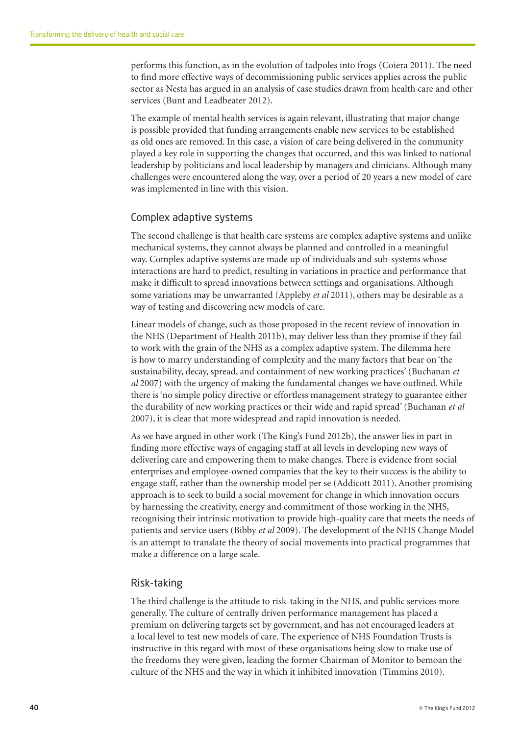performs this function, as in the evolution of tadpoles into frogs (Coiera 2011). The need to find more effective ways of decommissioning public services applies across the public sector as Nesta has argued in an analysis of case studies drawn from health care and other services (Bunt and Leadbeater 2012).

The example of mental health services is again relevant, illustrating that major change is possible provided that funding arrangements enable new services to be established as old ones are removed. In this case, a vision of care being delivered in the community played a key role in supporting the changes that occurred, and this was linked to national leadership by politicians and local leadership by managers and clinicians. Although many challenges were encountered along the way, over a period of 20 years a new model of care was implemented in line with this vision.

## Complex adaptive systems

The second challenge is that health care systems are complex adaptive systems and unlike mechanical systems, they cannot always be planned and controlled in a meaningful way. Complex adaptive systems are made up of individuals and sub-systems whose interactions are hard to predict, resulting in variations in practice and performance that make it difficult to spread innovations between settings and organisations. Although some variations may be unwarranted (Appleby *et al* 2011), others may be desirable as a way of testing and discovering new models of care.

Linear models of change, such as those proposed in the recent review of innovation in the NHS (Department of Health 2011b), may deliver less than they promise if they fail to work with the grain of the NHS as a complex adaptive system. The dilemma here is how to marry understanding of complexity and the many factors that bear on 'the sustainability, decay, spread, and containment of new working practices' (Buchanan *et al* 2007) with the urgency of making the fundamental changes we have outlined. While there is 'no simple policy directive or effortless management strategy to guarantee either the durability of new working practices or their wide and rapid spread' (Buchanan *et al* 2007), it is clear that more widespread and rapid innovation is needed.

As we have argued in other work (The King's Fund 2012b), the answer lies in part in finding more effective ways of engaging staff at all levels in developing new ways of delivering care and empowering them to make changes. There is evidence from social enterprises and employee-owned companies that the key to their success is the ability to engage staff, rather than the ownership model per se (Addicott 2011). Another promising approach is to seek to build a social movement for change in which innovation occurs by harnessing the creativity, energy and commitment of those working in the NHS, recognising their intrinsic motivation to provide high-quality care that meets the needs of patients and service users (Bibby *et al* 2009). The development of the NHS Change Model is an attempt to translate the theory of social movements into practical programmes that make a difference on a large scale.

## Risk-taking

The third challenge is the attitude to risk-taking in the NHS, and public services more generally. The culture of centrally driven performance management has placed a premium on delivering targets set by government, and has not encouraged leaders at a local level to test new models of care. The experience of NHS Foundation Trusts is instructive in this regard with most of these organisations being slow to make use of the freedoms they were given, leading the former Chairman of Monitor to bemoan the culture of the NHS and the way in which it inhibited innovation (Timmins 2010).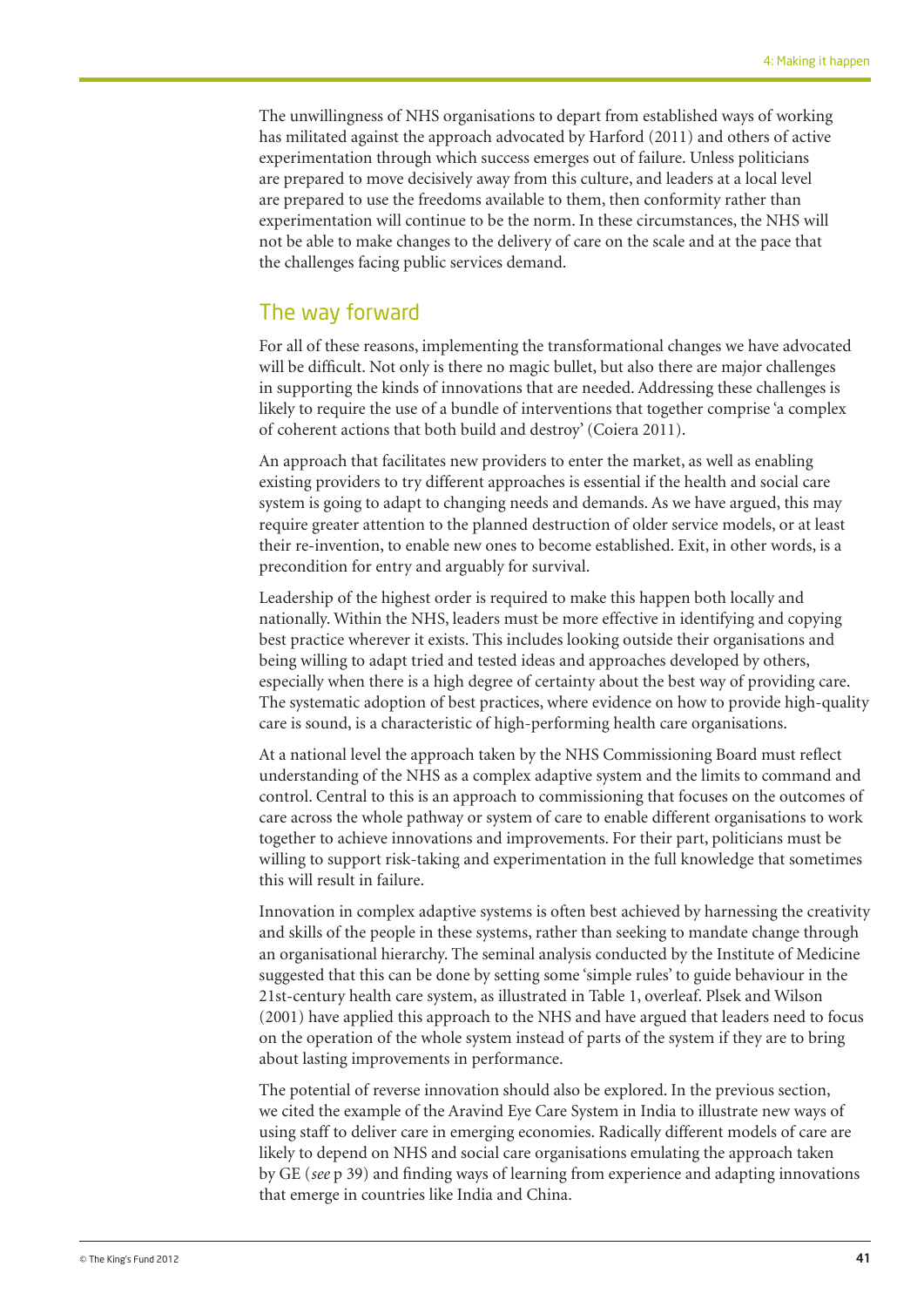The unwillingness of NHS organisations to depart from established ways of working has militated against the approach advocated by Harford (2011) and others of active experimentation through which success emerges out of failure. Unless politicians are prepared to move decisively away from this culture, and leaders at a local level are prepared to use the freedoms available to them, then conformity rather than experimentation will continue to be the norm. In these circumstances, the NHS will not be able to make changes to the delivery of care on the scale and at the pace that the challenges facing public services demand.

## The way forward

For all of these reasons, implementing the transformational changes we have advocated will be difficult. Not only is there no magic bullet, but also there are major challenges in supporting the kinds of innovations that are needed. Addressing these challenges is likely to require the use of a bundle of interventions that together comprise 'a complex of coherent actions that both build and destroy' (Coiera 2011).

An approach that facilitates new providers to enter the market, as well as enabling existing providers to try different approaches is essential if the health and social care system is going to adapt to changing needs and demands. As we have argued, this may require greater attention to the planned destruction of older service models, or at least their re-invention, to enable new ones to become established. Exit, in other words, is a precondition for entry and arguably for survival.

Leadership of the highest order is required to make this happen both locally and nationally. Within the NHS, leaders must be more effective in identifying and copying best practice wherever it exists. This includes looking outside their organisations and being willing to adapt tried and tested ideas and approaches developed by others, especially when there is a high degree of certainty about the best way of providing care. The systematic adoption of best practices, where evidence on how to provide high-quality care is sound, is a characteristic of high-performing health care organisations.

At a national level the approach taken by the NHS Commissioning Board must reflect understanding of the NHS as a complex adaptive system and the limits to command and control. Central to this is an approach to commissioning that focuses on the outcomes of care across the whole pathway or system of care to enable different organisations to work together to achieve innovations and improvements. For their part, politicians must be willing to support risk-taking and experimentation in the full knowledge that sometimes this will result in failure.

Innovation in complex adaptive systems is often best achieved by harnessing the creativity and skills of the people in these systems, rather than seeking to mandate change through an organisational hierarchy. The seminal analysis conducted by the Institute of Medicine suggested that this can be done by setting some 'simple rules' to guide behaviour in the 21st-century health care system, as illustrated in Table 1, overleaf. Plsek and Wilson (2001) have applied this approach to the NHS and have argued that leaders need to focus on the operation of the whole system instead of parts of the system if they are to bring about lasting improvements in performance.

The potential of reverse innovation should also be explored. In the previous section, we cited the example of the Aravind Eye Care System in India to illustrate new ways of using staff to deliver care in emerging economies. Radically different models of care are likely to depend on NHS and social care organisations emulating the approach taken by GE (*see* p 39) and finding ways of learning from experience and adapting innovations that emerge in countries like India and China.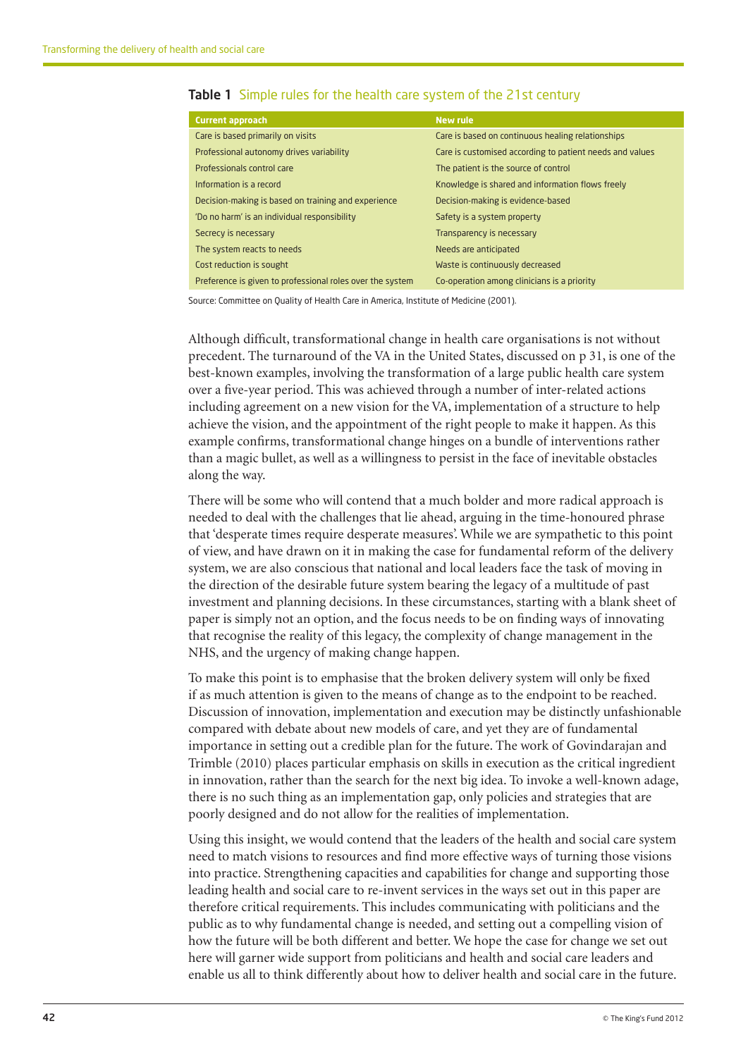**Table 1** Simple rules for the health care system of the 21st century

| Current approach | New rule |
|---|---|
| Care is based primarily on visits | Care is based on continuous healing relationships |
| Professional autonomy drives variability | Care is customised according to patient needs and values |
| Professionals control care | The patient is the source of control |
| Information is a record | Knowledge is shared and information flows freely |
| Decision-making is based on training and experience | Decision-making is evidence-based |
| 'Do no harm' is an individual responsibility | Safety is a system property |
| Secrecy is necessary | Transparency is necessary |
| The system reacts to needs | Needs are anticipated |
| Cost reduction is sought | Waste is continuously decreased |
| Preference is given to professional roles over the system | Co-operation among clinicians is a priority |

Source: Committee on Quality of Health Care in America, Institute of Medicine (2001).

Although difficult, transformational change in health care organisations is not without precedent. The turnaround of the VA in the United States, discussed on p 31, is one of the best-known examples, involving the transformation of a large public health care system over a five-year period. This was achieved through a number of inter-related actions including agreement on a new vision for the VA, implementation of a structure to help achieve the vision, and the appointment of the right people to make it happen. As this example confirms, transformational change hinges on a bundle of interventions rather than a magic bullet, as well as a willingness to persist in the face of inevitable obstacles along the way.

There will be some who will contend that a much bolder and more radical approach is needed to deal with the challenges that lie ahead, arguing in the time-honoured phrase that 'desperate times require desperate measures'. While we are sympathetic to this point of view, and have drawn on it in making the case for fundamental reform of the delivery system, we are also conscious that national and local leaders face the task of moving in the direction of the desirable future system bearing the legacy of a multitude of past investment and planning decisions. In these circumstances, starting with a blank sheet of paper is simply not an option, and the focus needs to be on finding ways of innovating that recognise the reality of this legacy, the complexity of change management in the NHS, and the urgency of making change happen.

To make this point is to emphasise that the broken delivery system will only be fixed if as much attention is given to the means of change as to the endpoint to be reached. Discussion of innovation, implementation and execution may be distinctly unfashionable compared with debate about new models of care, and yet they are of fundamental importance in setting out a credible plan for the future. The work of Govindarajan and Trimble (2010) places particular emphasis on skills in execution as the critical ingredient in innovation, rather than the search for the next big idea. To invoke a well-known adage, there is no such thing as an implementation gap, only policies and strategies that are poorly designed and do not allow for the realities of implementation.

Using this insight, we would contend that the leaders of the health and social care system need to match visions to resources and find more effective ways of turning those visions into practice. Strengthening capacities and capabilities for change and supporting those leading health and social care to re-invent services in the ways set out in this paper are therefore critical requirements. This includes communicating with politicians and the public as to why fundamental change is needed, and setting out a compelling vision of how the future will be both different and better. We hope the case for change we set out here will garner wide support from politicians and health and social care leaders and enable us all to think differently about how to deliver health and social care in the future.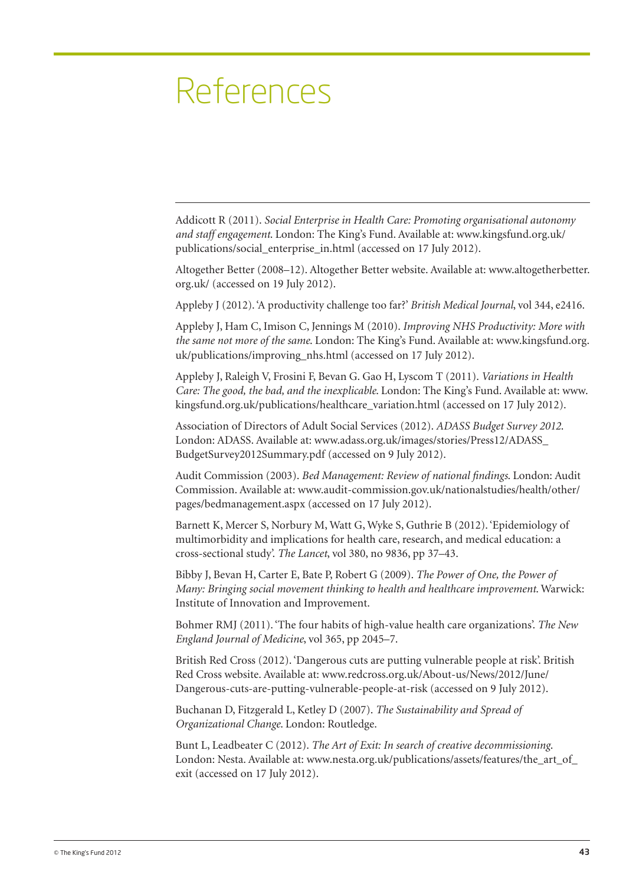# References

Addicott R (2011). *Social Enterprise in Health Care: Promoting organisational autonomy and staff engagement*. London: The King's Fund. Available at: www.kingsfund.org.uk/publications/social_enterprise_in.html (accessed on 17 July 2012).

Altogether Better (2008–12). Altogether Better website. Available at: www.altogetherbetter.org.uk/ (accessed on 19 July 2012).

Appleby J (2012). 'A productivity challenge too far?' *British Medical Journal*, vol 344, e2416.

Appleby J, Ham C, Imison C, Jennings M (2010). *Improving NHS Productivity: More with the same not more of the same*. London: The King's Fund. Available at: www.kingsfund.org.uk/publications/improving_nhs.html (accessed on 17 July 2012).

Appleby J, Raleigh V, Frosini F, Bevan G. Gao H, Lyscom T (2011). *Variations in Health Care: The good, the bad, and the inexplicable*. London: The King's Fund. Available at: www.kingsfund.org.uk/publications/healthcare_variation.html (accessed on 17 July 2012).

Association of Directors of Adult Social Services (2012). *ADASS Budget Survey 2012*. London: ADASS. Available at: www.adass.org.uk/images/stories/Press12/ADASS_BudgetSurvey2012Summary.pdf (accessed on 9 July 2012).

Audit Commission (2003). *Bed Management: Review of national findings*. London: Audit Commission. Available at: www.audit-commission.gov.uk/nationalstudies/health/other/pages/bedmanagement.aspx (accessed on 17 July 2012).

Barnett K, Mercer S, Norbury M, Watt G, Wyke S, Guthrie B (2012). 'Epidemiology of multimorbidity and implications for health care, research, and medical education: a cross-sectional study'. *The Lancet*, vol 380, no 9836, pp 37–43.

Bibby J, Bevan H, Carter E, Bate P, Robert G (2009). *The Power of One, the Power of Many: Bringing social movement thinking to health and healthcare improvement*. Warwick: Institute of Innovation and Improvement.

Bohmer RMJ (2011). 'The four habits of high-value health care organizations'. *The New England Journal of Medicine*, vol 365, pp 2045–7.

British Red Cross (2012). 'Dangerous cuts are putting vulnerable people at risk'. British Red Cross website. Available at: www.redcross.org.uk/About-us/News/2012/June/Dangerous-cuts-are-putting-vulnerable-people-at-risk (accessed on 9 July 2012).

Buchanan D, Fitzgerald L, Ketley D (2007). *The Sustainability and Spread of Organizational Change*. London: Routledge.

Bunt L, Leadbeater C (2012). *The Art of Exit: In search of creative decommissioning*. London: Nesta. Available at: www.nesta.org.uk/publications/assets/features/the_art_of_exit (accessed on 17 July 2012).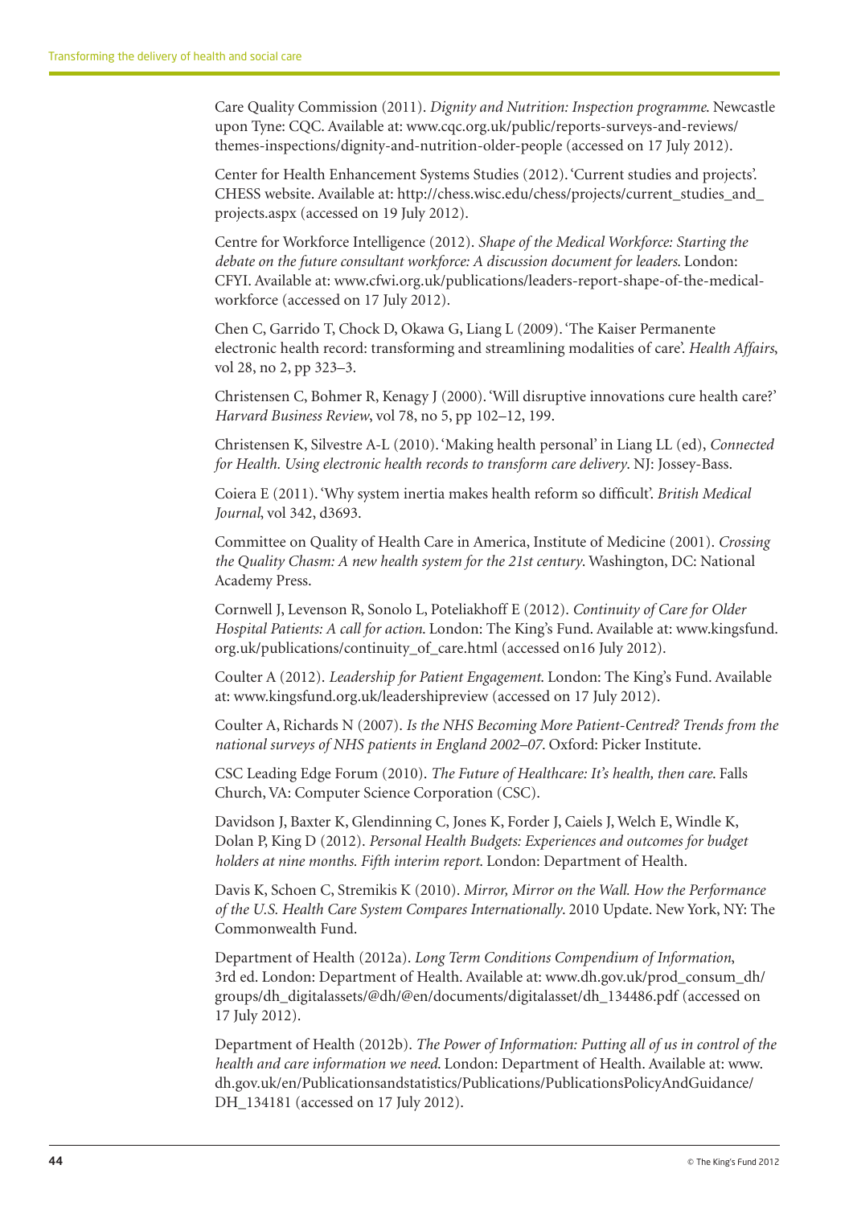Care Quality Commission (2011). *Dignity and Nutrition: Inspection programme*. Newcastle upon Tyne: CQC. Available at: www.cqc.org.uk/public/reports-surveys-and-reviews/themes-inspections/dignity-and-nutrition-older-people (accessed on 17 July 2012).

Center for Health Enhancement Systems Studies (2012). 'Current studies and projects'. CHESS website. Available at: http://chess.wisc.edu/chess/projects/current_studies_and_projects.aspx (accessed on 19 July 2012).

Centre for Workforce Intelligence (2012). *Shape of the Medical Workforce: Starting the debate on the future consultant workforce: A discussion document for leaders*. London: CFYI. Available at: www.cfwi.org.uk/publications/leaders-report-shape-of-the-medical-workforce (accessed on 17 July 2012).

Chen C, Garrido T, Chock D, Okawa G, Liang L (2009). 'The Kaiser Permanente electronic health record: transforming and streamlining modalities of care'. *Health Affairs*, vol 28, no 2, pp 323–3.

Christensen C, Bohmer R, Kenagy J (2000). 'Will disruptive innovations cure health care?' *Harvard Business Review*, vol 78, no 5, pp 102–12, 199.

Christensen K, Silvestre A-L (2010). 'Making health personal' in Liang LL (ed), *Connected for Health. Using electronic health records to transform care delivery*. NJ: Jossey-Bass.

Coiera E (2011). 'Why system inertia makes health reform so difficult'. *British Medical Journal*, vol 342, d3693.

Committee on Quality of Health Care in America, Institute of Medicine (2001). *Crossing the Quality Chasm: A new health system for the 21st century*. Washington, DC: National Academy Press.

Cornwell J, Levenson R, Sonolo L, Poteliakhoff E (2012). *Continuity of Care for Older Hospital Patients: A call for action*. London: The King's Fund. Available at: www.kingsfund.org.uk/publications/continuity_of_care.html (accessed on16 July 2012).

Coulter A (2012). *Leadership for Patient Engagement*. London: The King's Fund. Available at: www.kingsfund.org.uk/leadershipreview (accessed on 17 July 2012).

Coulter A, Richards N (2007). *Is the NHS Becoming More Patient-Centred? Trends from the national surveys of NHS patients in England 2002–07*. Oxford: Picker Institute.

CSC Leading Edge Forum (2010). *The Future of Healthcare: It's health, then care*. Falls Church, VA: Computer Science Corporation (CSC).

Davidson J, Baxter K, Glendinning C, Jones K, Forder J, Caiels J, Welch E, Windle K, Dolan P, King D (2012). *Personal Health Budgets: Experiences and outcomes for budget holders at nine months. Fifth interim report*. London: Department of Health.

Davis K, Schoen C, Stremikis K (2010). *Mirror, Mirror on the Wall. How the Performance of the U.S. Health Care System Compares Internationally*. 2010 Update. New York, NY: The Commonwealth Fund.

Department of Health (2012a). *Long Term Conditions Compendium of Information*, 3rd ed. London: Department of Health. Available at: www.dh.gov.uk/prod_consum_dh/groups/dh_digitalassets/@dh/@en/documents/digitalasset/dh_134486.pdf (accessed on 17 July 2012).

Department of Health (2012b). *The Power of Information: Putting all of us in control of the health and care information we need*. London: Department of Health. Available at: www.dh.gov.uk/en/Publicationsandstatistics/Publications/PublicationsPolicyAndGuidance/DH_134181 (accessed on 17 July 2012).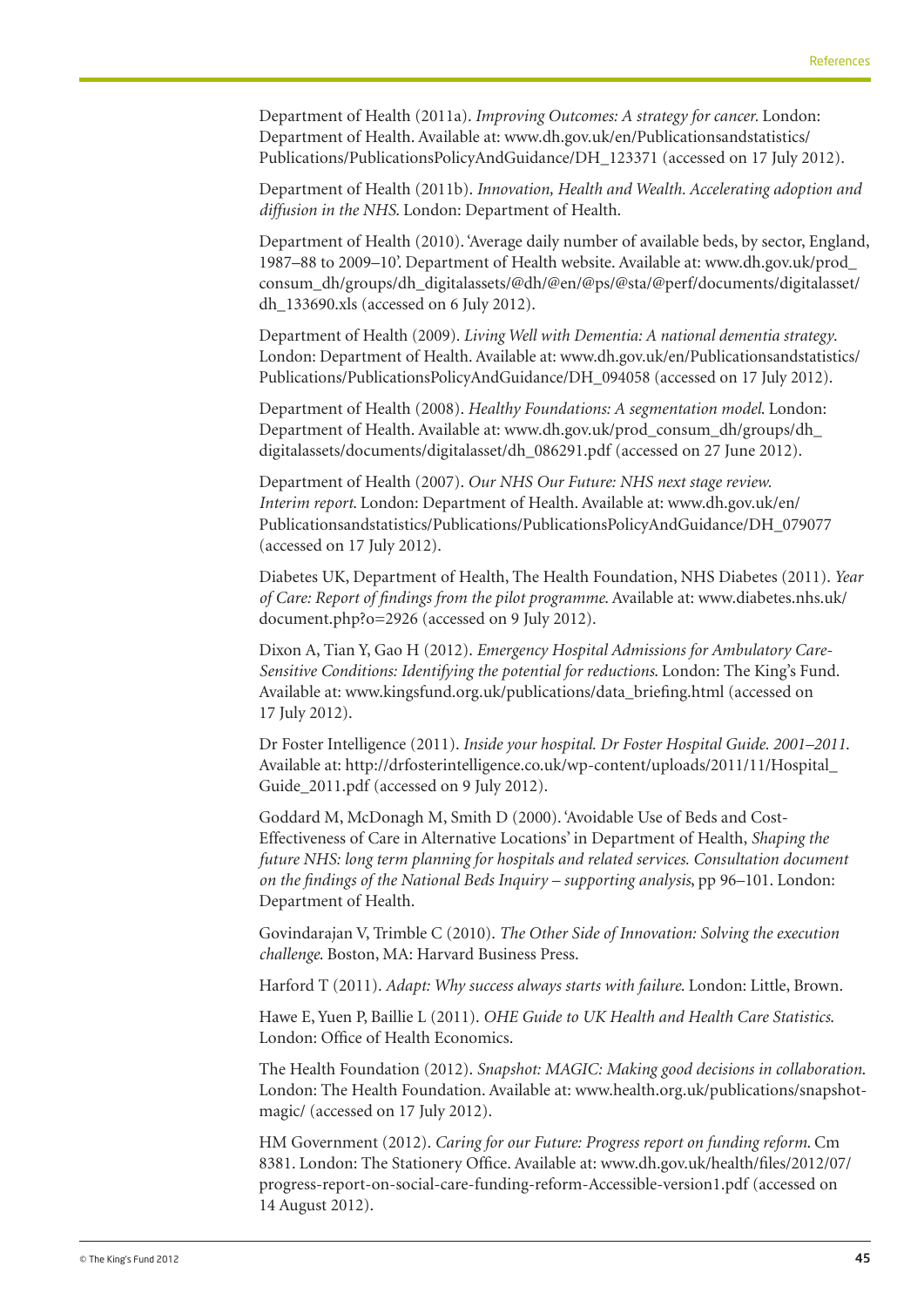Department of Health (2011a). *Improving Outcomes: A strategy for cancer*. London: Department of Health. Available at: www.dh.gov.uk/en/Publicationsandstatistics/Publications/PublicationsPolicyAndGuidance/DH_123371 (accessed on 17 July 2012).

Department of Health (2011b). *Innovation, Health and Wealth. Accelerating adoption and diffusion in the NHS*. London: Department of Health.

Department of Health (2010). 'Average daily number of available beds, by sector, England, 1987–88 to 2009–10'. Department of Health website. Available at: www.dh.gov.uk/prod_consum_dh/groups/dh_digitalassets/@dh/@en/@ps/@sta/@perf/documents/digitalasset/dh_133690.xls (accessed on 6 July 2012).

Department of Health (2009). *Living Well with Dementia: A national dementia strategy*. London: Department of Health. Available at: www.dh.gov.uk/en/Publicationsandstatistics/Publications/PublicationsPolicyAndGuidance/DH_094058 (accessed on 17 July 2012).

Department of Health (2008). *Healthy Foundations: A segmentation model*. London: Department of Health. Available at: www.dh.gov.uk/prod_consum_dh/groups/dh_digitalassets/documents/digitalasset/dh_086291.pdf (accessed on 27 June 2012).

Department of Health (2007). *Our NHS Our Future: NHS next stage review. Interim report*. London: Department of Health. Available at: www.dh.gov.uk/en/Publicationsandstatistics/Publications/PublicationsPolicyAndGuidance/DH_079077 (accessed on 17 July 2012).

Diabetes UK, Department of Health, The Health Foundation, NHS Diabetes (2011). *Year of Care: Report of findings from the pilot programme*. Available at: www.diabetes.nhs.uk/document.php?o=2926 (accessed on 9 July 2012).

Dixon A, Tian Y, Gao H (2012). *Emergency Hospital Admissions for Ambulatory Care-Sensitive Conditions: Identifying the potential for reductions*. London: The King's Fund. Available at: www.kingsfund.org.uk/publications/data_briefing.html (accessed on 17 July 2012).

Dr Foster Intelligence (2011). *Inside your hospital. Dr Foster Hospital Guide. 2001–2011*. Available at: http://drfosterintelligence.co.uk/wp-content/uploads/2011/11/Hospital_Guide_2011.pdf (accessed on 9 July 2012).

Goddard M, McDonagh M, Smith D (2000). 'Avoidable Use of Beds and Cost-Effectiveness of Care in Alternative Locations' in Department of Health, *Shaping the future NHS: long term planning for hospitals and related services. Consultation document on the findings of the National Beds Inquiry – supporting analysis*, pp 96–101. London: Department of Health.

Govindarajan V, Trimble C (2010). *The Other Side of Innovation: Solving the execution challenge*. Boston, MA: Harvard Business Press.

Harford T (2011). *Adapt: Why success always starts with failure*. London: Little, Brown.

Hawe E, Yuen P, Baillie L (2011). *OHE Guide to UK Health and Health Care Statistics*. London: Office of Health Economics.

The Health Foundation (2012). *Snapshot: MAGIC: Making good decisions in collaboration*. London: The Health Foundation. Available at: www.health.org.uk/publications/snapshot-magic/ (accessed on 17 July 2012).

HM Government (2012). *Caring for our Future: Progress report on funding reform*. Cm 8381. London: The Stationery Office. Available at: www.dh.gov.uk/health/files/2012/07/progress-report-on-social-care-funding-reform-Accessible-version1.pdf (accessed on 14 August 2012).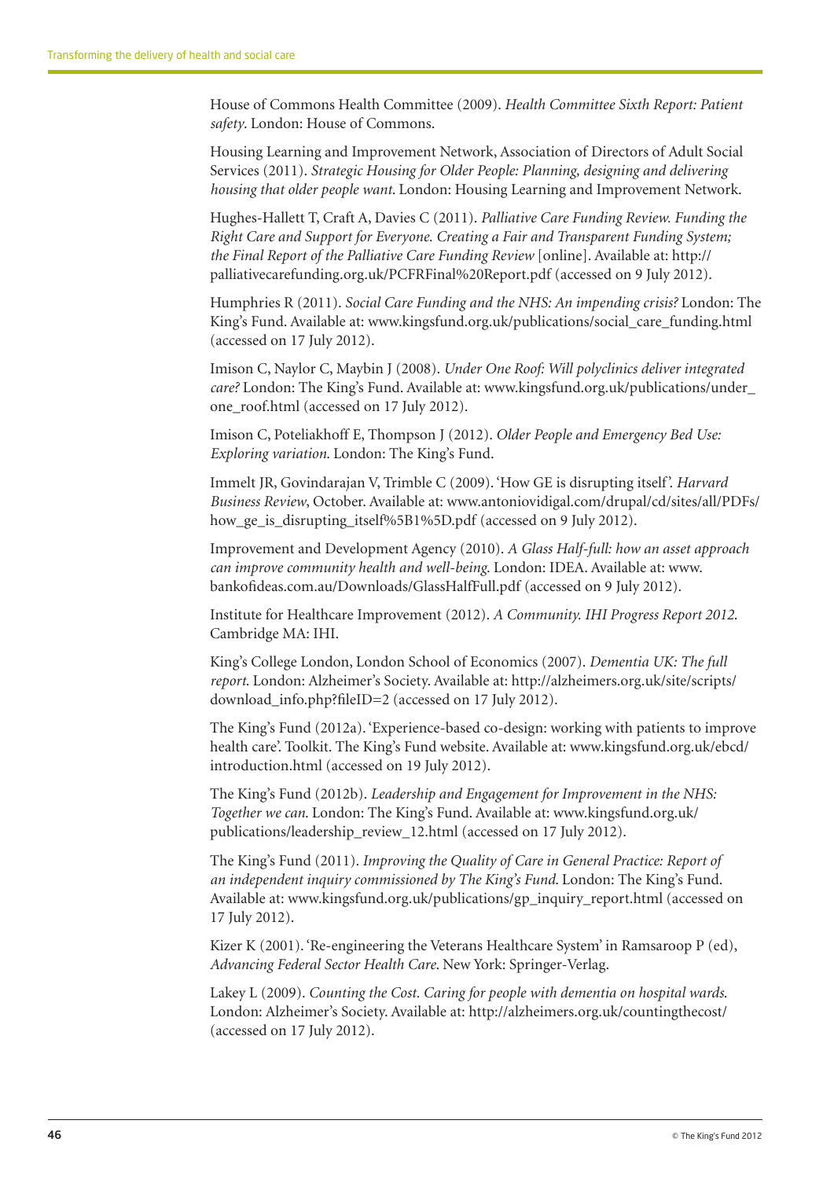House of Commons Health Committee (2009). *Health Committee Sixth Report: Patient safety*. London: House of Commons.

Housing Learning and Improvement Network, Association of Directors of Adult Social Services (2011). *Strategic Housing for Older People: Planning, designing and delivering housing that older people want*. London: Housing Learning and Improvement Network.

Hughes-Hallett T, Craft A, Davies C (2011). *Palliative Care Funding Review. Funding the Right Care and Support for Everyone. Creating a Fair and Transparent Funding System; the Final Report of the Palliative Care Funding Review* [online]. Available at: http://palliativecarefunding.org.uk/PCFRFinal%20Report.pdf (accessed on 9 July 2012).

Humphries R (2011). *Social Care Funding and the NHS: An impending crisis?* London: The King's Fund. Available at: www.kingsfund.org.uk/publications/social_care_funding.html (accessed on 17 July 2012).

Imison C, Naylor C, Maybin J (2008). *Under One Roof: Will polyclinics deliver integrated care?* London: The King's Fund. Available at: www.kingsfund.org.uk/publications/under_one_roof.html (accessed on 17 July 2012).

Imison C, Poteliakhoff E, Thompson J (2012). *Older People and Emergency Bed Use: Exploring variation*. London: The King's Fund.

Immelt JR, Govindarajan V, Trimble C (2009). 'How GE is disrupting itself'. *Harvard Business Review*, October. Available at: www.antoniovidigal.com/drupal/cd/sites/all/PDFs/how_ge_is_disrupting_itself%5B1%5D.pdf (accessed on 9 July 2012).

Improvement and Development Agency (2010). *A Glass Half-full: how an asset approach can improve community health and well-being*. London: IDEA. Available at: www.bankofideas.com.au/Downloads/GlassHalfFull.pdf (accessed on 9 July 2012).

Institute for Healthcare Improvement (2012). *A Community. IHI Progress Report 2012*. Cambridge MA: IHI.

King's College London, London School of Economics (2007). *Dementia UK: The full report*. London: Alzheimer's Society. Available at: http://alzheimers.org.uk/site/scripts/download_info.php?fileID=2 (accessed on 17 July 2012).

The King's Fund (2012a). 'Experience-based co-design: working with patients to improve health care'. Toolkit. The King's Fund website. Available at: www.kingsfund.org.uk/ebcd/introduction.html (accessed on 19 July 2012).

The King's Fund (2012b). *Leadership and Engagement for Improvement in the NHS: Together we can*. London: The King's Fund. Available at: www.kingsfund.org.uk/publications/leadership_review_12.html (accessed on 17 July 2012).

The King's Fund (2011). *Improving the Quality of Care in General Practice: Report of an independent inquiry commissioned by The King's Fund*. London: The King's Fund. Available at: www.kingsfund.org.uk/publications/gp_inquiry_report.html (accessed on 17 July 2012).

Kizer K (2001). 'Re-engineering the Veterans Healthcare System' in Ramsaroop P (ed), *Advancing Federal Sector Health Care*. New York: Springer-Verlag.

Lakey L (2009). *Counting the Cost. Caring for people with dementia on hospital wards*. London: Alzheimer's Society. Available at: http://alzheimers.org.uk/countingthecost/ (accessed on 17 July 2012).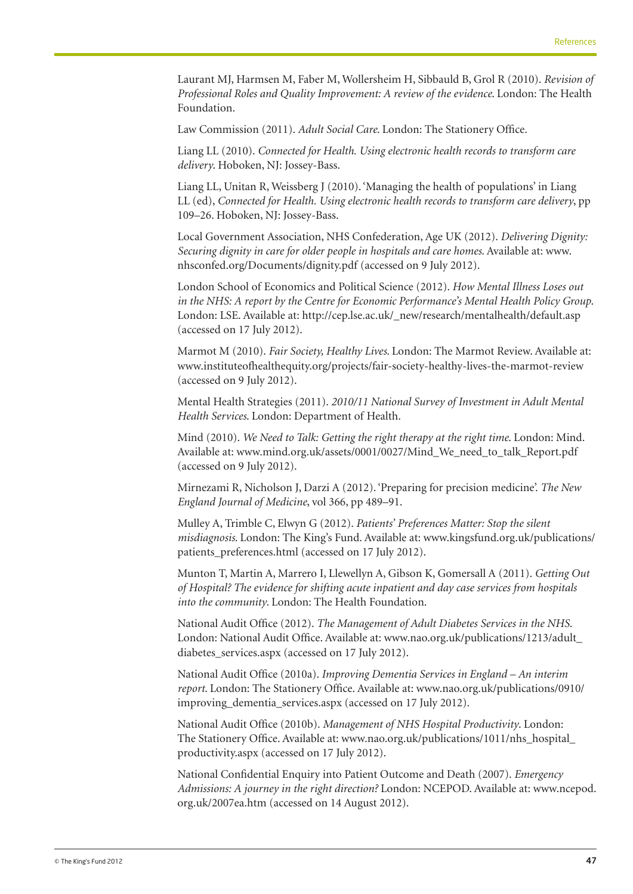Laurant MJ, Harmsen M, Faber M, Wollersheim H, Sibbauld B, Grol R (2010). *Revision of Professional Roles and Quality Improvement: A review of the evidence*. London: The Health Foundation.

Law Commission (2011). *Adult Social Care*. London: The Stationery Office.

Liang LL (2010). *Connected for Health. Using electronic health records to transform care delivery*. Hoboken, NJ: Jossey-Bass.

Liang LL, Unitan R, Weissberg J (2010). 'Managing the health of populations' in Liang LL (ed), *Connected for Health. Using electronic health records to transform care delivery*, pp 109–26. Hoboken, NJ: Jossey-Bass.

Local Government Association, NHS Confederation, Age UK (2012). *Delivering Dignity: Securing dignity in care for older people in hospitals and care homes*. Available at: www.nhsconfed.org/Documents/dignity.pdf (accessed on 9 July 2012).

London School of Economics and Political Science (2012). *How Mental Illness Loses out in the NHS: A report by the Centre for Economic Performance's Mental Health Policy Group*. London: LSE. Available at: http://cep.lse.ac.uk/_new/research/mentalhealth/default.asp (accessed on 17 July 2012).

Marmot M (2010). *Fair Society, Healthy Lives*. London: The Marmot Review. Available at: www.instituteofhealthequity.org/projects/fair-society-healthy-lives-the-marmot-review (accessed on 9 July 2012).

Mental Health Strategies (2011). *2010/11 National Survey of Investment in Adult Mental Health Services*. London: Department of Health.

Mind (2010). *We Need to Talk: Getting the right therapy at the right time*. London: Mind. Available at: www.mind.org.uk/assets/0001/0027/Mind_We_need_to_talk_Report.pdf (accessed on 9 July 2012).

Mirnezami R, Nicholson J, Darzi A (2012). 'Preparing for precision medicine'. *The New England Journal of Medicine*, vol 366, pp 489–91.

Mulley A, Trimble C, Elwyn G (2012). *Patients' Preferences Matter: Stop the silent misdiagnosis*. London: The King's Fund. Available at: www.kingsfund.org.uk/publications/patients_preferences.html (accessed on 17 July 2012).

Munton T, Martin A, Marrero I, Llewellyn A, Gibson K, Gomersall A (2011). *Getting Out of Hospital? The evidence for shifting acute inpatient and day case services from hospitals into the community*. London: The Health Foundation.

National Audit Office (2012). *The Management of Adult Diabetes Services in the NHS*. London: National Audit Office. Available at: www.nao.org.uk/publications/1213/adult_diabetes_services.aspx (accessed on 17 July 2012).

National Audit Office (2010a). *Improving Dementia Services in England – An interim report*. London: The Stationery Office. Available at: www.nao.org.uk/publications/0910/improving_dementia_services.aspx (accessed on 17 July 2012).

National Audit Office (2010b). *Management of NHS Hospital Productivity*. London: The Stationery Office. Available at: www.nao.org.uk/publications/1011/nhs_hospital_productivity.aspx (accessed on 17 July 2012).

National Confidential Enquiry into Patient Outcome and Death (2007). *Emergency Admissions: A journey in the right direction?* London: NCEPOD. Available at: www.ncepod.org.uk/2007ea.htm (accessed on 14 August 2012).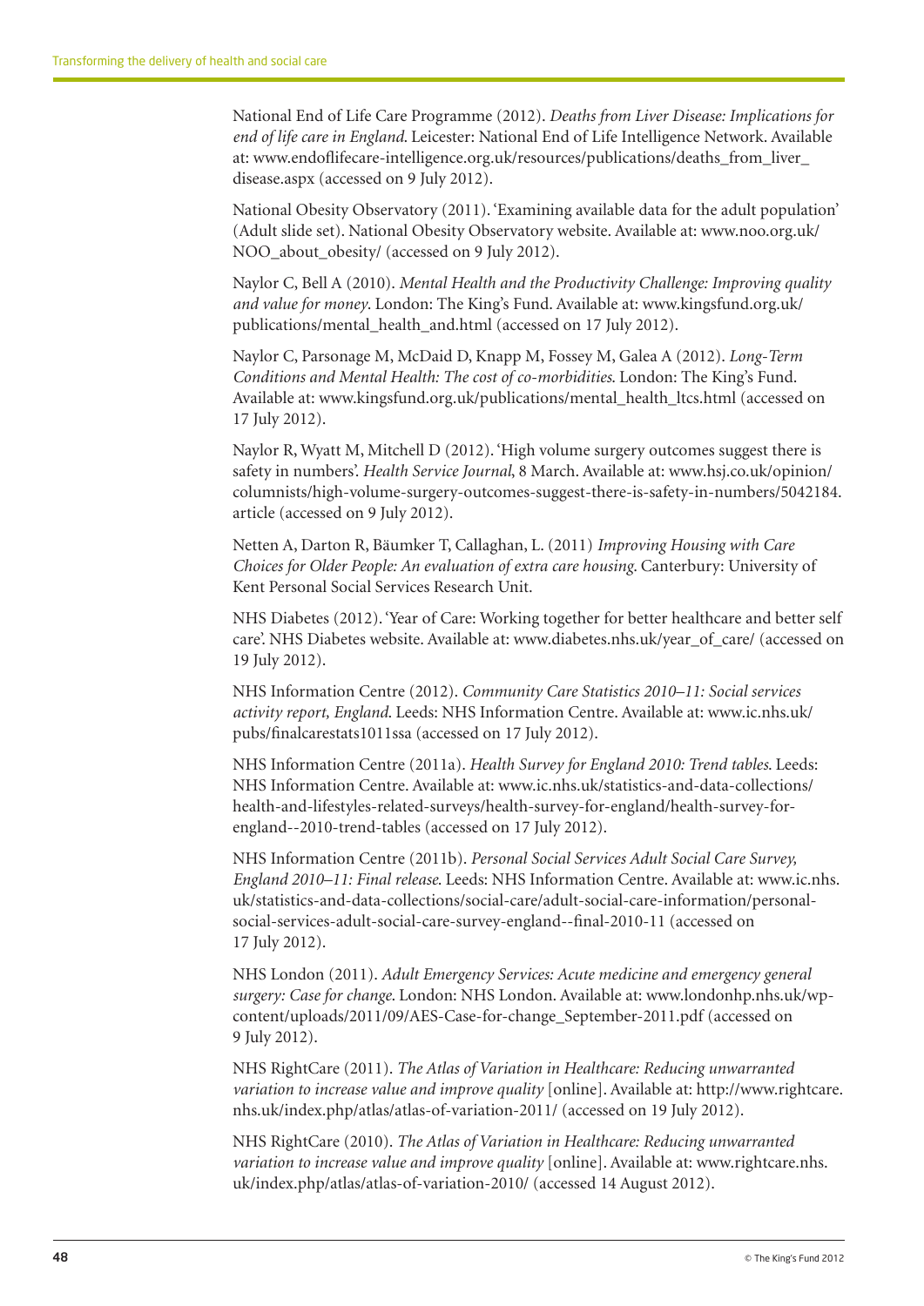National End of Life Care Programme (2012). *Deaths from Liver Disease: Implications for end of life care in England*. Leicester: National End of Life Intelligence Network. Available at: www.endoflifecare-intelligence.org.uk/resources/publications/deaths_from_liver_disease.aspx (accessed on 9 July 2012).

National Obesity Observatory (2011). 'Examining available data for the adult population' (Adult slide set). National Obesity Observatory website. Available at: www.noo.org.uk/NOO_about_obesity/ (accessed on 9 July 2012).

Naylor C, Bell A (2010). *Mental Health and the Productivity Challenge: Improving quality and value for money*. London: The King's Fund. Available at: www.kingsfund.org.uk/publications/mental_health_and.html (accessed on 17 July 2012).

Naylor C, Parsonage M, McDaid D, Knapp M, Fossey M, Galea A (2012). *Long-Term Conditions and Mental Health: The cost of co-morbidities*. London: The King's Fund. Available at: www.kingsfund.org.uk/publications/mental_health_ltcs.html (accessed on 17 July 2012).

Naylor R, Wyatt M, Mitchell D (2012). 'High volume surgery outcomes suggest there is safety in numbers'. *Health Service Journal*, 8 March. Available at: www.hsj.co.uk/opinion/columnists/high-volume-surgery-outcomes-suggest-there-is-safety-in-numbers/5042184.article (accessed on 9 July 2012).

Netten A, Darton R, Bäumker T, Callaghan, L. (2011) *Improving Housing with Care Choices for Older People: An evaluation of extra care housing*. Canterbury: University of Kent Personal Social Services Research Unit.

NHS Diabetes (2012). 'Year of Care: Working together for better healthcare and better self care'. NHS Diabetes website. Available at: www.diabetes.nhs.uk/year_of_care/ (accessed on 19 July 2012).

NHS Information Centre (2012). *Community Care Statistics 2010–11: Social services activity report, England*. Leeds: NHS Information Centre. Available at: www.ic.nhs.uk/pubs/finalcarestats1011ssa (accessed on 17 July 2012).

NHS Information Centre (2011a). *Health Survey for England 2010: Trend tables*. Leeds: NHS Information Centre. Available at: www.ic.nhs.uk/statistics-and-data-collections/health-and-lifestyles-related-surveys/health-survey-for-england/health-survey-for-england--2010-trend-tables (accessed on 17 July 2012).

NHS Information Centre (2011b). *Personal Social Services Adult Social Care Survey, England 2010–11: Final release*. Leeds: NHS Information Centre. Available at: www.ic.nhs.uk/statistics-and-data-collections/social-care/adult-social-care-information/personal-social-services-adult-social-care-survey-england--final-2010-11 (accessed on 17 July 2012).

NHS London (2011). *Adult Emergency Services: Acute medicine and emergency general surgery: Case for change*. London: NHS London. Available at: www.londonhp.nhs.uk/wp-content/uploads/2011/09/AES-Case-for-change_September-2011.pdf (accessed on 9 July 2012).

NHS RightCare (2011). *The Atlas of Variation in Healthcare: Reducing unwarranted variation to increase value and improve quality* [online]. Available at: http://www.rightcare.nhs.uk/index.php/atlas/atlas-of-variation-2011/ (accessed on 19 July 2012).

NHS RightCare (2010). *The Atlas of Variation in Healthcare: Reducing unwarranted variation to increase value and improve quality* [online]. Available at: www.rightcare.nhs.uk/index.php/atlas/atlas-of-variation-2010/ (accessed 14 August 2012).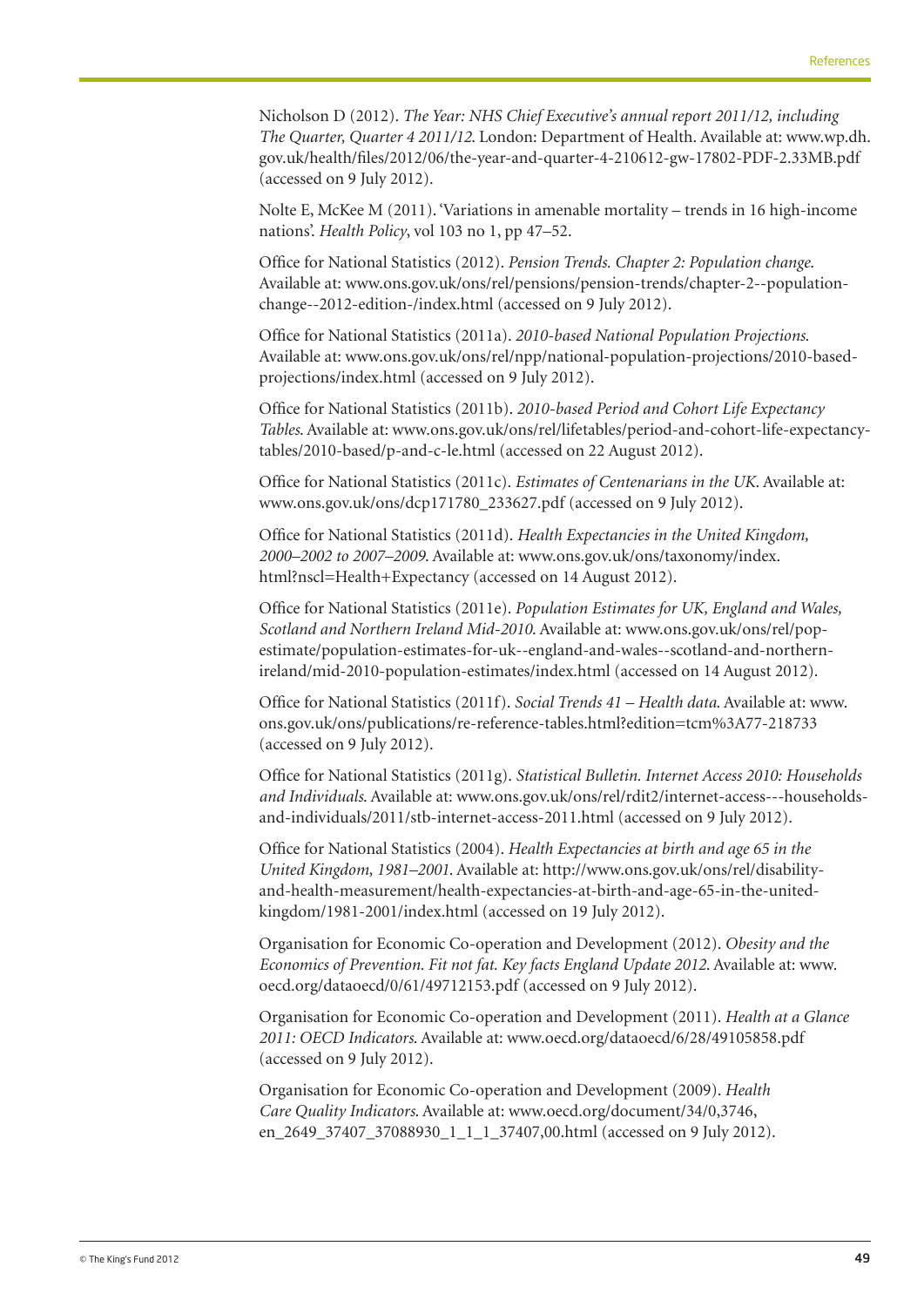Nicholson D (2012). *The Year: NHS Chief Executive's annual report 2011/12, including The Quarter, Quarter 4 2011/12*. London: Department of Health. Available at: www.wp.dh.gov.uk/health/files/2012/06/the-year-and-quarter-4-210612-gw-17802-PDF-2.33MB.pdf (accessed on 9 July 2012).

Nolte E, McKee M (2011). 'Variations in amenable mortality – trends in 16 high-income nations'. *Health Policy*, vol 103 no 1, pp 47–52.

Office for National Statistics (2012). *Pension Trends. Chapter 2: Population change*. Available at: www.ons.gov.uk/ons/rel/pensions/pension-trends/chapter-2--population-change--2012-edition-/index.html (accessed on 9 July 2012).

Office for National Statistics (2011a). *2010-based National Population Projections*. Available at: www.ons.gov.uk/ons/rel/npp/national-population-projections/2010-based-projections/index.html (accessed on 9 July 2012).

Office for National Statistics (2011b). *2010-based Period and Cohort Life Expectancy Tables*. Available at: www.ons.gov.uk/ons/rel/lifetables/period-and-cohort-life-expectancy-tables/2010-based/p-and-c-le.html (accessed on 22 August 2012).

Office for National Statistics (2011c). *Estimates of Centenarians in the UK*. Available at: www.ons.gov.uk/ons/dcp171780_233627.pdf (accessed on 9 July 2012).

Office for National Statistics (2011d). *Health Expectancies in the United Kingdom, 2000–2002 to 2007–2009*. Available at: www.ons.gov.uk/ons/taxonomy/index.html?nscl=Health+Expectancy (accessed on 14 August 2012).

Office for National Statistics (2011e). *Population Estimates for UK, England and Wales, Scotland and Northern Ireland Mid-2010*. Available at: www.ons.gov.uk/ons/rel/pop-estimate/population-estimates-for-uk--england-and-wales--scotland-and-northern-ireland/mid-2010-population-estimates/index.html (accessed on 14 August 2012).

Office for National Statistics (2011f). *Social Trends 41 – Health data*. Available at: www.ons.gov.uk/ons/publications/re-reference-tables.html?edition=tcm%3A77-218733 (accessed on 9 July 2012).

Office for National Statistics (2011g). *Statistical Bulletin. Internet Access 2010: Households and Individuals*. Available at: www.ons.gov.uk/ons/rel/rdit2/internet-access---households-and-individuals/2011/stb-internet-access-2011.html (accessed on 9 July 2012).

Office for National Statistics (2004). *Health Expectancies at birth and age 65 in the United Kingdom, 1981–2001*. Available at: http://www.ons.gov.uk/ons/rel/disability-and-health-measurement/health-expectancies-at-birth-and-age-65-in-the-united-kingdom/1981-2001/index.html (accessed on 19 July 2012).

Organisation for Economic Co-operation and Development (2012). *Obesity and the Economics of Prevention. Fit not fat. Key facts England Update 2012*. Available at: www.oecd.org/dataoecd/0/61/49712153.pdf (accessed on 9 July 2012).

Organisation for Economic Co-operation and Development (2011). *Health at a Glance 2011: OECD Indicators*. Available at: www.oecd.org/dataoecd/6/28/49105858.pdf (accessed on 9 July 2012).

Organisation for Economic Co-operation and Development (2009). *Health Care Quality Indicators*. Available at: www.oecd.org/document/34/0,3746,en_2649_37407_37088930_1_1_1_37407,00.html (accessed on 9 July 2012).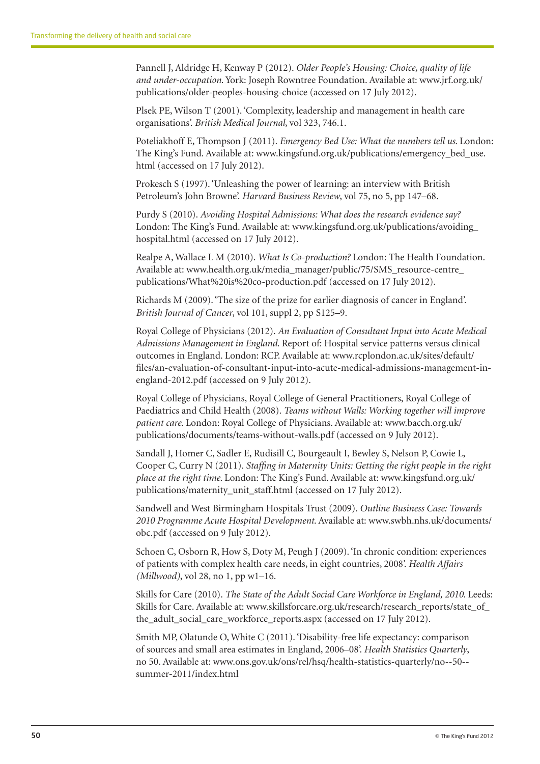Pannell J, Aldridge H, Kenway P (2012). *Older People's Housing: Choice, quality of life and under-occupation*. York: Joseph Rowntree Foundation. Available at: www.jrf.org.uk/publications/older-peoples-housing-choice (accessed on 17 July 2012).

Plsek PE, Wilson T (2001). 'Complexity, leadership and management in health care organisations'. *British Medical Journal*, vol 323, 746.1.

Poteliakhoff E, Thompson J (2011). *Emergency Bed Use: What the numbers tell us*. London: The King's Fund. Available at: www.kingsfund.org.uk/publications/emergency_bed_use.html (accessed on 17 July 2012).

Prokesch S (1997). 'Unleashing the power of learning: an interview with British Petroleum's John Browne'. *Harvard Business Review*, vol 75, no 5, pp 147–68.

Purdy S (2010). *Avoiding Hospital Admissions: What does the research evidence say?* London: The King's Fund. Available at: www.kingsfund.org.uk/publications/avoiding_hospital.html (accessed on 17 July 2012).

Realpe A, Wallace L M (2010). *What Is Co-production?* London: The Health Foundation. Available at: www.health.org.uk/media_manager/public/75/SMS_resource-centre_publications/What%20is%20co-production.pdf (accessed on 17 July 2012).

Richards M (2009). 'The size of the prize for earlier diagnosis of cancer in England'. *British Journal of Cancer*, vol 101, suppl 2, pp S125–9.

Royal College of Physicians (2012). *An Evaluation of Consultant Input into Acute Medical Admissions Management in England*. Report of: Hospital service patterns versus clinical outcomes in England. London: RCP. Available at: www.rcplondon.ac.uk/sites/default/files/an-evaluation-of-consultant-input-into-acute-medical-admissions-management-in-england-2012.pdf (accessed on 9 July 2012).

Royal College of Physicians, Royal College of General Practitioners, Royal College of Paediatrics and Child Health (2008). *Teams without Walls: Working together will improve patient care*. London: Royal College of Physicians. Available at: www.bacch.org.uk/publications/documents/teams-without-walls.pdf (accessed on 9 July 2012).

Sandall J, Homer C, Sadler E, Rudisill C, Bourgeault I, Bewley S, Nelson P, Cowie L, Cooper C, Curry N (2011). *Staffing in Maternity Units: Getting the right people in the right place at the right time*. London: The King's Fund. Available at: www.kingsfund.org.uk/publications/maternity_unit_staff.html (accessed on 17 July 2012).

Sandwell and West Birmingham Hospitals Trust (2009). *Outline Business Case: Towards 2010 Programme Acute Hospital Development*. Available at: www.swbh.nhs.uk/documents/obc.pdf (accessed on 9 July 2012).

Schoen C, Osborn R, How S, Doty M, Peugh J (2009). 'In chronic condition: experiences of patients with complex health care needs, in eight countries, 2008'. *Health Affairs (Millwood)*, vol 28, no 1, pp w1–16.

Skills for Care (2010). *The State of the Adult Social Care Workforce in England, 2010*. Leeds: Skills for Care. Available at: www.skillsforcare.org.uk/research/research_reports/state_of_the_adult_social_care_workforce_reports.aspx (accessed on 17 July 2012).

Smith MP, Olatunde O, White C (2011). 'Disability-free life expectancy: comparison of sources and small area estimates in England, 2006–08'. *Health Statistics Quarterly*, no 50. Available at: www.ons.gov.uk/ons/rel/hsq/health-statistics-quarterly/no--50--summer-2011/index.html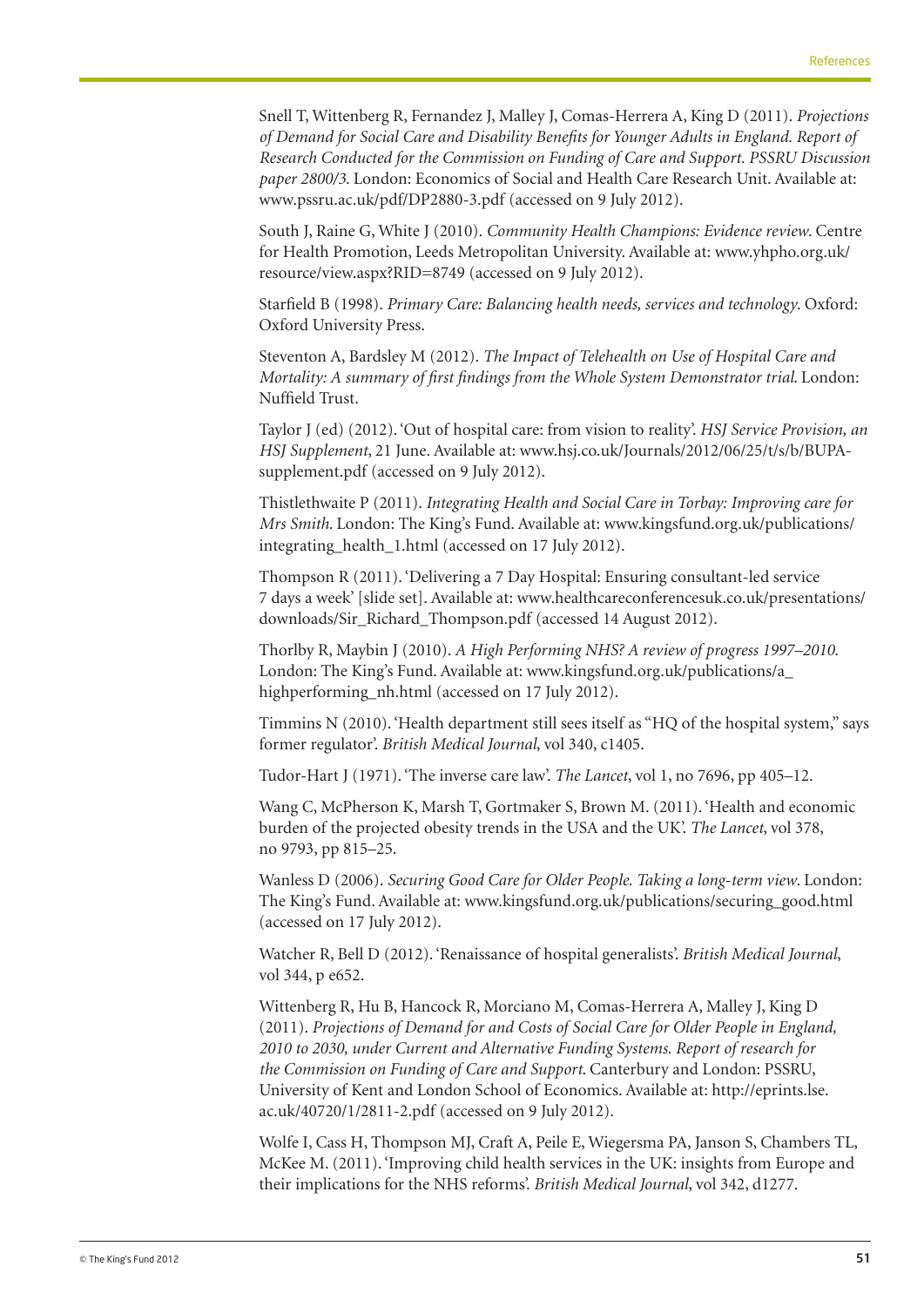Snell T, Wittenberg R, Fernandez J, Malley J, Comas-Herrera A, King D (2011). *Projections of Demand for Social Care and Disability Benefits for Younger Adults in England. Report of Research Conducted for the Commission on Funding of Care and Support. PSSRU Discussion paper 2800/3.* London: Economics of Social and Health Care Research Unit. Available at: www.pssru.ac.uk/pdf/DP2880-3.pdf (accessed on 9 July 2012).

South J, Raine G, White J (2010). *Community Health Champions: Evidence review*. Centre for Health Promotion, Leeds Metropolitan University. Available at: www.yhpho.org.uk/resource/view.aspx?RID=8749 (accessed on 9 July 2012).

Starfield B (1998). *Primary Care: Balancing health needs, services and technology*. Oxford: Oxford University Press.

Steventon A, Bardsley M (2012). *The Impact of Telehealth on Use of Hospital Care and Mortality: A summary of first findings from the Whole System Demonstrator trial*. London: Nuffield Trust.

Taylor J (ed) (2012). 'Out of hospital care: from vision to reality'. *HSJ Service Provision, an HSJ Supplement*, 21 June. Available at: www.hsj.co.uk/Journals/2012/06/25/t/s/b/BUPA-supplement.pdf (accessed on 9 July 2012).

Thistlethwaite P (2011). *Integrating Health and Social Care in Torbay: Improving care for Mrs Smith*. London: The King's Fund. Available at: www.kingsfund.org.uk/publications/integrating_health_1.html (accessed on 17 July 2012).

Thompson R (2011). 'Delivering a 7 Day Hospital: Ensuring consultant-led service 7 days a week' [slide set]. Available at: www.healthcareconferencesuk.co.uk/presentations/downloads/Sir_Richard_Thompson.pdf (accessed 14 August 2012).

Thorlby R, Maybin J (2010). *A High Performing NHS? A review of progress 1997–2010*. London: The King's Fund. Available at: www.kingsfund.org.uk/publications/a_highperforming_nh.html (accessed on 17 July 2012).

Timmins N (2010). 'Health department still sees itself as "HQ of the hospital system," says former regulator'. *British Medical Journal*, vol 340, c1405.

Tudor-Hart J (1971). 'The inverse care law'. *The Lancet*, vol 1, no 7696, pp 405–12.

Wang C, McPherson K, Marsh T, Gortmaker S, Brown M. (2011). 'Health and economic burden of the projected obesity trends in the USA and the UK'. *The Lancet*, vol 378, no 9793, pp 815–25.

Wanless D (2006). *Securing Good Care for Older People. Taking a long-term view*. London: The King's Fund. Available at: www.kingsfund.org.uk/publications/securing_good.html (accessed on 17 July 2012).

Watcher R, Bell D (2012). 'Renaissance of hospital generalists'. *British Medical Journal*, vol 344, p e652.

Wittenberg R, Hu B, Hancock R, Morciano M, Comas-Herrera A, Malley J, King D (2011). *Projections of Demand for and Costs of Social Care for Older People in England, 2010 to 2030, under Current and Alternative Funding Systems. Report of research for the Commission on Funding of Care and Support*. Canterbury and London: PSSRU, University of Kent and London School of Economics. Available at: http://eprints.lse.ac.uk/40720/1/2811-2.pdf (accessed on 9 July 2012).

Wolfe I, Cass H, Thompson MJ, Craft A, Peile E, Wiegersma PA, Janson S, Chambers TL, McKee M. (2011). 'Improving child health services in the UK: insights from Europe and their implications for the NHS reforms'. *British Medical Journal*, vol 342, d1277.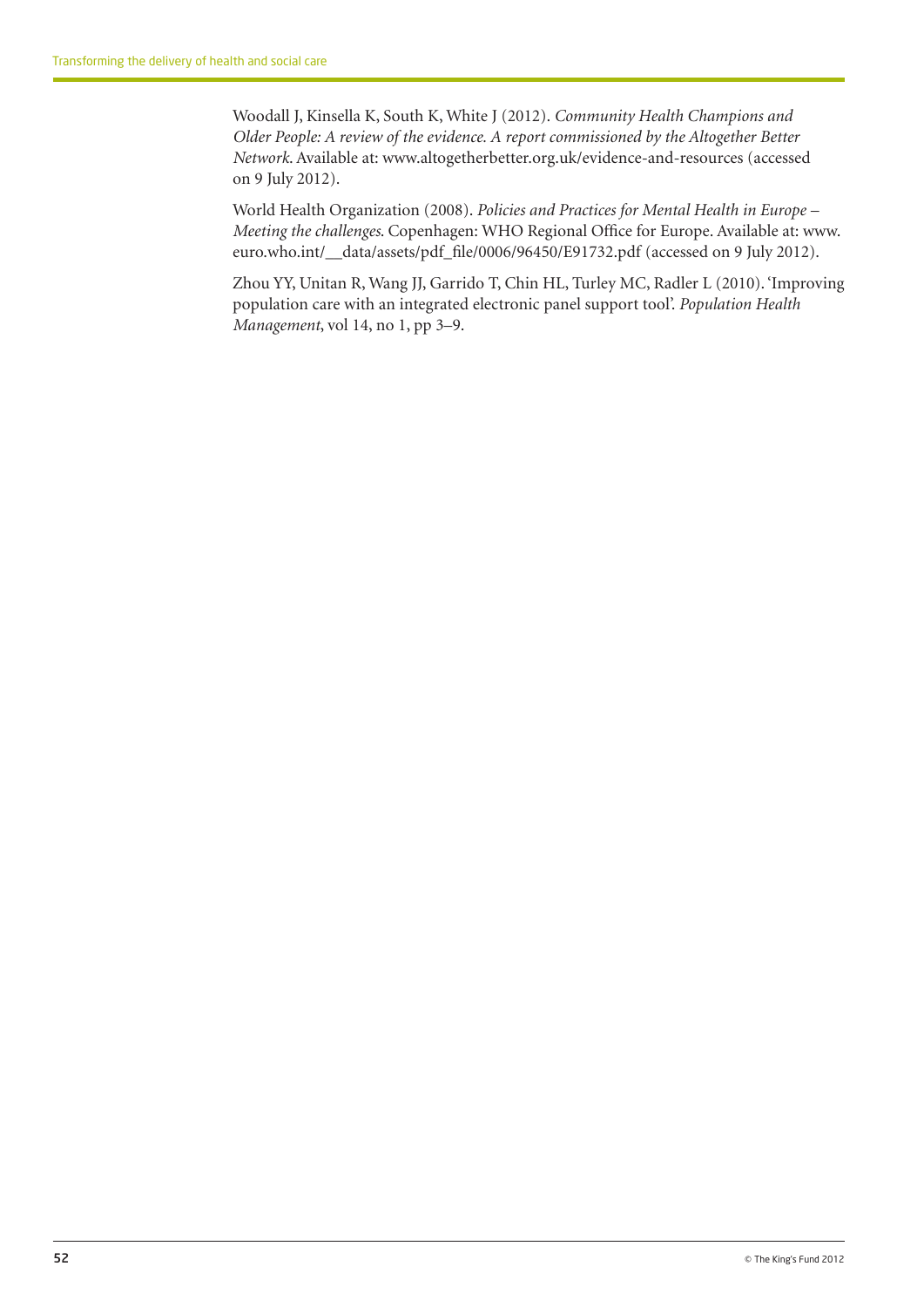Woodall J, Kinsella K, South K, White J (2012). *Community Health Champions and Older People: A review of the evidence. A report commissioned by the Altogether Better Network*. Available at: www.altogetherbetter.org.uk/evidence-and-resources (accessed on 9 July 2012).

World Health Organization (2008). *Policies and Practices for Mental Health in Europe – Meeting the challenges*. Copenhagen: WHO Regional Office for Europe. Available at: www.euro.who.int/__data/assets/pdf_file/0006/96450/E91732.pdf (accessed on 9 July 2012).

Zhou YY, Unitan R, Wang JJ, Garrido T, Chin HL, Turley MC, Radler L (2010). 'Improving population care with an integrated electronic panel support tool'. *Population Health Management*, vol 14, no 1, pp 3–9.